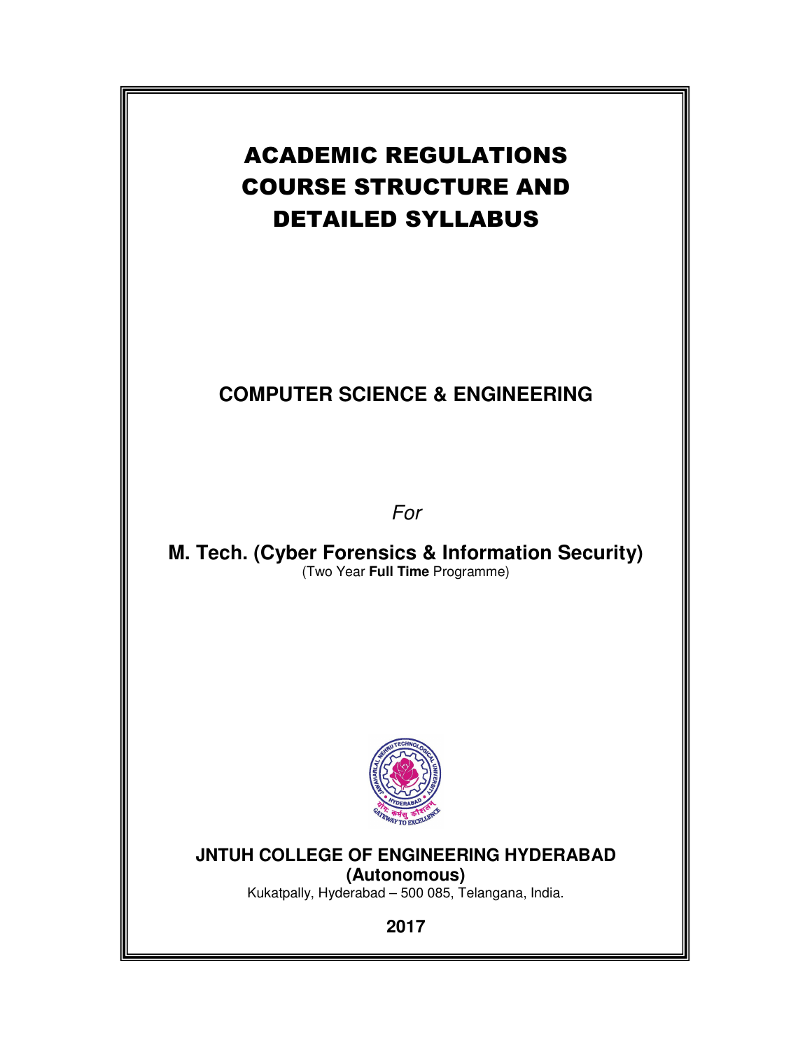# ACADEMIC REGULATIONS COURSE STRUCTURE AND DETAILED SYLLABUS

## COMPUTER SCIENCE & ENGINEERING

*For*

**M. Tech. (Cyber Forensics & Information Security)**
(Two Year **Full Time** Programme)

**JNTUH COLLEGE OF ENGINEERING HYDERABAD**
**(Autonomous)**
Kukatpally, Hyderabad – 500 085, Telangana, India.

**2017**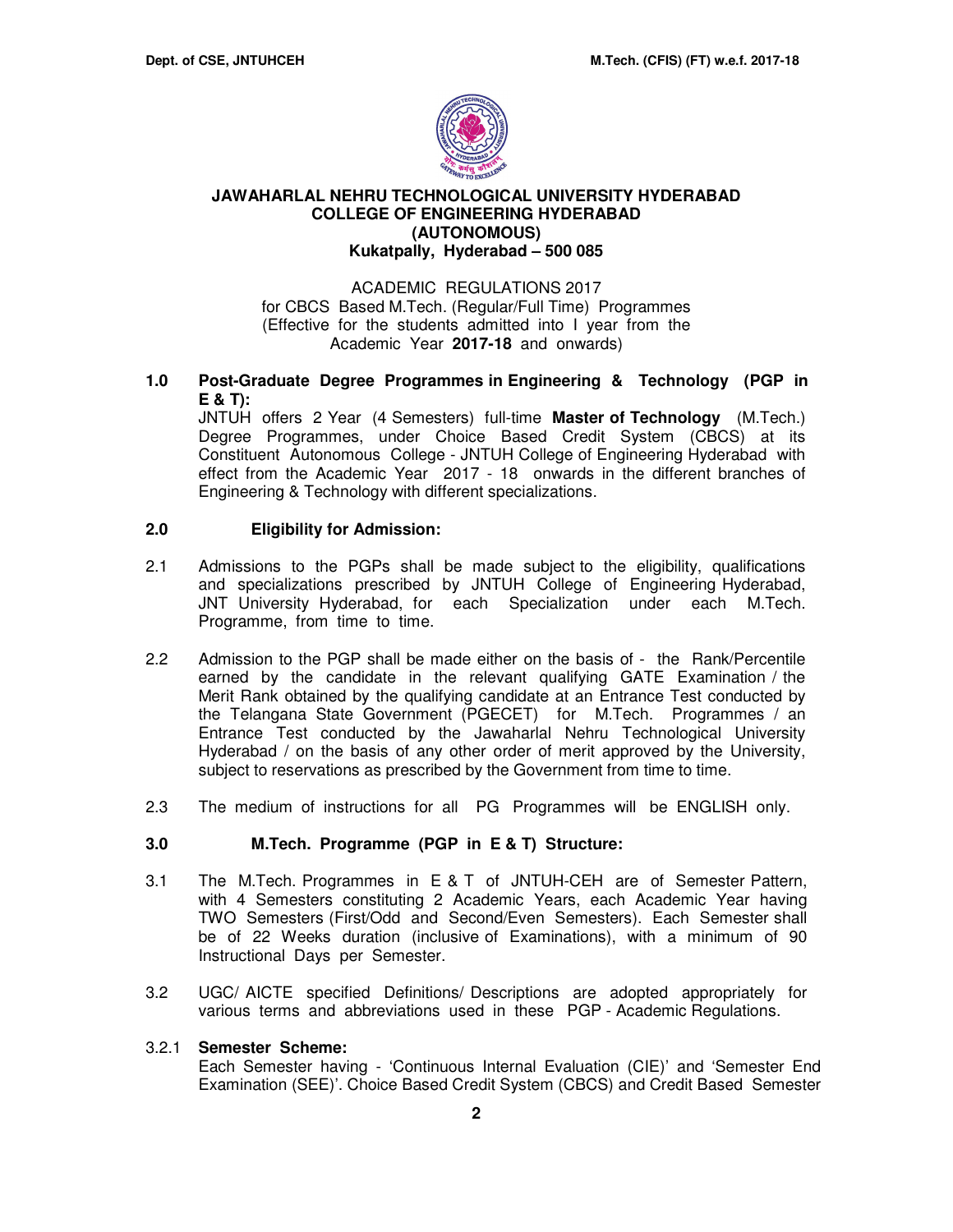# JAWAHARLAL NEHRU TECHNOLOGICAL UNIVERSITY HYDERABAD
## COLLEGE OF ENGINEERING HYDERABAD
## (AUTONOMOUS)
## Kukatpally, Hyderabad – 500 085

ACADEMIC REGULATIONS 2017
for CBCS Based M.Tech. (Regular/Full Time) Programmes
(Effective for the students admitted into I year from the Academic Year **2017-18** and onwards)

**1.0 Post-Graduate Degree Programmes in Engineering & Technology (PGP in E & T):**

JNTUH offers 2 Year (4 Semesters) full-time **Master of Technology** (M.Tech.) Degree Programmes, under Choice Based Credit System (CBCS) at its Constituent Autonomous College - JNTUH College of Engineering Hyderabad with effect from the Academic Year 2017 - 18 onwards in the different branches of Engineering & Technology with different specializations.

**2.0 Eligibility for Admission:**

2.1 Admissions to the PGPs shall be made subject to the eligibility, qualifications and specializations prescribed by JNTUH College of Engineering Hyderabad, JNT University Hyderabad, for each Specialization under each M.Tech. Programme, from time to time.

2.2 Admission to the PGP shall be made either on the basis of - the Rank/Percentile earned by the candidate in the relevant qualifying GATE Examination / the Merit Rank obtained by the qualifying candidate at an Entrance Test conducted by the Telangana State Government (PGECET) for M.Tech. Programmes / an Entrance Test conducted by the Jawaharlal Nehru Technological University Hyderabad / on the basis of any other order of merit approved by the University, subject to reservations as prescribed by the Government from time to time.

2.3 The medium of instructions for all PG Programmes will be ENGLISH only.

**3.0 M.Tech. Programme (PGP in E & T) Structure:**

3.1 The M.Tech. Programmes in E & T of JNTUH-CEH are of Semester Pattern, with 4 Semesters constituting 2 Academic Years, each Academic Year having TWO Semesters (First/Odd and Second/Even Semesters). Each Semester shall be of 22 Weeks duration (inclusive of Examinations), with a minimum of 90 Instructional Days per Semester.

3.2 UGC/ AICTE specified Definitions/ Descriptions are adopted appropriately for various terms and abbreviations used in these PGP - Academic Regulations.

3.2.1 **Semester Scheme:**

Each Semester having - 'Continuous Internal Evaluation (CIE)' and 'Semester End Examination (SEE)'. Choice Based Credit System (CBCS) and Credit Based Semester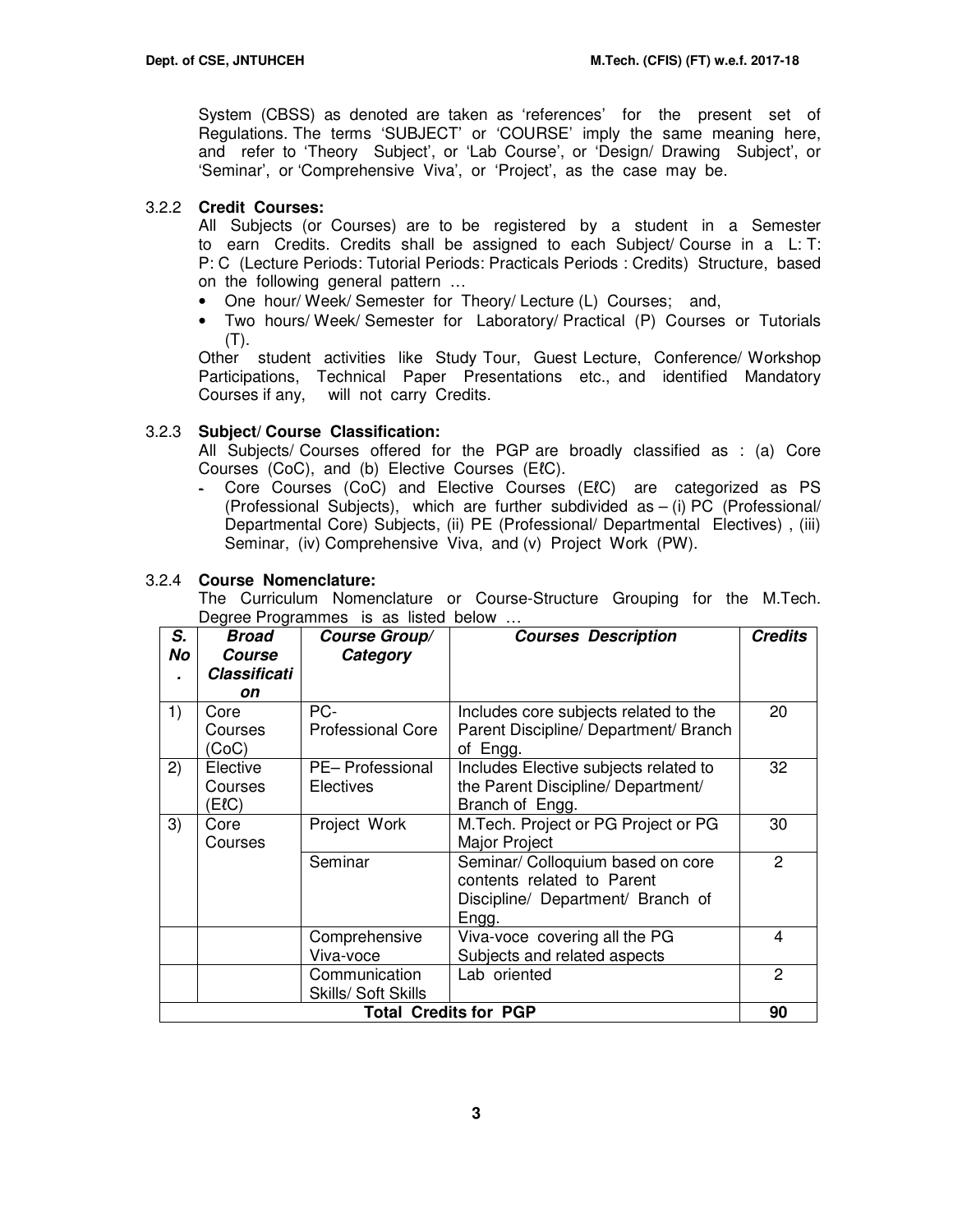System (CBSS) as denoted are taken as 'references' for the present set of Regulations. The terms 'SUBJECT' or 'COURSE' imply the same meaning here, and refer to 'Theory Subject', or 'Lab Course', or 'Design/ Drawing Subject', or 'Seminar', or 'Comprehensive Viva', or 'Project', as the case may be.

3.2.2 **Credit Courses:**

All Subjects (or Courses) are to be registered by a student in a Semester to earn Credits. Credits shall be assigned to each Subject/ Course in a L: T: P: C (Lecture Periods: Tutorial Periods: Practicals Periods : Credits) Structure, based on the following general pattern …

- One hour/ Week/ Semester for Theory/ Lecture (L) Courses; and,
- Two hours/ Week/ Semester for Laboratory/ Practical (P) Courses or Tutorials (T).

Other student activities like Study Tour, Guest Lecture, Conference/ Workshop Participations, Technical Paper Presentations etc., and identified Mandatory Courses if any, will not carry Credits.

3.2.3 **Subject/ Course Classification:**

All Subjects/ Courses offered for the PGP are broadly classified as : (a) Core Courses (CoC), and (b) Elective Courses (EℓC).

- Core Courses (CoC) and Elective Courses (EℓC) are categorized as PS (Professional Subjects), which are further subdivided as – (i) PC (Professional/ Departmental Core) Subjects, (ii) PE (Professional/ Departmental Electives) , (iii) Seminar, (iv) Comprehensive Viva, and (v) Project Work (PW).

3.2.4 **Course Nomenclature:**

The Curriculum Nomenclature or Course-Structure Grouping for the M.Tech. Degree Programmes is as listed below …

| *S. No.* | *Broad Course Classification* | *Course Group/ Category* | *Courses Description* | *Credits* |
|---|---|---|---|---|
| 1) | Core Courses (CoC) | PC- Professional Core | Includes core subjects related to the Parent Discipline/ Department/ Branch of Engg. | 20 |
| 2) | Elective Courses (EℓC) | PE– Professional Electives | Includes Elective subjects related to the Parent Discipline/ Department/ Branch of Engg. | 32 |
| 3) | Core Courses | Project Work | M.Tech. Project or PG Project or PG Major Project | 30 |
| | | Seminar | Seminar/ Colloquium based on core contents related to Parent Discipline/ Department/ Branch of Engg. | 2 |
| | | Comprehensive Viva-voce | Viva-voce covering all the PG Subjects and related aspects | 4 |
| | | Communication Skills/ Soft Skills | Lab oriented | 2 |
| **Total Credits for PGP** | | | | **90** |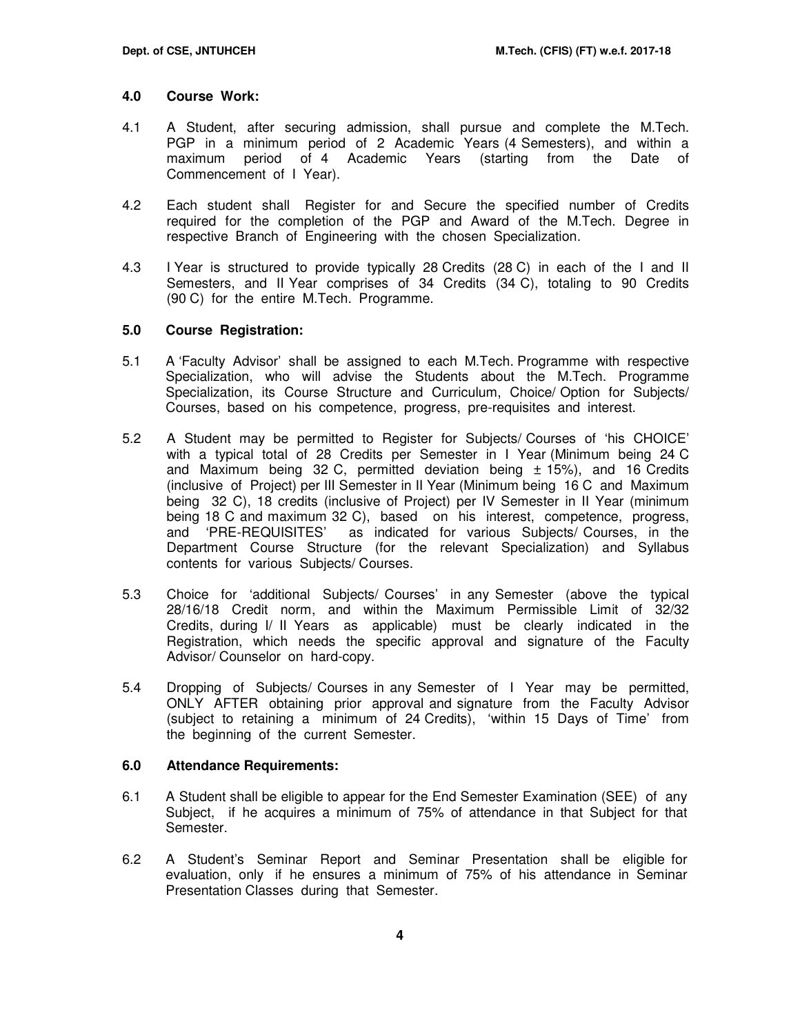### 4.0 Course Work:

4.1 A Student, after securing admission, shall pursue and complete the M.Tech. PGP in a minimum period of 2 Academic Years (4 Semesters), and within a maximum period of 4 Academic Years (starting from the Date of Commencement of I Year).

4.2 Each student shall Register for and Secure the specified number of Credits required for the completion of the PGP and Award of the M.Tech. Degree in respective Branch of Engineering with the chosen Specialization.

4.3 I Year is structured to provide typically 28 Credits (28 C) in each of the I and II Semesters, and II Year comprises of 34 Credits (34 C), totaling to 90 Credits (90 C) for the entire M.Tech. Programme.

### 5.0 Course Registration:

5.1 A 'Faculty Advisor' shall be assigned to each M.Tech. Programme with respective Specialization, who will advise the Students about the M.Tech. Programme Specialization, its Course Structure and Curriculum, Choice/ Option for Subjects/ Courses, based on his competence, progress, pre-requisites and interest.

5.2 A Student may be permitted to Register for Subjects/ Courses of 'his CHOICE' with a typical total of 28 Credits per Semester in I Year (Minimum being 24 C and Maximum being 32 C, permitted deviation being ± 15%), and 16 Credits (inclusive of Project) per III Semester in II Year (Minimum being 16 C and Maximum being 32 C), 18 credits (inclusive of Project) per IV Semester in II Year (minimum being 18 C and maximum 32 C), based on his interest, competence, progress, and 'PRE-REQUISITES' as indicated for various Subjects/ Courses, in the Department Course Structure (for the relevant Specialization) and Syllabus contents for various Subjects/ Courses.

5.3 Choice for 'additional Subjects/ Courses' in any Semester (above the typical 28/16/18 Credit norm, and within the Maximum Permissible Limit of 32/32 Credits, during I/ II Years as applicable) must be clearly indicated in the Registration, which needs the specific approval and signature of the Faculty Advisor/ Counselor on hard-copy.

5.4 Dropping of Subjects/ Courses in any Semester of I Year may be permitted, ONLY AFTER obtaining prior approval and signature from the Faculty Advisor (subject to retaining a minimum of 24 Credits), 'within 15 Days of Time' from the beginning of the current Semester.

### 6.0 Attendance Requirements:

6.1 A Student shall be eligible to appear for the End Semester Examination (SEE) of any Subject, if he acquires a minimum of 75% of attendance in that Subject for that Semester.

6.2 A Student's Seminar Report and Seminar Presentation shall be eligible for evaluation, only if he ensures a minimum of 75% of his attendance in Seminar Presentation Classes during that Semester.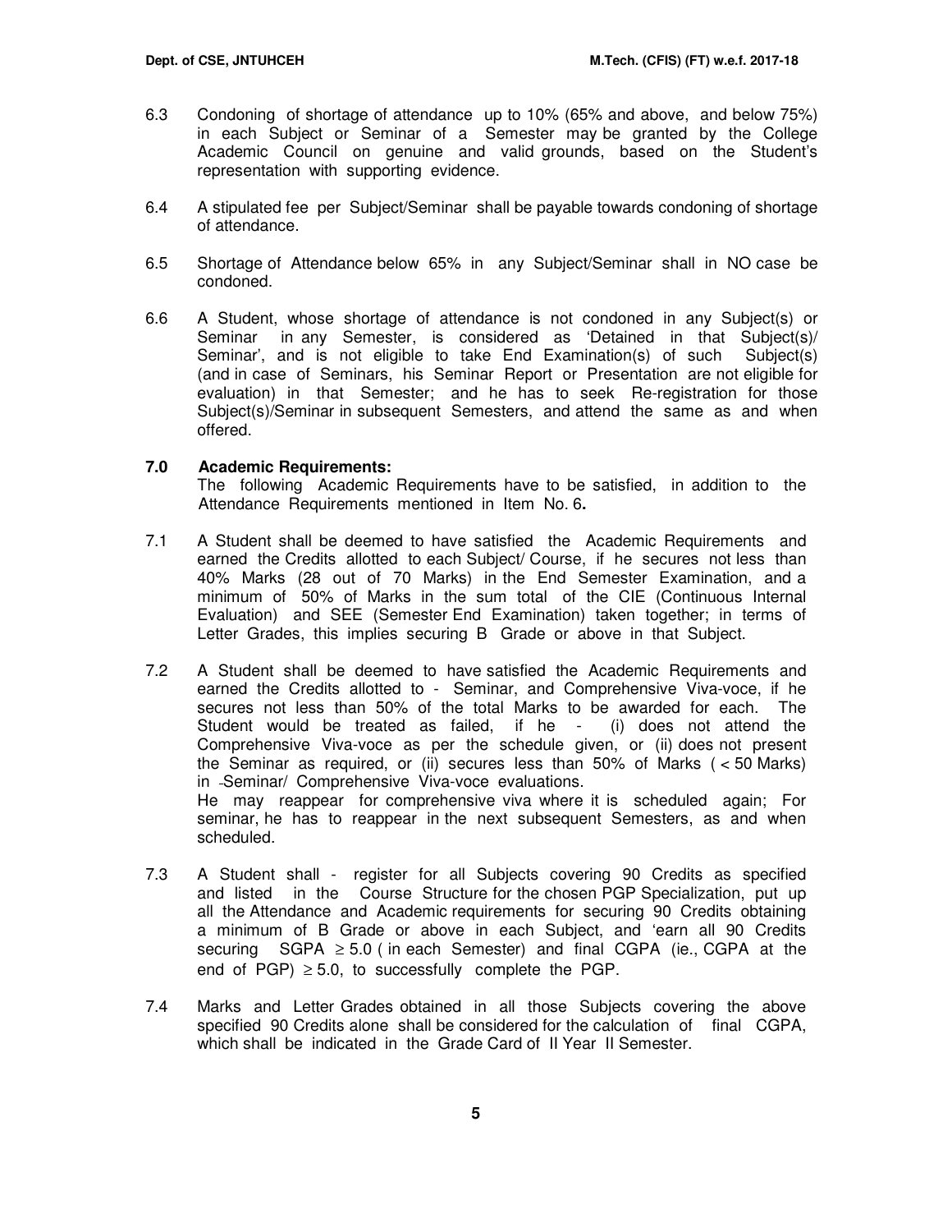6.3 Condoning of shortage of attendance up to 10% (65% and above, and below 75%) in each Subject or Seminar of a Semester may be granted by the College Academic Council on genuine and valid grounds, based on the Student's representation with supporting evidence.

6.4 A stipulated fee per Subject/Seminar shall be payable towards condoning of shortage of attendance.

6.5 Shortage of Attendance below 65% in any Subject/Seminar shall in NO case be condoned.

6.6 A Student, whose shortage of attendance is not condoned in any Subject(s) or Seminar in any Semester, is considered as 'Detained in that Subject(s)/ Seminar', and is not eligible to take End Examination(s) of such Subject(s) (and in case of Seminars, his Seminar Report or Presentation are not eligible for evaluation) in that Semester; and he has to seek Re-registration for those Subject(s)/Seminar in subsequent Semesters, and attend the same as and when offered.

## 7.0 Academic Requirements:

The following Academic Requirements have to be satisfied, in addition to the Attendance Requirements mentioned in Item No. 6**.**

7.1 A Student shall be deemed to have satisfied the Academic Requirements and earned the Credits allotted to each Subject/ Course, if he secures not less than 40% Marks (28 out of 70 Marks) in the End Semester Examination, and a minimum of 50% of Marks in the sum total of the CIE (Continuous Internal Evaluation) and SEE (Semester End Examination) taken together; in terms of Letter Grades, this implies securing B Grade or above in that Subject.

7.2 A Student shall be deemed to have satisfied the Academic Requirements and earned the Credits allotted to - Seminar, and Comprehensive Viva-voce, if he secures not less than 50% of the total Marks to be awarded for each. The Student would be treated as failed, if he - (i) does not attend the Comprehensive Viva-voce as per the schedule given, or (ii) does not present the Seminar as required, or (ii) secures less than 50% of Marks ( < 50 Marks) in Seminar/ Comprehensive Viva-voce evaluations.
He may reappear for comprehensive viva where it is scheduled again; For seminar, he has to reappear in the next subsequent Semesters, as and when scheduled.

7.3 A Student shall - register for all Subjects covering 90 Credits as specified and listed in the Course Structure for the chosen PGP Specialization, put up all the Attendance and Academic requirements for securing 90 Credits obtaining a minimum of B Grade or above in each Subject, and 'earn all 90 Credits securing SGPA $\geq$ 5.0 ( in each Semester) and final CGPA (ie., CGPA at the end of PGP) $\geq$ 5.0, to successfully complete the PGP.

7.4 Marks and Letter Grades obtained in all those Subjects covering the above specified 90 Credits alone shall be considered for the calculation of final CGPA, which shall be indicated in the Grade Card of II Year II Semester.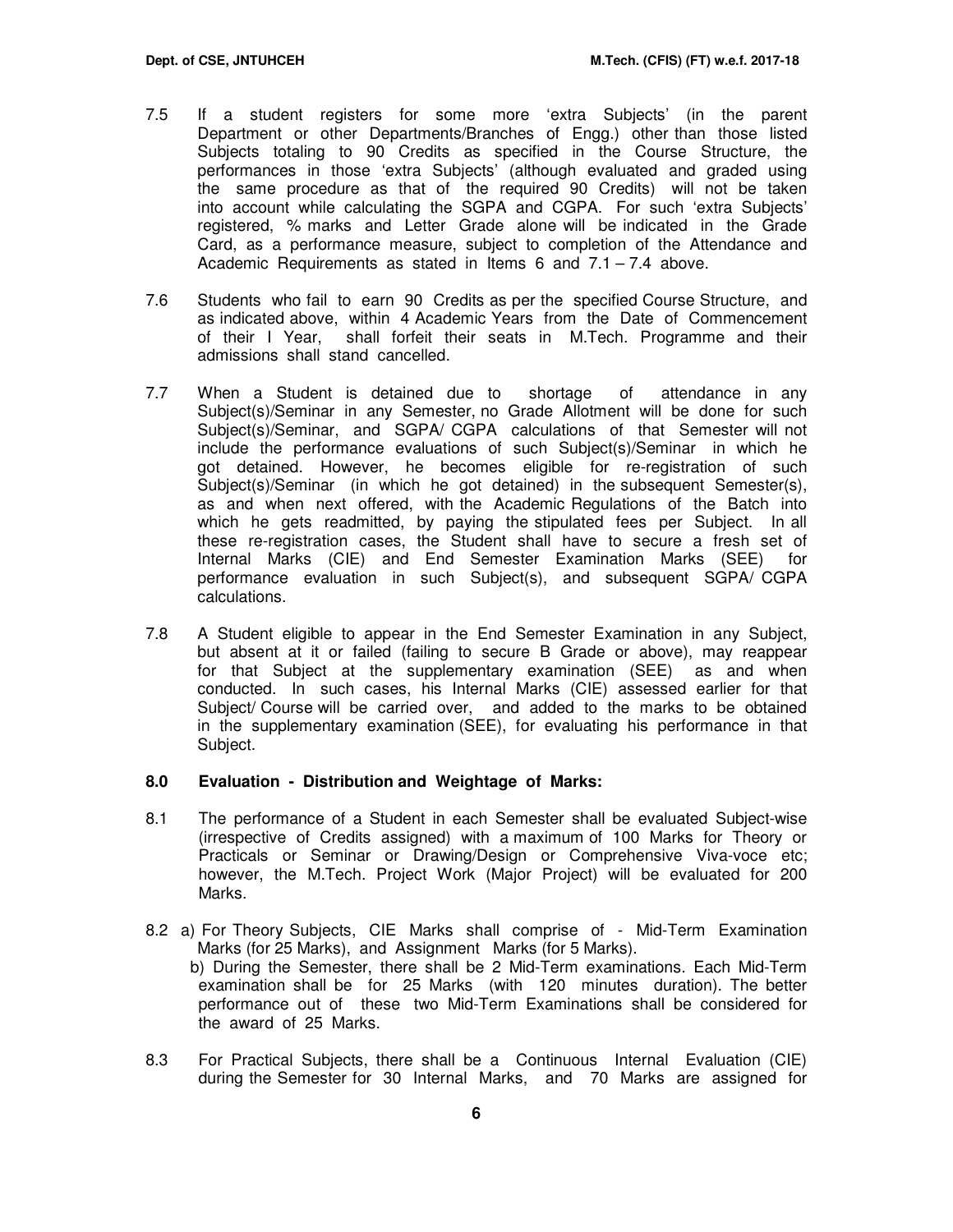7.5 If a student registers for some more 'extra Subjects' (in the parent Department or other Departments/Branches of Engg.) other than those listed Subjects totaling to 90 Credits as specified in the Course Structure, the performances in those 'extra Subjects' (although evaluated and graded using the same procedure as that of the required 90 Credits) will not be taken into account while calculating the SGPA and CGPA. For such 'extra Subjects' registered, % marks and Letter Grade alone will be indicated in the Grade Card, as a performance measure, subject to completion of the Attendance and Academic Requirements as stated in Items 6 and 7.1 – 7.4 above.

7.6 Students who fail to earn 90 Credits as per the specified Course Structure, and as indicated above, within 4 Academic Years from the Date of Commencement of their I Year, shall forfeit their seats in M.Tech. Programme and their admissions shall stand cancelled.

7.7 When a Student is detained due to shortage of attendance in any Subject(s)/Seminar in any Semester, no Grade Allotment will be done for such Subject(s)/Seminar, and SGPA/ CGPA calculations of that Semester will not include the performance evaluations of such Subject(s)/Seminar in which he got detained. However, he becomes eligible for re-registration of such Subject(s)/Seminar (in which he got detained) in the subsequent Semester(s), as and when next offered, with the Academic Regulations of the Batch into which he gets readmitted, by paying the stipulated fees per Subject. In all these re-registration cases, the Student shall have to secure a fresh set of Internal Marks (CIE) and End Semester Examination Marks (SEE) for performance evaluation in such Subject(s), and subsequent SGPA/ CGPA calculations.

7.8 A Student eligible to appear in the End Semester Examination in any Subject, but absent at it or failed (failing to secure B Grade or above), may reappear for that Subject at the supplementary examination (SEE) as and when conducted. In such cases, his Internal Marks (CIE) assessed earlier for that Subject/ Course will be carried over, and added to the marks to be obtained in the supplementary examination (SEE), for evaluating his performance in that Subject.

## 8.0 Evaluation - Distribution and Weightage of Marks:

8.1 The performance of a Student in each Semester shall be evaluated Subject-wise (irrespective of Credits assigned) with a maximum of 100 Marks for Theory or Practicals or Seminar or Drawing/Design or Comprehensive Viva-voce etc; however, the M.Tech. Project Work (Major Project) will be evaluated for 200 Marks.

8.2 a) For Theory Subjects, CIE Marks shall comprise of - Mid-Term Examination Marks (for 25 Marks), and Assignment Marks (for 5 Marks).

b) During the Semester, there shall be 2 Mid-Term examinations. Each Mid-Term examination shall be for 25 Marks (with 120 minutes duration). The better performance out of these two Mid-Term Examinations shall be considered for the award of 25 Marks.

8.3 For Practical Subjects, there shall be a Continuous Internal Evaluation (CIE) during the Semester for 30 Internal Marks, and 70 Marks are assigned for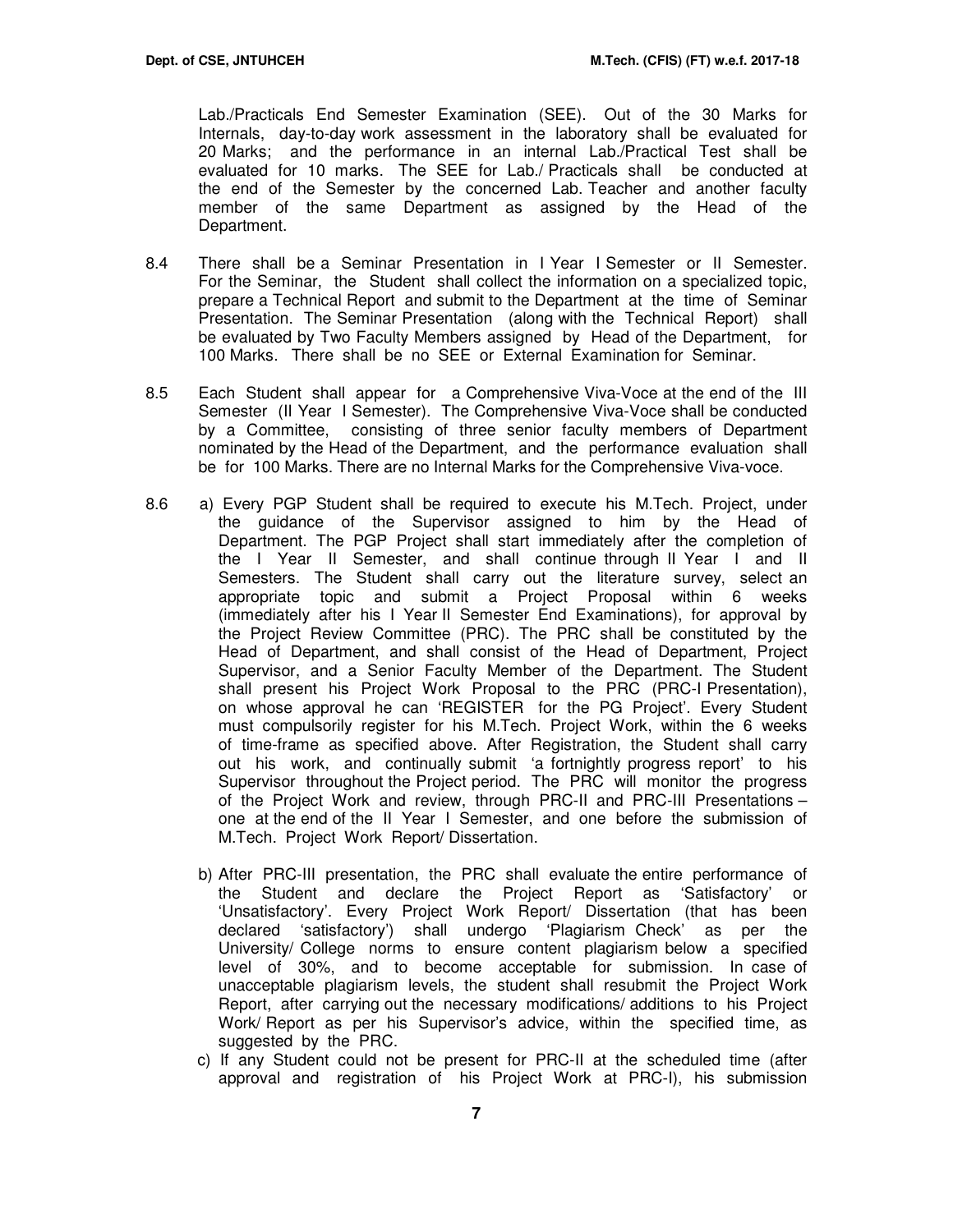Lab./Practicals End Semester Examination (SEE). Out of the 30 Marks for Internals, day-to-day work assessment in the laboratory shall be evaluated for 20 Marks; and the performance in an internal Lab./Practical Test shall be evaluated for 10 marks. The SEE for Lab./ Practicals shall be conducted at the end of the Semester by the concerned Lab. Teacher and another faculty member of the same Department as assigned by the Head of the Department.

8.4 There shall be a Seminar Presentation in I Year I Semester or II Semester. For the Seminar, the Student shall collect the information on a specialized topic, prepare a Technical Report and submit to the Department at the time of Seminar Presentation. The Seminar Presentation (along with the Technical Report) shall be evaluated by Two Faculty Members assigned by Head of the Department, for 100 Marks. There shall be no SEE or External Examination for Seminar.

8.5 Each Student shall appear for a Comprehensive Viva-Voce at the end of the III Semester (II Year I Semester). The Comprehensive Viva-Voce shall be conducted by a Committee, consisting of three senior faculty members of Department nominated by the Head of the Department, and the performance evaluation shall be for 100 Marks. There are no Internal Marks for the Comprehensive Viva-voce.

8.6 a) Every PGP Student shall be required to execute his M.Tech. Project, under the guidance of the Supervisor assigned to him by the Head of Department. The PGP Project shall start immediately after the completion of the I Year II Semester, and shall continue through II Year I and II Semesters. The Student shall carry out the literature survey, select an appropriate topic and submit a Project Proposal within 6 weeks (immediately after his I Year II Semester End Examinations), for approval by the Project Review Committee (PRC). The PRC shall be constituted by the Head of Department, and shall consist of the Head of Department, Project Supervisor, and a Senior Faculty Member of the Department. The Student shall present his Project Work Proposal to the PRC (PRC-I Presentation), on whose approval he can 'REGISTER for the PG Project'. Every Student must compulsorily register for his M.Tech. Project Work, within the 6 weeks of time-frame as specified above. After Registration, the Student shall carry out his work, and continually submit 'a fortnightly progress report' to his Supervisor throughout the Project period. The PRC will monitor the progress of the Project Work and review, through PRC-II and PRC-III Presentations – one at the end of the II Year I Semester, and one before the submission of M.Tech. Project Work Report/ Dissertation.

b) After PRC-III presentation, the PRC shall evaluate the entire performance of the Student and declare the Project Report as 'Satisfactory' or 'Unsatisfactory'. Every Project Work Report/ Dissertation (that has been declared 'satisfactory') shall undergo 'Plagiarism Check' as per the University/ College norms to ensure content plagiarism below a specified level of 30%, and to become acceptable for submission. In case of unacceptable plagiarism levels, the student shall resubmit the Project Work Report, after carrying out the necessary modifications/ additions to his Project Work/ Report as per his Supervisor's advice, within the specified time, as suggested by the PRC.

c) If any Student could not be present for PRC-II at the scheduled time (after approval and registration of his Project Work at PRC-I), his submission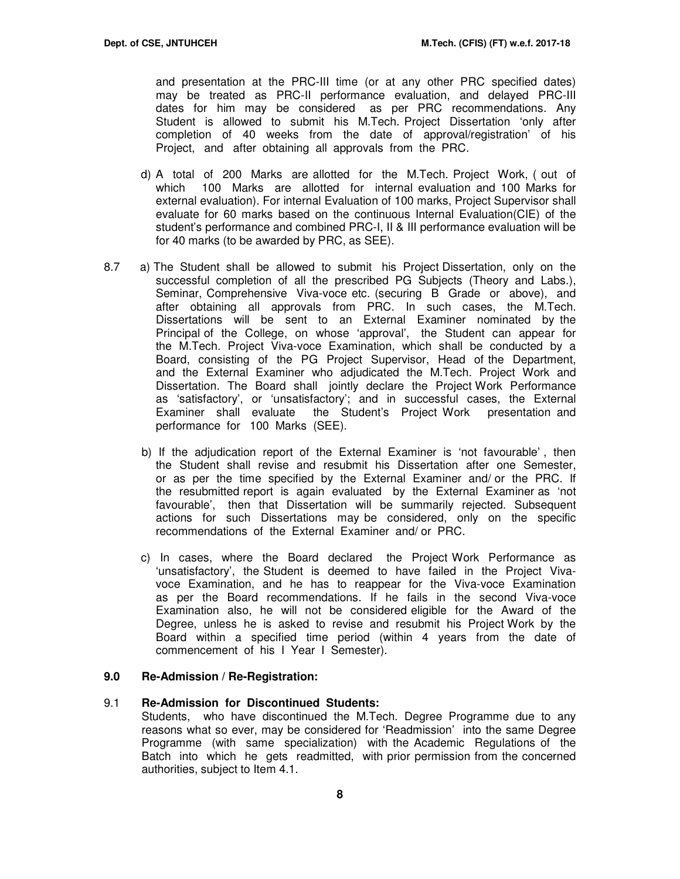and presentation at the PRC-III time (or at any other PRC specified dates) may be treated as PRC-II performance evaluation, and delayed PRC-III dates for him may be considered as per PRC recommendations. Any Student is allowed to submit his M.Tech. Project Dissertation 'only after completion of 40 weeks from the date of approval/registration' of his Project, and after obtaining all approvals from the PRC.

d) A total of 200 Marks are allotted for the M.Tech. Project Work, ( out of which 100 Marks are allotted for internal evaluation and 100 Marks for external evaluation). For internal Evaluation of 100 marks, Project Supervisor shall evaluate for 60 marks based on the continuous Internal Evaluation(CIE) of the student's performance and combined PRC-I, II & III performance evaluation will be for 40 marks (to be awarded by PRC, as SEE).

8.7 a) The Student shall be allowed to submit his Project Dissertation, only on the successful completion of all the prescribed PG Subjects (Theory and Labs.), Seminar, Comprehensive Viva-voce etc. (securing B Grade or above), and after obtaining all approvals from PRC. In such cases, the M.Tech. Dissertations will be sent to an External Examiner nominated by the Principal of the College, on whose 'approval', the Student can appear for the M.Tech. Project Viva-voce Examination, which shall be conducted by a Board, consisting of the PG Project Supervisor, Head of the Department, and the External Examiner who adjudicated the M.Tech. Project Work and Dissertation. The Board shall jointly declare the Project Work Performance as 'satisfactory', or 'unsatisfactory'; and in successful cases, the External Examiner shall evaluate the Student's Project Work presentation and performance for 100 Marks (SEE).

b) If the adjudication report of the External Examiner is 'not favourable' , then the Student shall revise and resubmit his Dissertation after one Semester, or as per the time specified by the External Examiner and/ or the PRC. If the resubmitted report is again evaluated by the External Examiner as 'not favourable', then that Dissertation will be summarily rejected. Subsequent actions for such Dissertations may be considered, only on the specific recommendations of the External Examiner and/ or PRC.

c) In cases, where the Board declared the Project Work Performance as 'unsatisfactory', the Student is deemed to have failed in the Project Viva-voce Examination, and he has to reappear for the Viva-voce Examination as per the Board recommendations. If he fails in the second Viva-voce Examination also, he will not be considered eligible for the Award of the Degree, unless he is asked to revise and resubmit his Project Work by the Board within a specified time period (within 4 years from the date of commencement of his I Year I Semester).

## 9.0 Re-Admission / Re-Registration:

### 9.1 Re-Admission for Discontinued Students:

Students, who have discontinued the M.Tech. Degree Programme due to any reasons what so ever, may be considered for 'Readmission' into the same Degree Programme (with same specialization) with the Academic Regulations of the Batch into which he gets readmitted, with prior permission from the concerned authorities, subject to Item 4.1.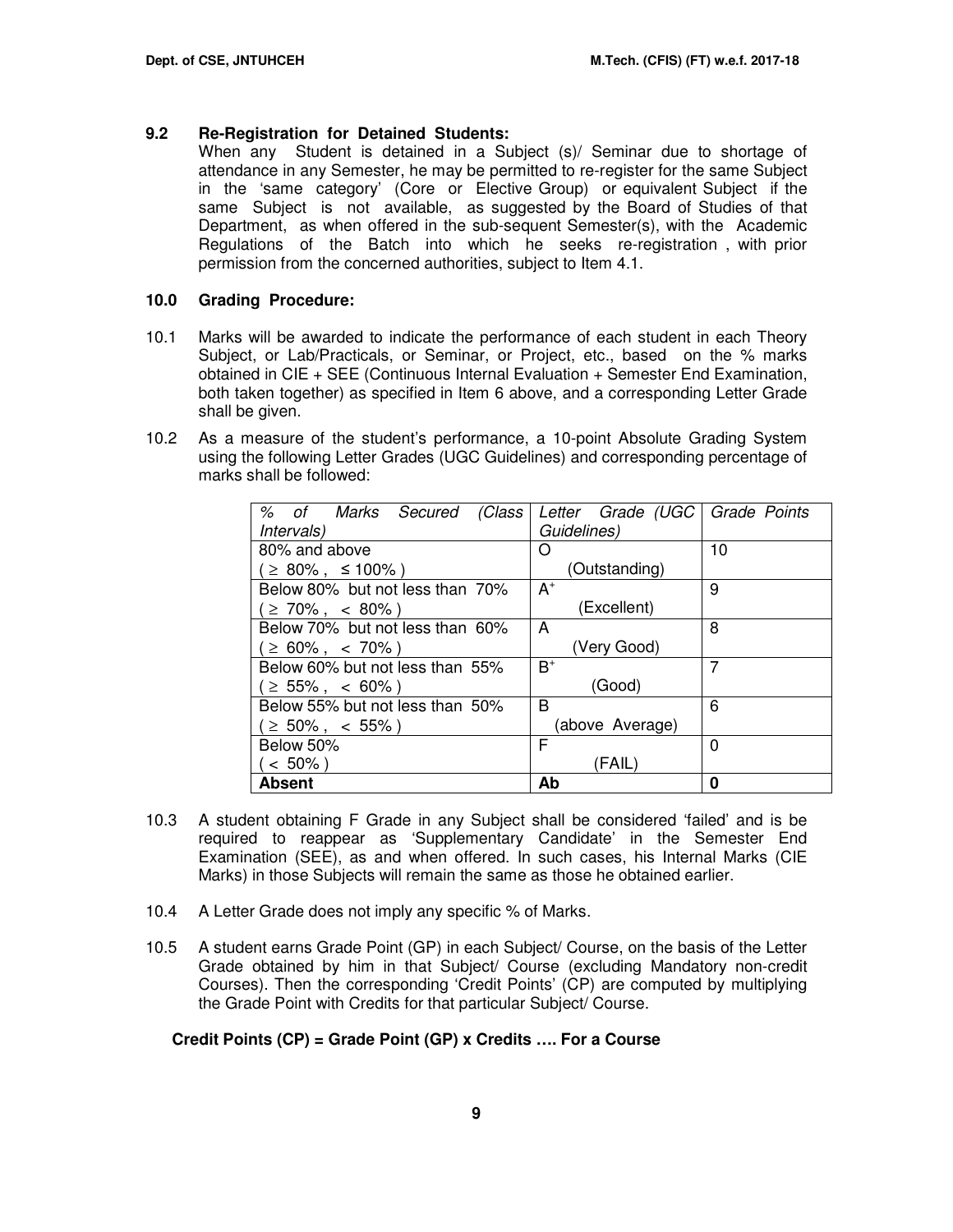### 9.2 Re-Registration for Detained Students:

When any Student is detained in a Subject (s)/ Seminar due to shortage of attendance in any Semester, he may be permitted to re-register for the same Subject in the 'same category' (Core or Elective Group) or equivalent Subject if the same Subject is not available, as suggested by the Board of Studies of that Department, as when offered in the sub-sequent Semester(s), with the Academic Regulations of the Batch into which he seeks re-registration , with prior permission from the concerned authorities, subject to Item 4.1.

### 10.0 Grading Procedure:

10.1 Marks will be awarded to indicate the performance of each student in each Theory Subject, or Lab/Practicals, or Seminar, or Project, etc., based on the % marks obtained in CIE + SEE (Continuous Internal Evaluation + Semester End Examination, both taken together) as specified in Item 6 above, and a corresponding Letter Grade shall be given.

10.2 As a measure of the student's performance, a 10-point Absolute Grading System using the following Letter Grades (UGC Guidelines) and corresponding percentage of marks shall be followed:

| *% of Marks Secured (Class Intervals)* | *Letter Grade (UGC Guidelines)* | *Grade Points* |
|---|---|---|
| 80% and above ( ≥ 80% , ≤ 100% ) | O (Outstanding) | 10 |
| Below 80% but not less than 70% ( ≥ 70% , < 80% ) | $A^+$ (Excellent) | 9 |
| Below 70% but not less than 60% ( ≥ 60% , < 70% ) | A (Very Good) | 8 |
| Below 60% but not less than 55% ( ≥ 55% , < 60% ) | $B^+$ (Good) | 7 |
| Below 55% but not less than 50% ( ≥ 50% , < 55% ) | B (above Average) | 6 |
| Below 50% ( < 50% ) | F (FAIL) | 0 |
| **Absent** | **Ab** | **0** |

10.3 A student obtaining F Grade in any Subject shall be considered 'failed' and is be required to reappear as 'Supplementary Candidate' in the Semester End Examination (SEE), as and when offered. In such cases, his Internal Marks (CIE Marks) in those Subjects will remain the same as those he obtained earlier.

10.4 A Letter Grade does not imply any specific % of Marks.

10.5 A student earns Grade Point (GP) in each Subject/ Course, on the basis of the Letter Grade obtained by him in that Subject/ Course (excluding Mandatory non-credit Courses). Then the corresponding 'Credit Points' (CP) are computed by multiplying the Grade Point with Credits for that particular Subject/ Course.

**Credit Points (CP) = Grade Point (GP) x Credits …. For a Course**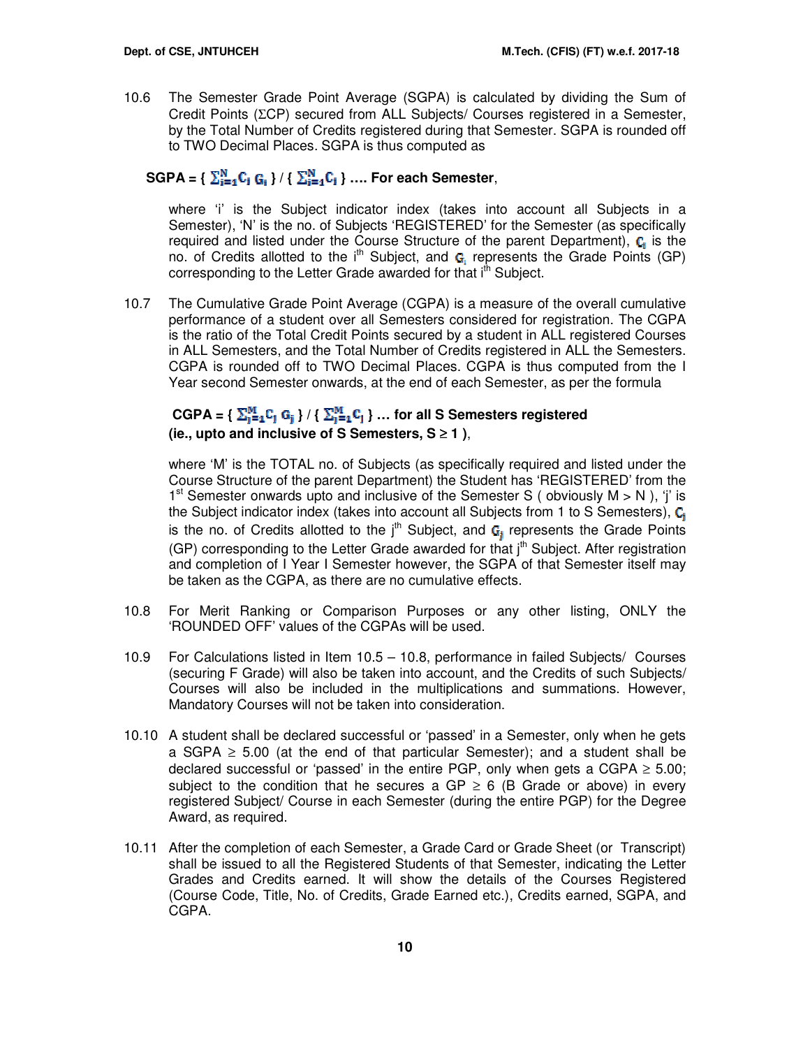10.6 The Semester Grade Point Average (SGPA) is calculated by dividing the Sum of Credit Points (ΣCP) secured from ALL Subjects/ Courses registered in a Semester, by the Total Number of Credits registered during that Semester. SGPA is rounded off to TWO Decimal Places. SGPA is thus computed as

**SGPA = $\{ \sum_{i=1}^{N} C_i G_i \} / \{ \sum_{i=1}^{N} C_i \}$ …. For each Semester**,

where 'i' is the Subject indicator index (takes into account all Subjects in a Semester), 'N' is the no. of Subjects 'REGISTERED' for the Semester (as specifically required and listed under the Course Structure of the parent Department), $C_i$ is the no. of Credits allotted to the $i^{th}$ Subject, and $G_i$ represents the Grade Points (GP) corresponding to the Letter Grade awarded for that $i^{th}$ Subject.

10.7 The Cumulative Grade Point Average (CGPA) is a measure of the overall cumulative performance of a student over all Semesters considered for registration. The CGPA is the ratio of the Total Credit Points secured by a student in ALL registered Courses in ALL Semesters, and the Total Number of Credits registered in ALL the Semesters. CGPA is rounded off to TWO Decimal Places. CGPA is thus computed from the I Year second Semester onwards, at the end of each Semester, as per the formula

**CGPA = $\{ \sum_{j=1}^{M} C_j G_j \} / \{ \sum_{j=1}^{M} C_j \}$ … for all S Semesters registered (ie., upto and inclusive of S Semesters, S ≥ 1 )**,

where 'M' is the TOTAL no. of Subjects (as specifically required and listed under the Course Structure of the parent Department) the Student has 'REGISTERED' from the 1st Semester onwards upto and inclusive of the Semester S ( obviously M > N ), 'j' is the Subject indicator index (takes into account all Subjects from 1 to S Semesters), $C_j$ is the no. of Credits allotted to the $j^{th}$ Subject, and $G_j$ represents the Grade Points (GP) corresponding to the Letter Grade awarded for that $j^{th}$ Subject. After registration and completion of I Year I Semester however, the SGPA of that Semester itself may be taken as the CGPA, as there are no cumulative effects.

10.8 For Merit Ranking or Comparison Purposes or any other listing, ONLY the 'ROUNDED OFF' values of the CGPAs will be used.

10.9 For Calculations listed in Item 10.5 – 10.8, performance in failed Subjects/ Courses (securing F Grade) will also be taken into account, and the Credits of such Subjects/ Courses will also be included in the multiplications and summations. However, Mandatory Courses will not be taken into consideration.

10.10 A student shall be declared successful or 'passed' in a Semester, only when he gets a SGPA ≥ 5.00 (at the end of that particular Semester); and a student shall be declared successful or 'passed' in the entire PGP, only when gets a CGPA ≥ 5.00; subject to the condition that he secures a GP ≥ 6 (B Grade or above) in every registered Subject/ Course in each Semester (during the entire PGP) for the Degree Award, as required.

10.11 After the completion of each Semester, a Grade Card or Grade Sheet (or Transcript) shall be issued to all the Registered Students of that Semester, indicating the Letter Grades and Credits earned. It will show the details of the Courses Registered (Course Code, Title, No. of Credits, Grade Earned etc.), Credits earned, SGPA, and CGPA.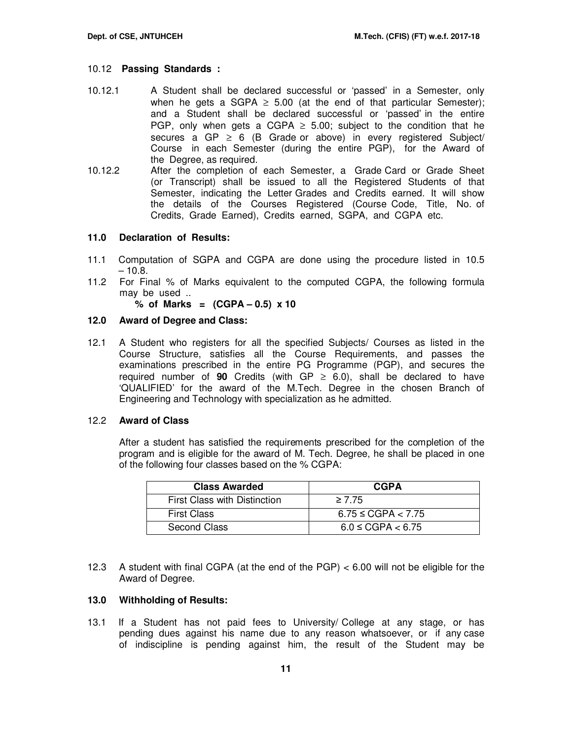10.12 **Passing Standards :**

10.12.1 A Student shall be declared successful or 'passed' in a Semester, only when he gets a SGPA $\geq$ 5.00 (at the end of that particular Semester); and a Student shall be declared successful or 'passed' in the entire PGP, only when gets a CGPA $\geq$ 5.00; subject to the condition that he secures a GP $\geq$ 6 (B Grade or above) in every registered Subject/ Course in each Semester (during the entire PGP), for the Award of the Degree, as required.

10.12.2 After the completion of each Semester, a Grade Card or Grade Sheet (or Transcript) shall be issued to all the Registered Students of that Semester, indicating the Letter Grades and Credits earned. It will show the details of the Courses Registered (Course Code, Title, No. of Credits, Grade Earned), Credits earned, SGPA, and CGPA etc.

## 11.0 Declaration of Results:

11.1 Computation of SGPA and CGPA are done using the procedure listed in 10.5 – 10.8.

11.2 For Final % of Marks equivalent to the computed CGPA, the following formula may be used ..

**% of Marks = (CGPA – 0.5) x 10**

## 12.0 Award of Degree and Class:

12.1 A Student who registers for all the specified Subjects/ Courses as listed in the Course Structure, satisfies all the Course Requirements, and passes the examinations prescribed in the entire PG Programme (PGP), and secures the required number of **90** Credits (with GP $\geq$ 6.0), shall be declared to have 'QUALIFIED' for the award of the M.Tech. Degree in the chosen Branch of Engineering and Technology with specialization as he admitted.

12.2 **Award of Class**

After a student has satisfied the requirements prescribed for the completion of the program and is eligible for the award of M. Tech. Degree, he shall be placed in one of the following four classes based on the % CGPA:

| Class Awarded | CGPA |
|---|---|
| First Class with Distinction | $\geq 7.75$ |
| First Class | $6.75 \leq \text{CGPA} < 7.75$ |
| Second Class | $6.0 \leq \text{CGPA} < 6.75$ |

12.3 A student with final CGPA (at the end of the PGP) < 6.00 will not be eligible for the Award of Degree.

## 13.0 Withholding of Results:

13.1 If a Student has not paid fees to University/ College at any stage, or has pending dues against his name due to any reason whatsoever, or if any case of indiscipline is pending against him, the result of the Student may be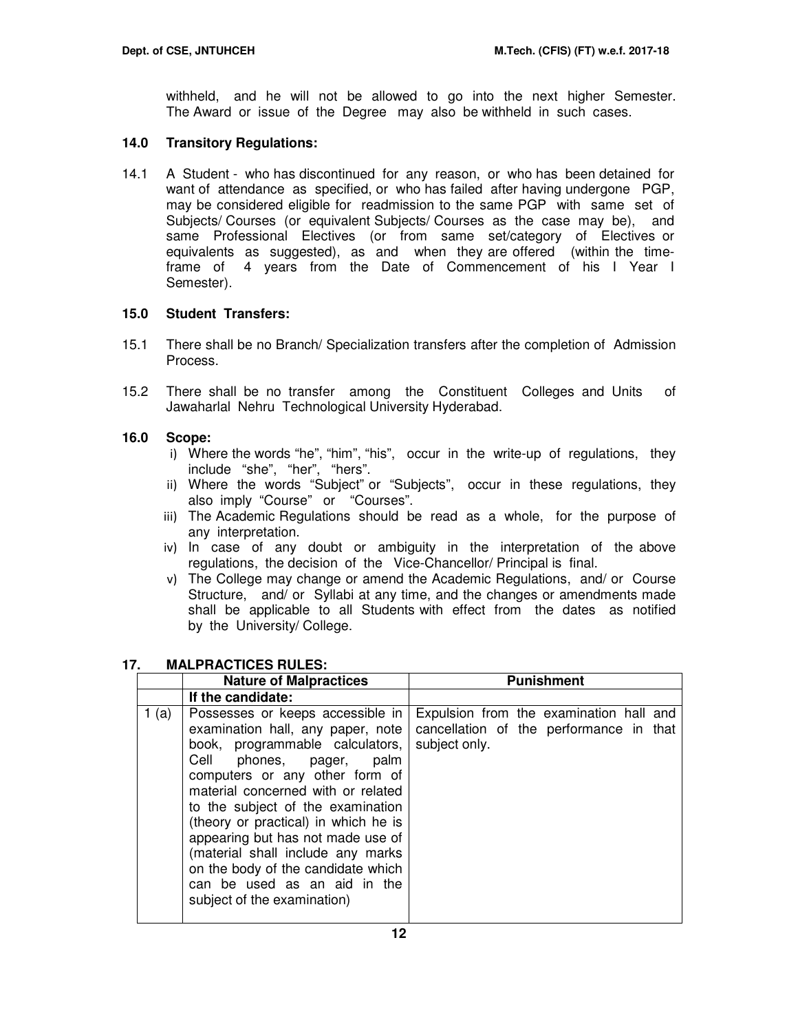withheld, and he will not be allowed to go into the next higher Semester. The Award or issue of the Degree may also be withheld in such cases.

### 14.0 Transitory Regulations:

14.1 A Student - who has discontinued for any reason, or who has been detained for want of attendance as specified, or who has failed after having undergone PGP, may be considered eligible for readmission to the same PGP with same set of Subjects/ Courses (or equivalent Subjects/ Courses as the case may be), and same Professional Electives (or from same set/category of Electives or equivalents as suggested), as and when they are offered (within the time-frame of 4 years from the Date of Commencement of his I Year I Semester).

### 15.0 Student Transfers:

15.1 There shall be no Branch/ Specialization transfers after the completion of Admission Process.

15.2 There shall be no transfer among the Constituent Colleges and Units of Jawaharlal Nehru Technological University Hyderabad.

### 16.0 Scope:

i) Where the words "he", "him", "his", occur in the write-up of regulations, they include "she", "her", "hers".

ii) Where the words "Subject" or "Subjects", occur in these regulations, they also imply "Course" or "Courses".

iii) The Academic Regulations should be read as a whole, for the purpose of any interpretation.

iv) In case of any doubt or ambiguity in the interpretation of the above regulations, the decision of the Vice-Chancellor/ Principal is final.

v) The College may change or amend the Academic Regulations, and/ or Course Structure, and/ or Syllabi at any time, and the changes or amendments made shall be applicable to all Students with effect from the dates as notified by the University/ College.

### 17. MALPRACTICES RULES:

| | Nature of Malpractices | Punishment |
|---|---|---|
| | **If the candidate:** | |
| 1 (a) | Possesses or keeps accessible in examination hall, any paper, note book, programmable calculators, Cell phones, pager, palm computers or any other form of material concerned with or related to the subject of the examination (theory or practical) in which he is appearing but has not made use of (material shall include any marks on the body of the candidate which can be used as an aid in the subject of the examination) | Expulsion from the examination hall and cancellation of the performance in that subject only. |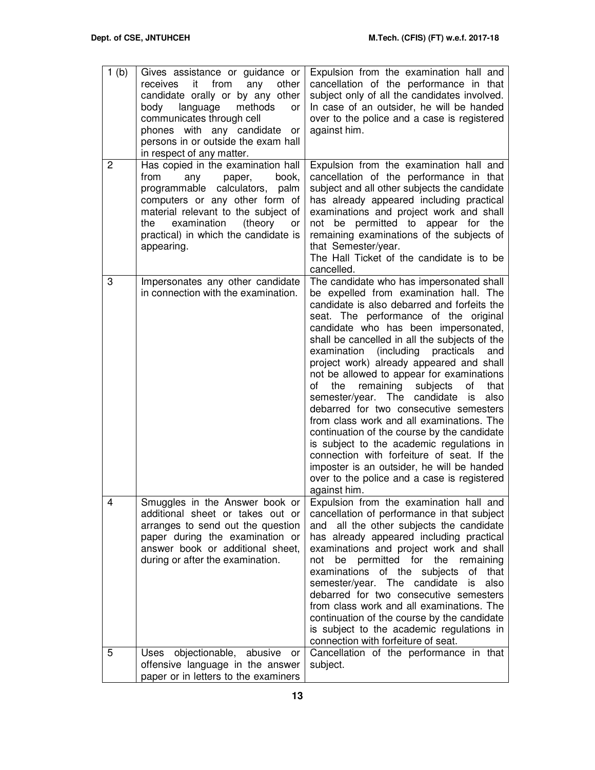| | | |
|---|---|---|
| 1 (b) | Gives assistance or guidance or receives it from any other candidate orally or by any other body language methods or communicates through cell phones with any candidate or persons in or outside the exam hall in respect of any matter. | Expulsion from the examination hall and cancellation of the performance in that subject only of all the candidates involved. In case of an outsider, he will be handed over to the police and a case is registered against him. |
| 2 | Has copied in the examination hall from any paper, book, programmable calculators, palm computers or any other form of material relevant to the subject of the examination (theory or practical) in which the candidate is appearing. | Expulsion from the examination hall and cancellation of the performance in that subject and all other subjects the candidate has already appeared including practical examinations and project work and shall not be permitted to appear for the remaining examinations of the subjects of that Semester/year.<br>The Hall Ticket of the candidate is to be cancelled. |
| 3 | Impersonates any other candidate in connection with the examination. | The candidate who has impersonated shall be expelled from examination hall. The candidate is also debarred and forfeits the seat. The performance of the original candidate who has been impersonated, shall be cancelled in all the subjects of the examination (including practicals and project work) already appeared and shall not be allowed to appear for examinations of the remaining subjects of that semester/year. The candidate is also debarred for two consecutive semesters from class work and all examinations. The continuation of the course by the candidate is subject to the academic regulations in connection with forfeiture of seat. If the imposter is an outsider, he will be handed over to the police and a case is registered against him. |
| 4 | Smuggles in the Answer book or additional sheet or takes out or arranges to send out the question paper during the examination or answer book or additional sheet, during or after the examination. | Expulsion from the examination hall and cancellation of performance in that subject and all the other subjects the candidate has already appeared including practical examinations and project work and shall not be permitted for the remaining examinations of the subjects of that semester/year. The candidate is also debarred for two consecutive semesters from class work and all examinations. The continuation of the course by the candidate is subject to the academic regulations in connection with forfeiture of seat. |
| 5 | Uses objectionable, abusive or offensive language in the answer paper or in letters to the examiners | Cancellation of the performance in that subject. |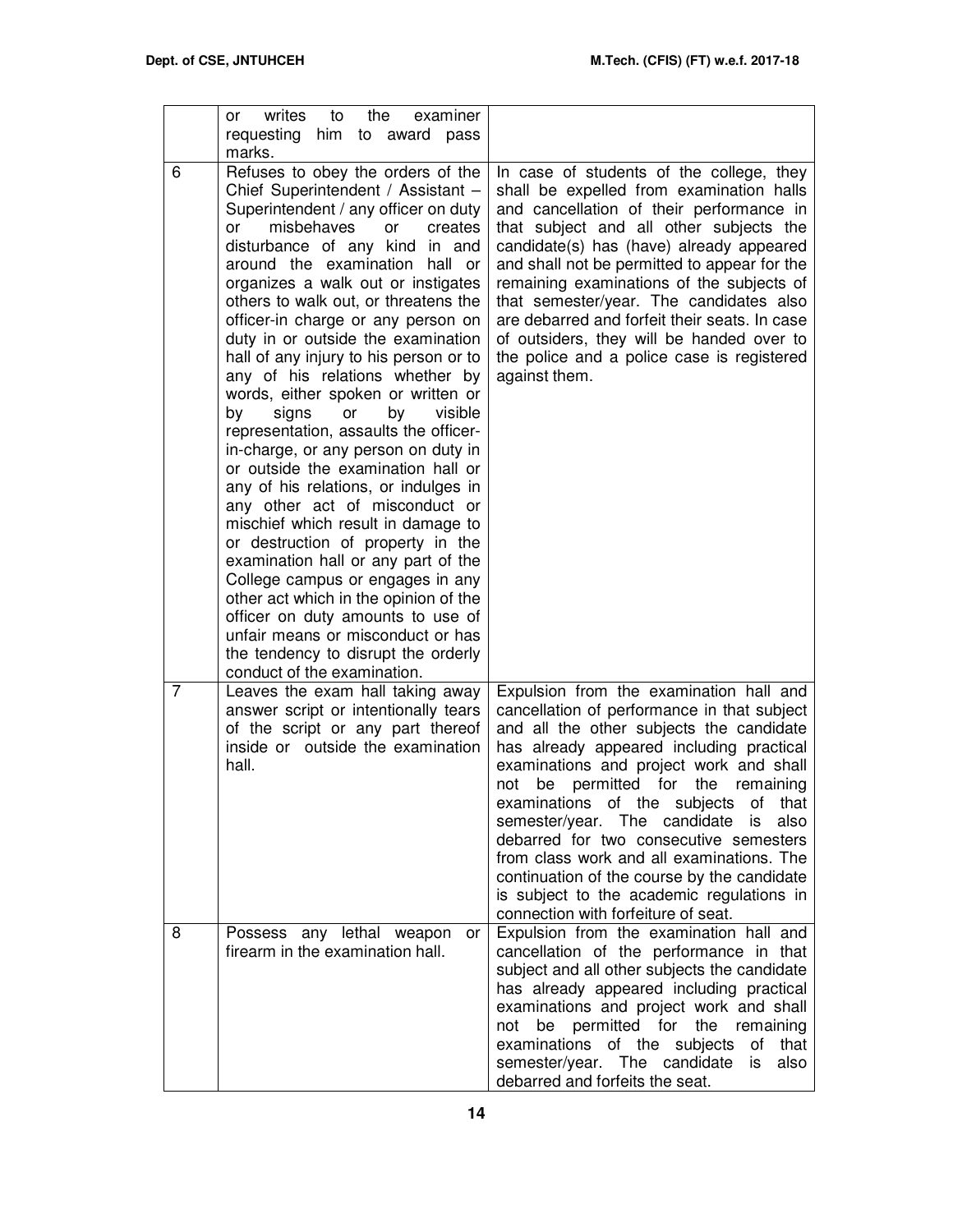| | | |
|---|---|---|
| | or writes to the examiner requesting him to award pass marks. | |
| 6 | Refuses to obey the orders of the Chief Superintendent / Assistant – Superintendent / any officer on duty or misbehaves or creates disturbance of any kind in and around the examination hall or organizes a walk out or instigates others to walk out, or threatens the officer-in charge or any person on duty in or outside the examination hall of any injury to his person or to any of his relations whether by words, either spoken or written or by signs or by visible representation, assaults the officer-in-charge, or any person on duty in or outside the examination hall or any of his relations, or indulges in any other act of misconduct or mischief which result in damage to or destruction of property in the examination hall or any part of the College campus or engages in any other act which in the opinion of the officer on duty amounts to use of unfair means or misconduct or has the tendency to disrupt the orderly conduct of the examination. | In case of students of the college, they shall be expelled from examination halls and cancellation of their performance in that subject and all other subjects the candidate(s) has (have) already appeared and shall not be permitted to appear for the remaining examinations of the subjects of that semester/year. The candidates also are debarred and forfeit their seats. In case of outsiders, they will be handed over to the police and a police case is registered against them. |
| 7 | Leaves the exam hall taking away answer script or intentionally tears of the script or any part thereof inside or outside the examination hall. | Expulsion from the examination hall and cancellation of performance in that subject and all the other subjects the candidate has already appeared including practical examinations and project work and shall not be permitted for the remaining examinations of the subjects of that semester/year. The candidate is also debarred for two consecutive semesters from class work and all examinations. The continuation of the course by the candidate is subject to the academic regulations in connection with forfeiture of seat. |
| 8 | Possess any lethal weapon or firearm in the examination hall. | Expulsion from the examination hall and cancellation of the performance in that subject and all other subjects the candidate has already appeared including practical examinations and project work and shall not be permitted for the remaining examinations of the subjects of that semester/year. The candidate is also debarred and forfeits the seat. |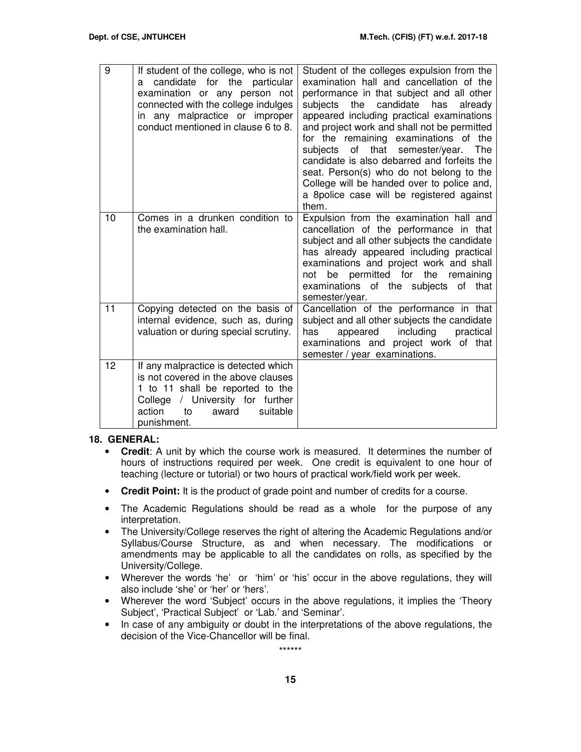| | | |
|---|---|---|
| 9 | If student of the college, who is not a candidate for the particular examination or any person not connected with the college indulges in any malpractice or improper conduct mentioned in clause 6 to 8. | Student of the colleges expulsion from the examination hall and cancellation of the performance in that subject and all other subjects the candidate has already appeared including practical examinations and project work and shall not be permitted for the remaining examinations of the subjects of that semester/year. The candidate is also debarred and forfeits the seat. Person(s) who do not belong to the College will be handed over to police and, a 8police case will be registered against them. |
| 10 | Comes in a drunken condition to the examination hall. | Expulsion from the examination hall and cancellation of the performance in that subject and all other subjects the candidate has already appeared including practical examinations and project work and shall not be permitted for the remaining examinations of the subjects of that semester/year. |
| 11 | Copying detected on the basis of internal evidence, such as, during valuation or during special scrutiny. | Cancellation of the performance in that subject and all other subjects the candidate has appeared including practical examinations and project work of that semester / year examinations. |
| 12 | If any malpractice is detected which is not covered in the above clauses 1 to 11 shall be reported to the College / University for further action to award suitable punishment. | |

**18. GENERAL:**

- **Credit**: A unit by which the course work is measured. It determines the number of hours of instructions required per week. One credit is equivalent to one hour of teaching (lecture or tutorial) or two hours of practical work/field work per week.
- **Credit Point:** It is the product of grade point and number of credits for a course.
- The Academic Regulations should be read as a whole for the purpose of any interpretation.
- The University/College reserves the right of altering the Academic Regulations and/or Syllabus/Course Structure, as and when necessary. The modifications or amendments may be applicable to all the candidates on rolls, as specified by the University/College.
- Wherever the words 'he' or 'him' or 'his' occur in the above regulations, they will also include 'she' or 'her' or 'hers'.
- Wherever the word 'Subject' occurs in the above regulations, it implies the 'Theory Subject', 'Practical Subject' or 'Lab.' and 'Seminar'.
- In case of any ambiguity or doubt in the interpretations of the above regulations, the decision of the Vice-Chancellor will be final.

******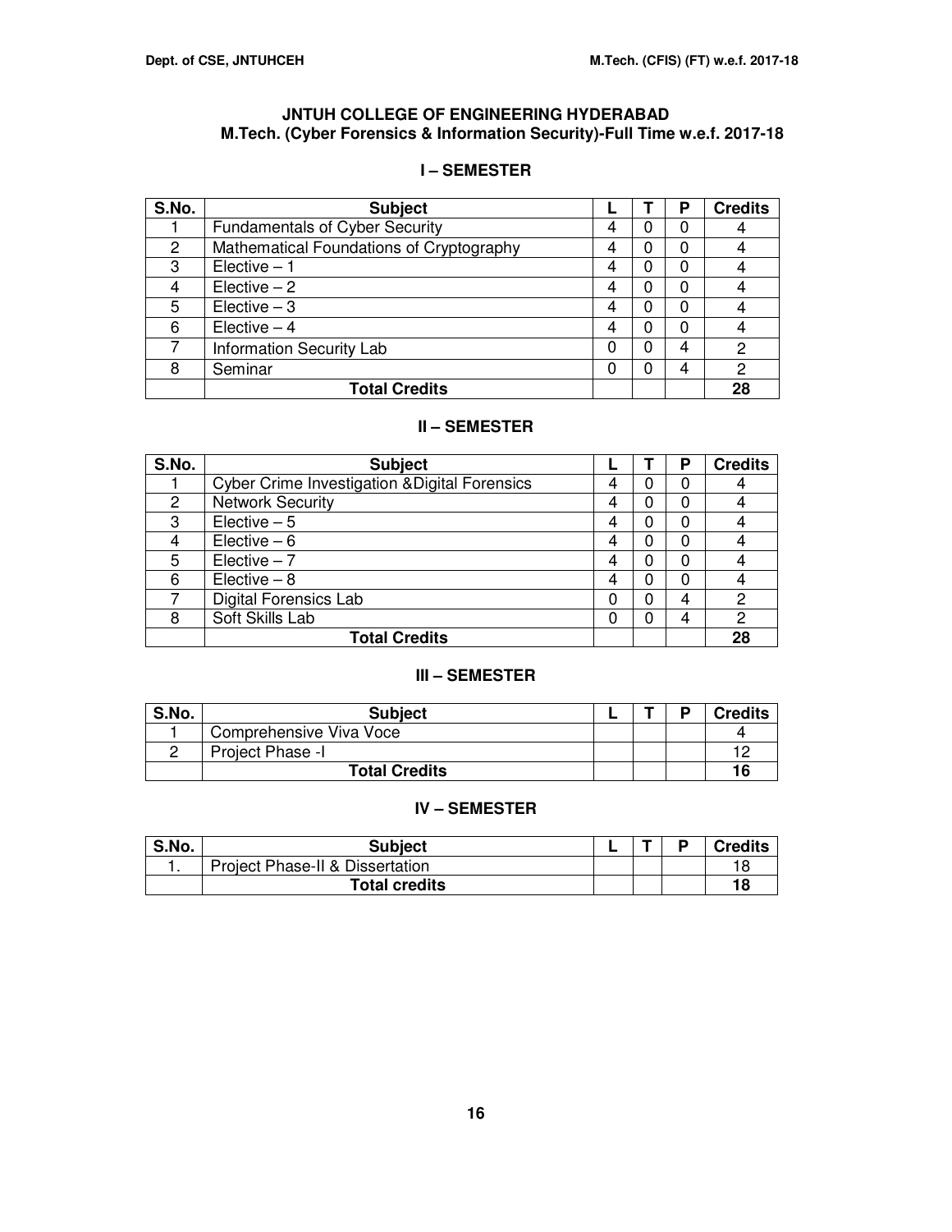## JNTUH COLLEGE OF ENGINEERING HYDERABAD
## M.Tech. (Cyber Forensics & Information Security)-Full Time w.e.f. 2017-18

### I – SEMESTER

| S.No. | Subject | L | T | P | Credits |
|---|---|---|---|---|---|
| 1 | Fundamentals of Cyber Security | 4 | 0 | 0 | 4 |
| 2 | Mathematical Foundations of Cryptography | 4 | 0 | 0 | 4 |
| 3 | Elective – 1 | 4 | 0 | 0 | 4 |
| 4 | Elective – 2 | 4 | 0 | 0 | 4 |
| 5 | Elective – 3 | 4 | 0 | 0 | 4 |
| 6 | Elective – 4 | 4 | 0 | 0 | 4 |
| 7 | Information Security Lab | 0 | 0 | 4 | 2 |
| 8 | Seminar | 0 | 0 | 4 | 2 |
| | **Total Credits** | | | | **28** |

### II – SEMESTER

| S.No. | Subject | L | T | P | Credits |
|---|---|---|---|---|---|
| 1 | Cyber Crime Investigation &Digital Forensics | 4 | 0 | 0 | 4 |
| 2 | Network Security | 4 | 0 | 0 | 4 |
| 3 | Elective – 5 | 4 | 0 | 0 | 4 |
| 4 | Elective – 6 | 4 | 0 | 0 | 4 |
| 5 | Elective – 7 | 4 | 0 | 0 | 4 |
| 6 | Elective – 8 | 4 | 0 | 0 | 4 |
| 7 | Digital Forensics Lab | 0 | 0 | 4 | 2 |
| 8 | Soft Skills Lab | 0 | 0 | 4 | 2 |
| | **Total Credits** | | | | **28** |

### III – SEMESTER

| S.No. | Subject | L | T | P | Credits |
|---|---|---|---|---|---|
| 1 | Comprehensive Viva Voce | | | | 4 |
| 2 | Project Phase -I | | | | 12 |
| | **Total Credits** | | | | **16** |

### IV – SEMESTER

| S.No. | Subject | L | T | P | Credits |
|---|---|---|---|---|---|
| 1. | Project Phase-II & Dissertation | | | | 18 |
| | **Total credits** | | | | **18** |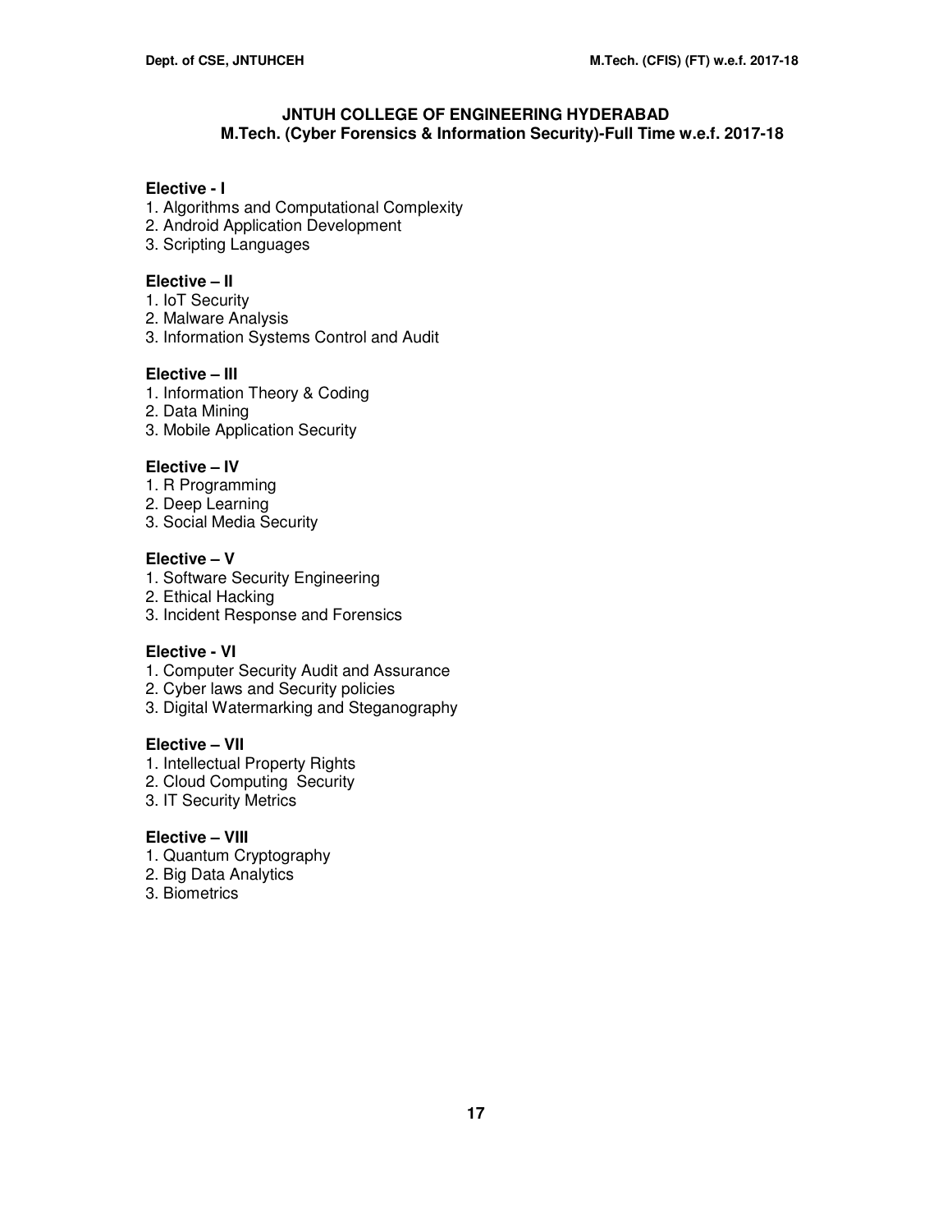**JNTUH COLLEGE OF ENGINEERING HYDERABAD**
**M.Tech. (Cyber Forensics & Information Security)-Full Time w.e.f. 2017-18**

**Elective - I**
1. Algorithms and Computational Complexity
2. Android Application Development
3. Scripting Languages

**Elective – II**
1. IoT Security
2. Malware Analysis
3. Information Systems Control and Audit

**Elective – III**
1. Information Theory & Coding
2. Data Mining
3. Mobile Application Security

**Elective – IV**
1. R Programming
2. Deep Learning
3. Social Media Security

**Elective – V**
1. Software Security Engineering
2. Ethical Hacking
3. Incident Response and Forensics

**Elective - VI**
1. Computer Security Audit and Assurance
2. Cyber laws and Security policies
3. Digital Watermarking and Steganography

**Elective – VII**
1. Intellectual Property Rights
2. Cloud Computing Security
3. IT Security Metrics

**Elective – VIII**
1. Quantum Cryptography
2. Big Data Analytics
3. Biometrics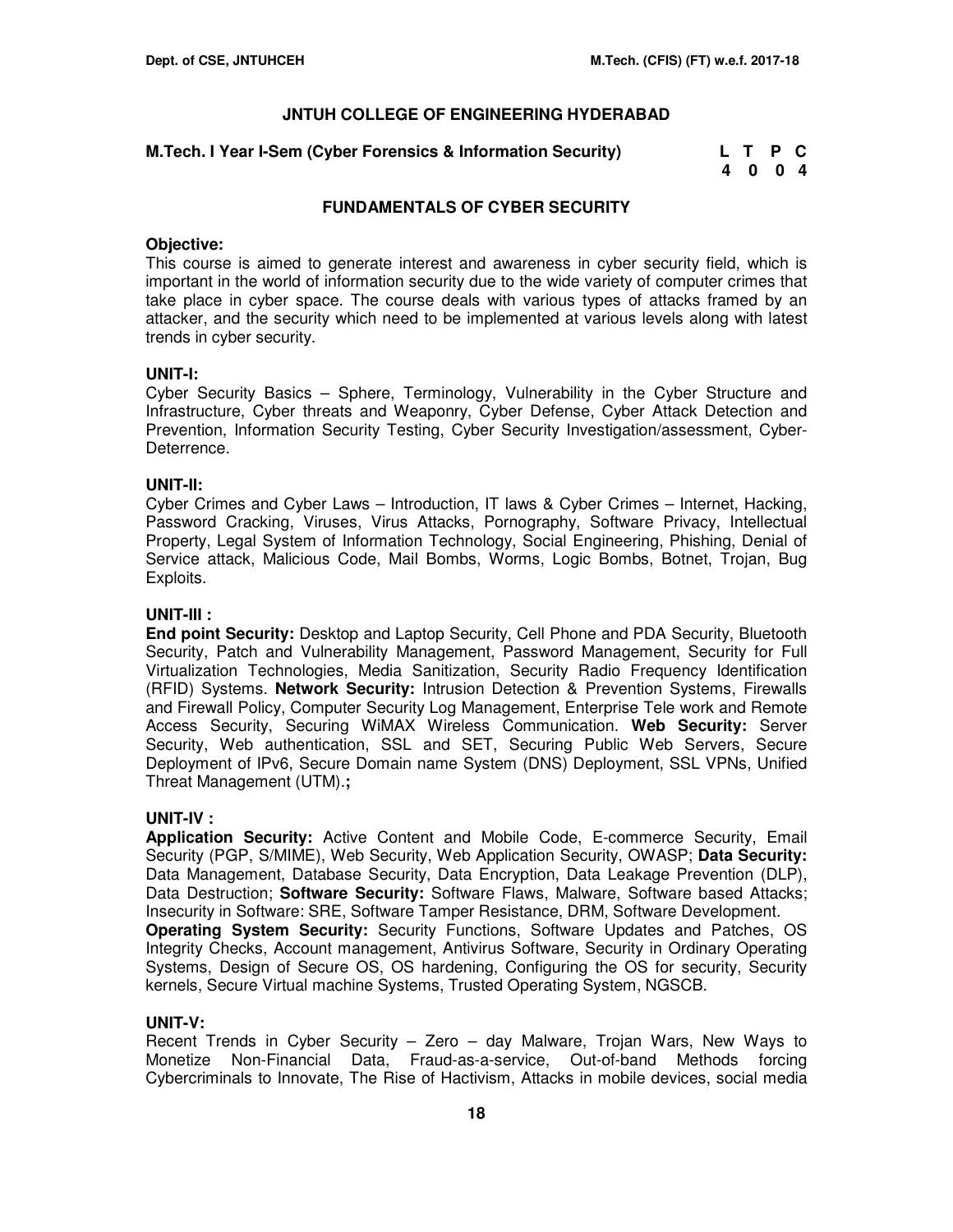# JNTUH COLLEGE OF ENGINEERING HYDERABAD

**M.Tech. I Year I-Sem (Cyber Forensics & Information Security)**

| L | T | P | C |
|---|---|---|---|
| 4 | 0 | 0 | 4 |

## FUNDAMENTALS OF CYBER SECURITY

**Objective:**
This course is aimed to generate interest and awareness in cyber security field, which is important in the world of information security due to the wide variety of computer crimes that take place in cyber space. The course deals with various types of attacks framed by an attacker, and the security which need to be implemented at various levels along with latest trends in cyber security.

**UNIT-I:**
Cyber Security Basics – Sphere, Terminology, Vulnerability in the Cyber Structure and Infrastructure, Cyber threats and Weaponry, Cyber Defense, Cyber Attack Detection and Prevention, Information Security Testing, Cyber Security Investigation/assessment, Cyber-Deterrence.

**UNIT-II:**
Cyber Crimes and Cyber Laws – Introduction, IT laws & Cyber Crimes – Internet, Hacking, Password Cracking, Viruses, Virus Attacks, Pornography, Software Privacy, Intellectual Property, Legal System of Information Technology, Social Engineering, Phishing, Denial of Service attack, Malicious Code, Mail Bombs, Worms, Logic Bombs, Botnet, Trojan, Bug Exploits.

**UNIT-III :**
**End point Security:** Desktop and Laptop Security, Cell Phone and PDA Security, Bluetooth Security, Patch and Vulnerability Management, Password Management, Security for Full Virtualization Technologies, Media Sanitization, Security Radio Frequency Identification (RFID) Systems. **Network Security:** Intrusion Detection & Prevention Systems, Firewalls and Firewall Policy, Computer Security Log Management, Enterprise Tele work and Remote Access Security, Securing WiMAX Wireless Communication. **Web Security:** Server Security, Web authentication, SSL and SET, Securing Public Web Servers, Secure Deployment of IPv6, Secure Domain name System (DNS) Deployment, SSL VPNs, Unified Threat Management (UTM).**;**

**UNIT-IV :**
**Application Security:** Active Content and Mobile Code, E-commerce Security, Email Security (PGP, S/MIME), Web Security, Web Application Security, OWASP; **Data Security:** Data Management, Database Security, Data Encryption, Data Leakage Prevention (DLP), Data Destruction; **Software Security:** Software Flaws, Malware, Software based Attacks; Insecurity in Software: SRE, Software Tamper Resistance, DRM, Software Development.
**Operating System Security:** Security Functions, Software Updates and Patches, OS Integrity Checks, Account management, Antivirus Software, Security in Ordinary Operating Systems, Design of Secure OS, OS hardening, Configuring the OS for security, Security kernels, Secure Virtual machine Systems, Trusted Operating System, NGSCB.

**UNIT-V:**
Recent Trends in Cyber Security – Zero – day Malware, Trojan Wars, New Ways to Monetize Non-Financial Data, Fraud-as-a-service, Out-of-band Methods forcing Cybercriminals to Innovate, The Rise of Hactivism, Attacks in mobile devices, social media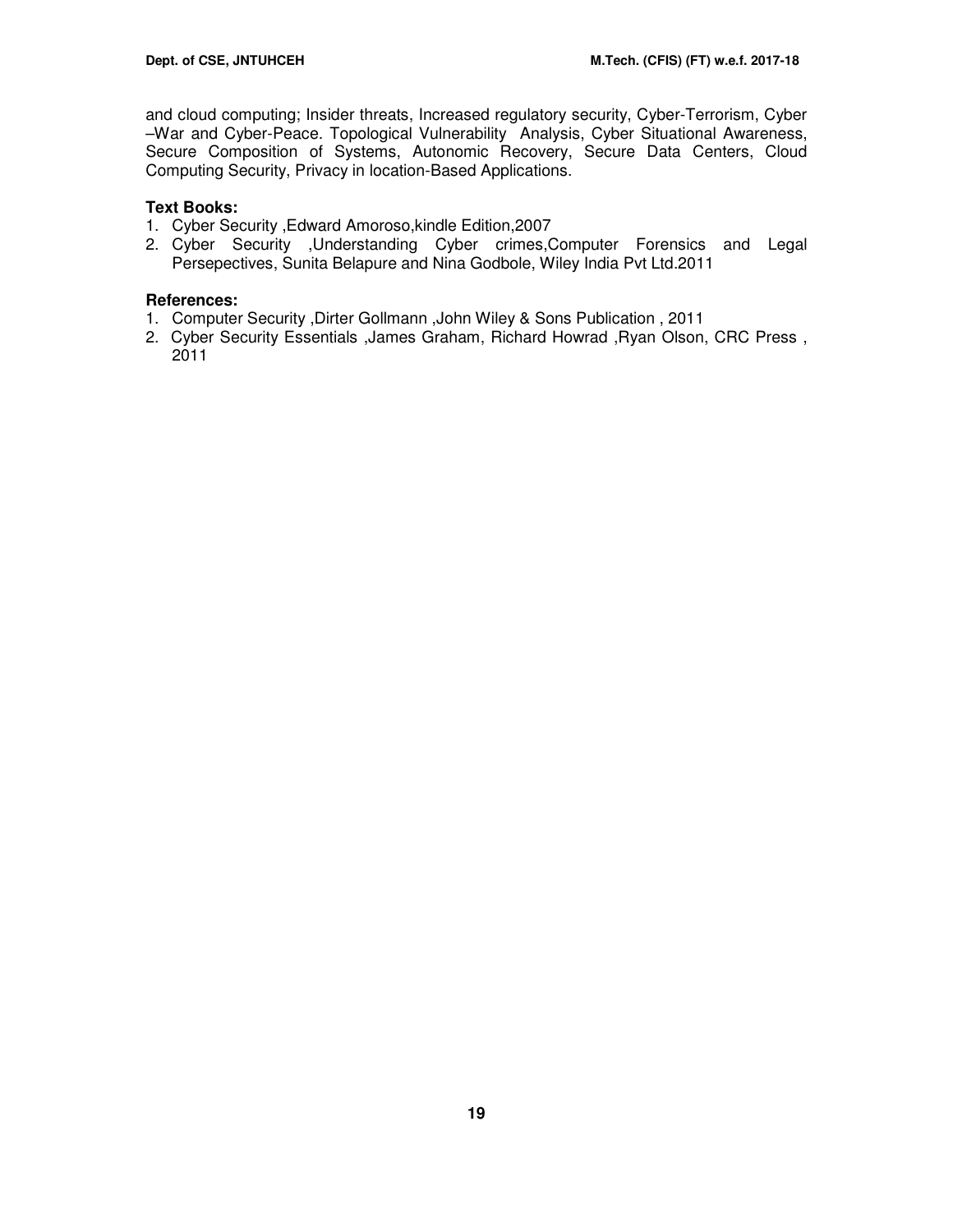and cloud computing; Insider threats, Increased regulatory security, Cyber-Terrorism, Cyber –War and Cyber-Peace. Topological Vulnerability Analysis, Cyber Situational Awareness, Secure Composition of Systems, Autonomic Recovery, Secure Data Centers, Cloud Computing Security, Privacy in location-Based Applications.

**Text Books:**

1. Cyber Security ,Edward Amoroso,kindle Edition,2007
2. Cyber Security ,Understanding Cyber crimes,Computer Forensics and Legal Persepectives, Sunita Belapure and Nina Godbole, Wiley India Pvt Ltd.2011

**References:**

1. Computer Security ,Dirter Gollmann ,John Wiley & Sons Publication , 2011
2. Cyber Security Essentials ,James Graham, Richard Howrad ,Ryan Olson, CRC Press , 2011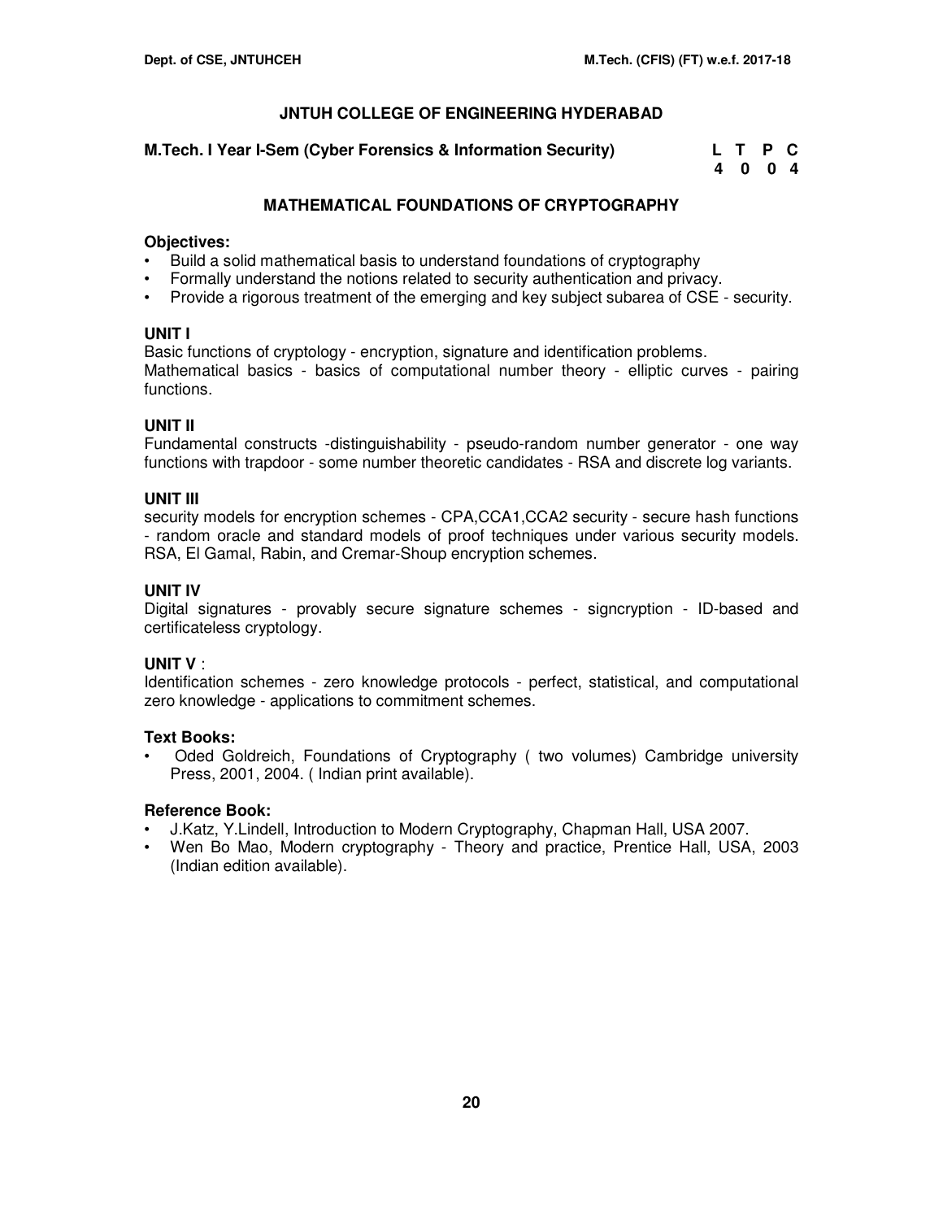## JNTUH COLLEGE OF ENGINEERING HYDERABAD

**M.Tech. I Year I-Sem (Cyber Forensics & Information Security)**

| L | T | P | C |
|---|---|---|---|
| 4 | 0 | 0 | 4 |

## MATHEMATICAL FOUNDATIONS OF CRYPTOGRAPHY

**Objectives:**

- Build a solid mathematical basis to understand foundations of cryptography
- Formally understand the notions related to security authentication and privacy.
- Provide a rigorous treatment of the emerging and key subject subarea of CSE - security.

### UNIT I

Basic functions of cryptology - encryption, signature and identification problems.
Mathematical basics - basics of computational number theory - elliptic curves - pairing functions.

### UNIT II

Fundamental constructs -distinguishability - pseudo-random number generator - one way functions with trapdoor - some number theoretic candidates - RSA and discrete log variants.

### UNIT III

security models for encryption schemes - CPA,CCA1,CCA2 security - secure hash functions - random oracle and standard models of proof techniques under various security models. RSA, El Gamal, Rabin, and Cremar-Shoup encryption schemes.

### UNIT IV

Digital signatures - provably secure signature schemes - signcryption - ID-based and certificateless cryptology.

### UNIT V :

Identification schemes - zero knowledge protocols - perfect, statistical, and computational zero knowledge - applications to commitment schemes.

**Text Books:**

- Oded Goldreich, Foundations of Cryptography ( two volumes) Cambridge university Press, 2001, 2004. ( Indian print available).

**Reference Book:**

- J.Katz, Y.Lindell, Introduction to Modern Cryptography, Chapman Hall, USA 2007.
- Wen Bo Mao, Modern cryptography - Theory and practice, Prentice Hall, USA, 2003 (Indian edition available).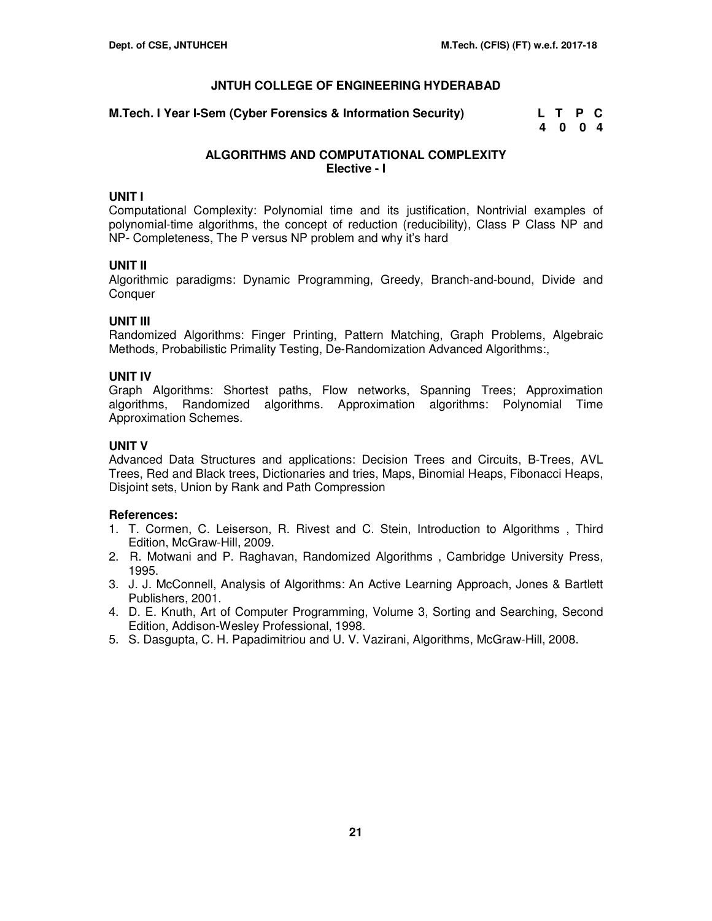# JNTUH COLLEGE OF ENGINEERING HYDERABAD

**M.Tech. I Year I-Sem (Cyber Forensics & Information Security)**

| L | T | P | C |
|---|---|---|---|
| 4 | 0 | 0 | 4 |

## ALGORITHMS AND COMPUTATIONAL COMPLEXITY
**Elective - I**

### UNIT I

Computational Complexity: Polynomial time and its justification, Nontrivial examples of polynomial-time algorithms, the concept of reduction (reducibility), Class P Class NP and NP- Completeness, The P versus NP problem and why it's hard

### UNIT II

Algorithmic paradigms: Dynamic Programming, Greedy, Branch-and-bound, Divide and Conquer

### UNIT III

Randomized Algorithms: Finger Printing, Pattern Matching, Graph Problems, Algebraic Methods, Probabilistic Primality Testing, De-Randomization Advanced Algorithms:,

### UNIT IV

Graph Algorithms: Shortest paths, Flow networks, Spanning Trees; Approximation algorithms, Randomized algorithms. Approximation algorithms: Polynomial Time Approximation Schemes.

### UNIT V

Advanced Data Structures and applications: Decision Trees and Circuits, B-Trees, AVL Trees, Red and Black trees, Dictionaries and tries, Maps, Binomial Heaps, Fibonacci Heaps, Disjoint sets, Union by Rank and Path Compression

### References:

1. T. Cormen, C. Leiserson, R. Rivest and C. Stein, Introduction to Algorithms , Third Edition, McGraw-Hill, 2009.
2. R. Motwani and P. Raghavan, Randomized Algorithms , Cambridge University Press, 1995.
3. J. J. McConnell, Analysis of Algorithms: An Active Learning Approach, Jones & Bartlett Publishers, 2001.
4. D. E. Knuth, Art of Computer Programming, Volume 3, Sorting and Searching, Second Edition, Addison-Wesley Professional, 1998.
5. S. Dasgupta, C. H. Papadimitriou and U. V. Vazirani, Algorithms, McGraw-Hill, 2008.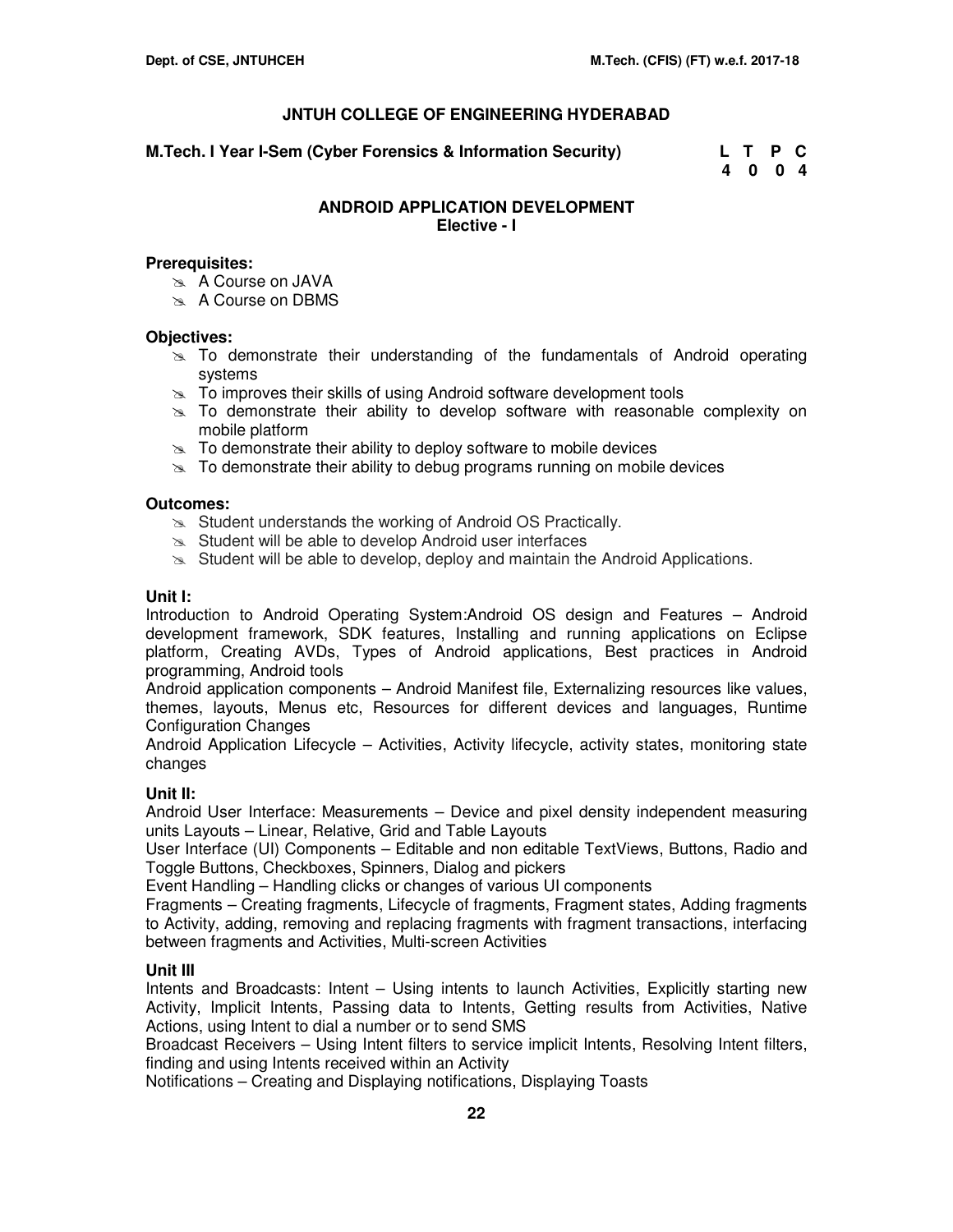## JNTUH COLLEGE OF ENGINEERING HYDERABAD

**M.Tech. I Year I-Sem (Cyber Forensics & Information Security)**

| L | T | P | C |
|---|---|---|---|
| 4 | 0 | 0 | 4 |

### ANDROID APPLICATION DEVELOPMENT
**Elective - I**

**Prerequisites:**

- A Course on JAVA
- A Course on DBMS

**Objectives:**

- To demonstrate their understanding of the fundamentals of Android operating systems
- To improves their skills of using Android software development tools
- To demonstrate their ability to develop software with reasonable complexity on mobile platform
- To demonstrate their ability to deploy software to mobile devices
- To demonstrate their ability to debug programs running on mobile devices

**Outcomes:**

- Student understands the working of Android OS Practically.
- Student will be able to develop Android user interfaces
- Student will be able to develop, deploy and maintain the Android Applications.

**Unit I:**

Introduction to Android Operating System:Android OS design and Features – Android development framework, SDK features, Installing and running applications on Eclipse platform, Creating AVDs, Types of Android applications, Best practices in Android programming, Android tools

Android application components – Android Manifest file, Externalizing resources like values, themes, layouts, Menus etc, Resources for different devices and languages, Runtime Configuration Changes

Android Application Lifecycle – Activities, Activity lifecycle, activity states, monitoring state changes

**Unit II:**

Android User Interface: Measurements – Device and pixel density independent measuring units Layouts – Linear, Relative, Grid and Table Layouts

User Interface (UI) Components – Editable and non editable TextViews, Buttons, Radio and Toggle Buttons, Checkboxes, Spinners, Dialog and pickers

Event Handling – Handling clicks or changes of various UI components

Fragments – Creating fragments, Lifecycle of fragments, Fragment states, Adding fragments to Activity, adding, removing and replacing fragments with fragment transactions, interfacing between fragments and Activities, Multi-screen Activities

**Unit III**

Intents and Broadcasts: Intent – Using intents to launch Activities, Explicitly starting new Activity, Implicit Intents, Passing data to Intents, Getting results from Activities, Native Actions, using Intent to dial a number or to send SMS

Broadcast Receivers – Using Intent filters to service implicit Intents, Resolving Intent filters, finding and using Intents received within an Activity

Notifications – Creating and Displaying notifications, Displaying Toasts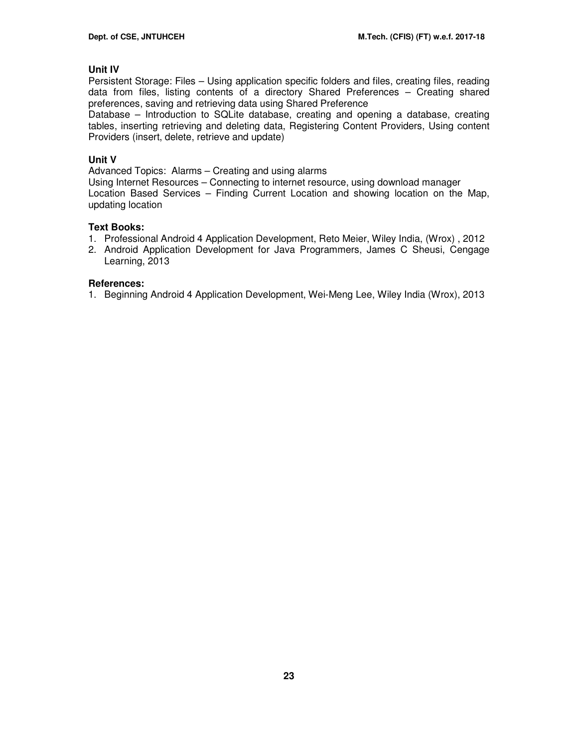### Unit IV

Persistent Storage: Files – Using application specific folders and files, creating files, reading data from files, listing contents of a directory Shared Preferences – Creating shared preferences, saving and retrieving data using Shared Preference

Database – Introduction to SQLite database, creating and opening a database, creating tables, inserting retrieving and deleting data, Registering Content Providers, Using content Providers (insert, delete, retrieve and update)

### Unit V

Advanced Topics: Alarms – Creating and using alarms

Using Internet Resources – Connecting to internet resource, using download manager

Location Based Services – Finding Current Location and showing location on the Map, updating location

### Text Books:

1. Professional Android 4 Application Development, Reto Meier, Wiley India, (Wrox) , 2012
2. Android Application Development for Java Programmers, James C Sheusi, Cengage Learning, 2013

### References:

1. Beginning Android 4 Application Development, Wei-Meng Lee, Wiley India (Wrox), 2013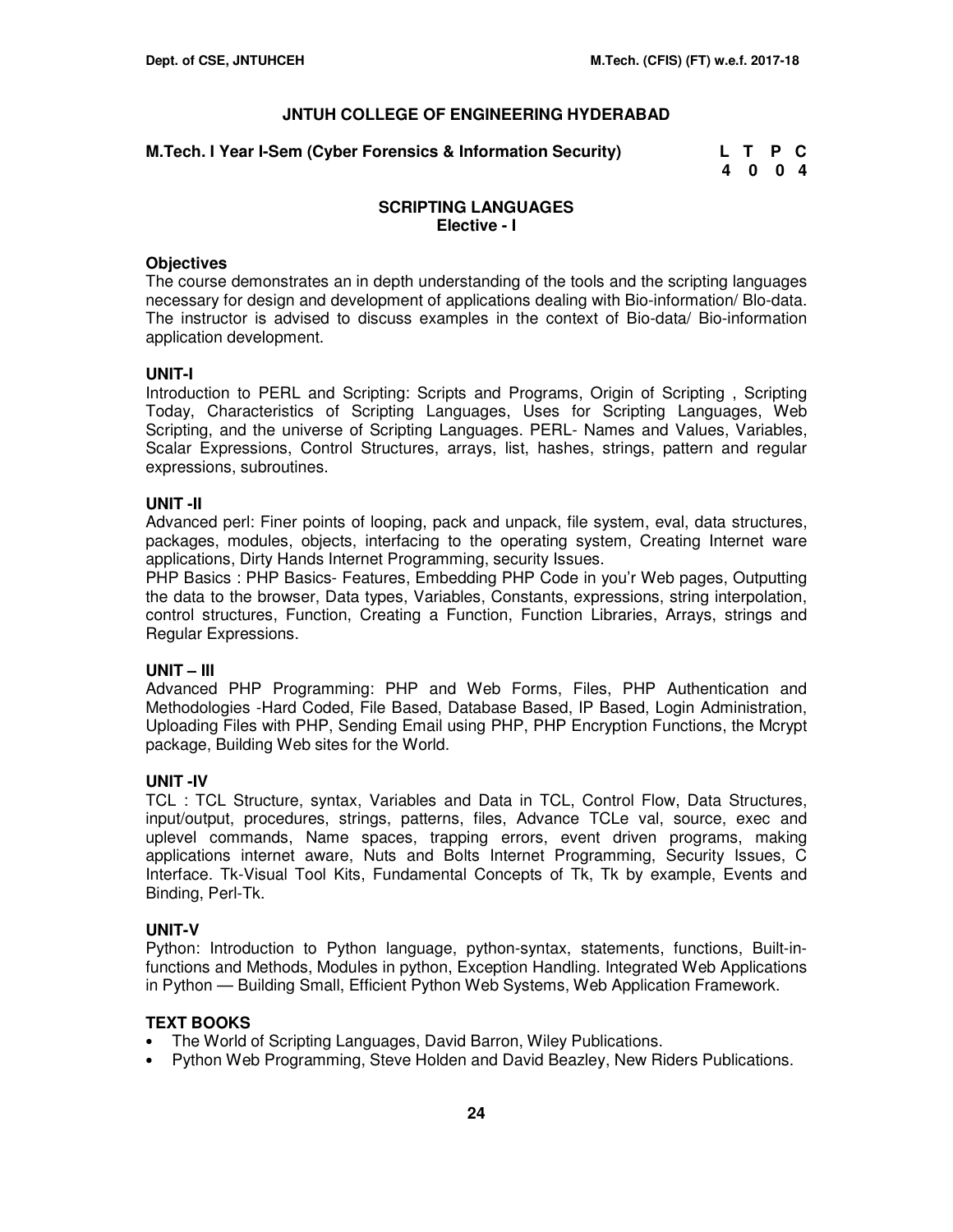# JNTUH COLLEGE OF ENGINEERING HYDERABAD

**M.Tech. I Year I-Sem (Cyber Forensics & Information Security)**

| L | T | P | C |
|---|---|---|---|
| 4 | 0 | 0 | 4 |

## SCRIPTING LANGUAGES
### Elective - I

### Objectives

The course demonstrates an in depth understanding of the tools and the scripting languages necessary for design and development of applications dealing with Bio-information/ Blo-data. The instructor is advised to discuss examples in the context of Bio-data/ Bio-information application development.

### UNIT-I

Introduction to PERL and Scripting: Scripts and Programs, Origin of Scripting , Scripting Today, Characteristics of Scripting Languages, Uses for Scripting Languages, Web Scripting, and the universe of Scripting Languages. PERL- Names and Values, Variables, Scalar Expressions, Control Structures, arrays, list, hashes, strings, pattern and regular expressions, subroutines.

### UNIT -II

Advanced perl: Finer points of looping, pack and unpack, file system, eval, data structures, packages, modules, objects, interfacing to the operating system, Creating Internet ware applications, Dirty Hands Internet Programming, security Issues.

PHP Basics : PHP Basics- Features, Embedding PHP Code in you'r Web pages, Outputting the data to the browser, Data types, Variables, Constants, expressions, string interpolation, control structures, Function, Creating a Function, Function Libraries, Arrays, strings and Regular Expressions.

### UNIT – III

Advanced PHP Programming: PHP and Web Forms, Files, PHP Authentication and Methodologies -Hard Coded, File Based, Database Based, IP Based, Login Administration, Uploading Files with PHP, Sending Email using PHP, PHP Encryption Functions, the Mcrypt package, Building Web sites for the World.

### UNIT -IV

TCL : TCL Structure, syntax, Variables and Data in TCL, Control Flow, Data Structures, input/output, procedures, strings, patterns, files, Advance TCLe val, source, exec and uplevel commands, Name spaces, trapping errors, event driven programs, making applications internet aware, Nuts and Bolts Internet Programming, Security Issues, C Interface. Tk-Visual Tool Kits, Fundamental Concepts of Tk, Tk by example, Events and Binding, Perl-Tk.

### UNIT-V

Python: Introduction to Python language, python-syntax, statements, functions, Built-in-functions and Methods, Modules in python, Exception Handling. Integrated Web Applications in Python — Building Small, Efficient Python Web Systems, Web Application Framework.

### TEXT BOOKS

- The World of Scripting Languages, David Barron, Wiley Publications.
- Python Web Programming, Steve Holden and David Beazley, New Riders Publications.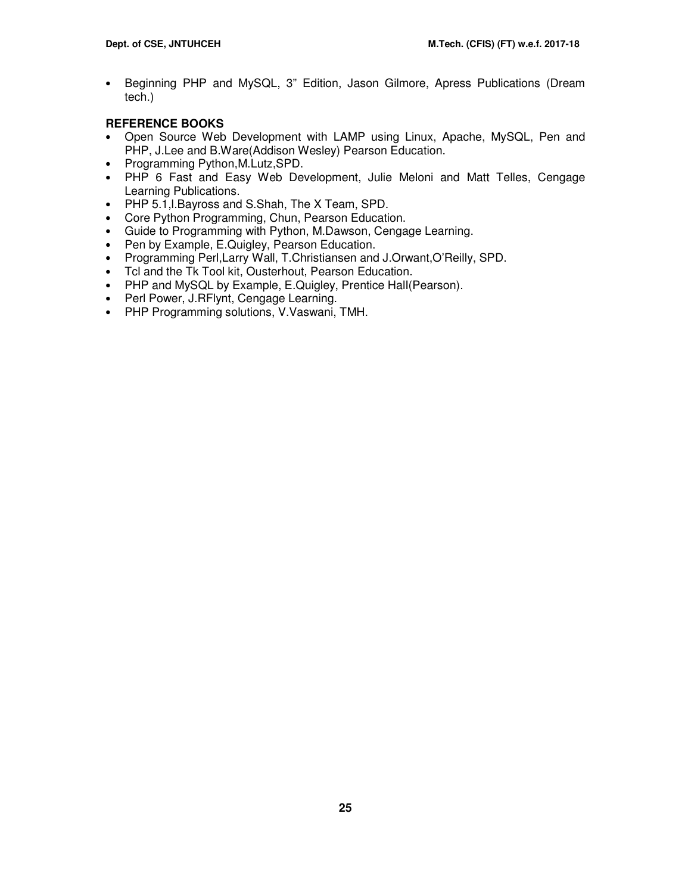- Beginning PHP and MySQL, 3" Edition, Jason Gilmore, Apress Publications (Dream tech.)

**REFERENCE BOOKS**

- Open Source Web Development with LAMP using Linux, Apache, MySQL, Pen and PHP, J.Lee and B.Ware(Addison Wesley) Pearson Education.
- Programming Python,M.Lutz,SPD.
- PHP 6 Fast and Easy Web Development, Julie Meloni and Matt Telles, Cengage Learning Publications.
- PHP 5.1,I.Bayross and S.Shah, The X Team, SPD.
- Core Python Programming, Chun, Pearson Education.
- Guide to Programming with Python, M.Dawson, Cengage Learning.
- Pen by Example, E.Quigley, Pearson Education.
- Programming Perl,Larry Wall, T.Christiansen and J.Orwant,O'Reilly, SPD.
- Tcl and the Tk Tool kit, Ousterhout, Pearson Education.
- PHP and MySQL by Example, E.Quigley, Prentice Hall(Pearson).
- Perl Power, J.RFlynt, Cengage Learning.
- PHP Programming solutions, V.Vaswani, TMH.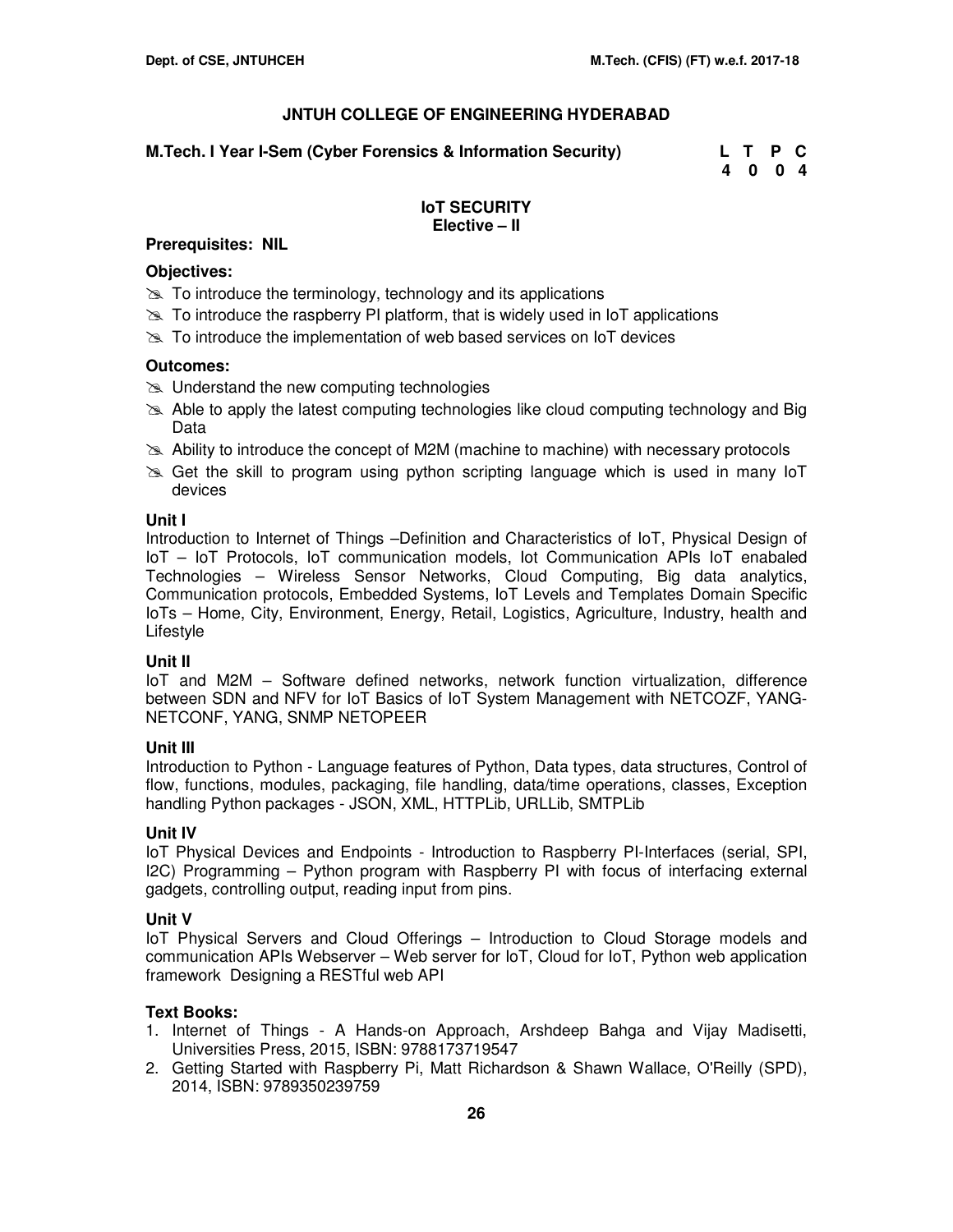# JNTUH COLLEGE OF ENGINEERING HYDERABAD

**M.Tech. I Year I-Sem (Cyber Forensics & Information Security)**

| L | T | P | C |
|---|---|---|---|
| 4 | 0 | 0 | 4 |

## IoT SECURITY
### Elective – II

**Prerequisites: NIL**

**Objectives:**

- To introduce the terminology, technology and its applications
- To introduce the raspberry PI platform, that is widely used in IoT applications
- To introduce the implementation of web based services on IoT devices

**Outcomes:**

- Understand the new computing technologies
- Able to apply the latest computing technologies like cloud computing technology and Big Data
- Ability to introduce the concept of M2M (machine to machine) with necessary protocols
- Get the skill to program using python scripting language which is used in many IoT devices

**Unit I**

Introduction to Internet of Things –Definition and Characteristics of IoT, Physical Design of IoT – IoT Protocols, IoT communication models, Iot Communication APIs IoT enabaled Technologies – Wireless Sensor Networks, Cloud Computing, Big data analytics, Communication protocols, Embedded Systems, IoT Levels and Templates Domain Specific IoTs – Home, City, Environment, Energy, Retail, Logistics, Agriculture, Industry, health and Lifestyle

**Unit II**

IoT and M2M – Software defined networks, network function virtualization, difference between SDN and NFV for IoT Basics of IoT System Management with NETCOZF, YANG-NETCONF, YANG, SNMP NETOPEER

**Unit III**

Introduction to Python - Language features of Python, Data types, data structures, Control of flow, functions, modules, packaging, file handling, data/time operations, classes, Exception handling Python packages - JSON, XML, HTTPLib, URLLib, SMTPLib

**Unit IV**

IoT Physical Devices and Endpoints - Introduction to Raspberry PI-Interfaces (serial, SPI, I2C) Programming – Python program with Raspberry PI with focus of interfacing external gadgets, controlling output, reading input from pins.

**Unit V**

IoT Physical Servers and Cloud Offerings – Introduction to Cloud Storage models and communication APIs Webserver – Web server for IoT, Cloud for IoT, Python web application framework Designing a RESTful web API

**Text Books:**

1. Internet of Things - A Hands-on Approach, Arshdeep Bahga and Vijay Madisetti, Universities Press, 2015, ISBN: 9788173719547
2. Getting Started with Raspberry Pi, Matt Richardson & Shawn Wallace, O'Reilly (SPD), 2014, ISBN: 9789350239759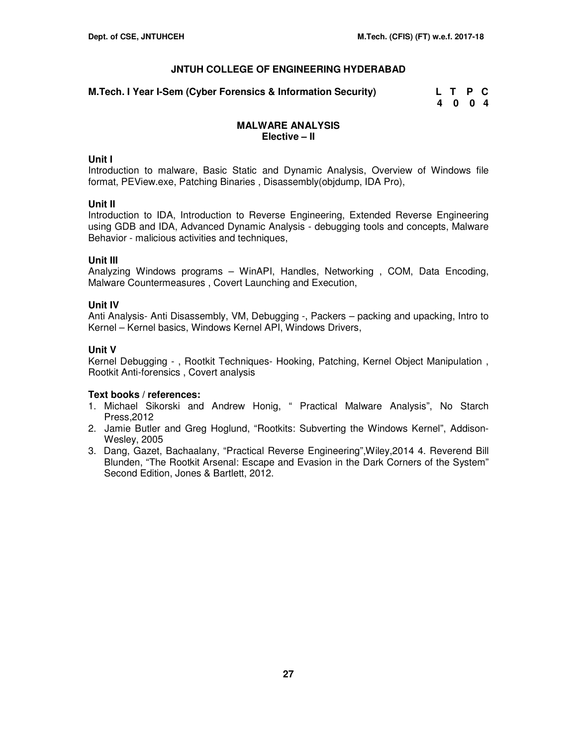**JNTUH COLLEGE OF ENGINEERING HYDERABAD**

**M.Tech. I Year I-Sem (Cyber Forensics & Information Security)**

| L | T | P | C |
|---|---|---|---|
| 4 | 0 | 0 | 4 |

## MALWARE ANALYSIS
### Elective – II

**Unit I**

Introduction to malware, Basic Static and Dynamic Analysis, Overview of Windows file format, PEView.exe, Patching Binaries , Disassembly(objdump, IDA Pro),

**Unit II**

Introduction to IDA, Introduction to Reverse Engineering, Extended Reverse Engineering using GDB and IDA, Advanced Dynamic Analysis - debugging tools and concepts, Malware Behavior - malicious activities and techniques,

**Unit III**

Analyzing Windows programs – WinAPI, Handles, Networking , COM, Data Encoding, Malware Countermeasures , Covert Launching and Execution,

**Unit IV**

Anti Analysis- Anti Disassembly, VM, Debugging -, Packers – packing and upacking, Intro to Kernel – Kernel basics, Windows Kernel API, Windows Drivers,

**Unit V**

Kernel Debugging - , Rootkit Techniques- Hooking, Patching, Kernel Object Manipulation , Rootkit Anti-forensics , Covert analysis

**Text books / references:**

1. Michael Sikorski and Andrew Honig, " Practical Malware Analysis", No Starch Press,2012
2. Jamie Butler and Greg Hoglund, "Rootkits: Subverting the Windows Kernel", Addison-Wesley, 2005
3. Dang, Gazet, Bachaalany, "Practical Reverse Engineering",Wiley,2014 4. Reverend Bill Blunden, "The Rootkit Arsenal: Escape and Evasion in the Dark Corners of the System" Second Edition, Jones & Bartlett, 2012.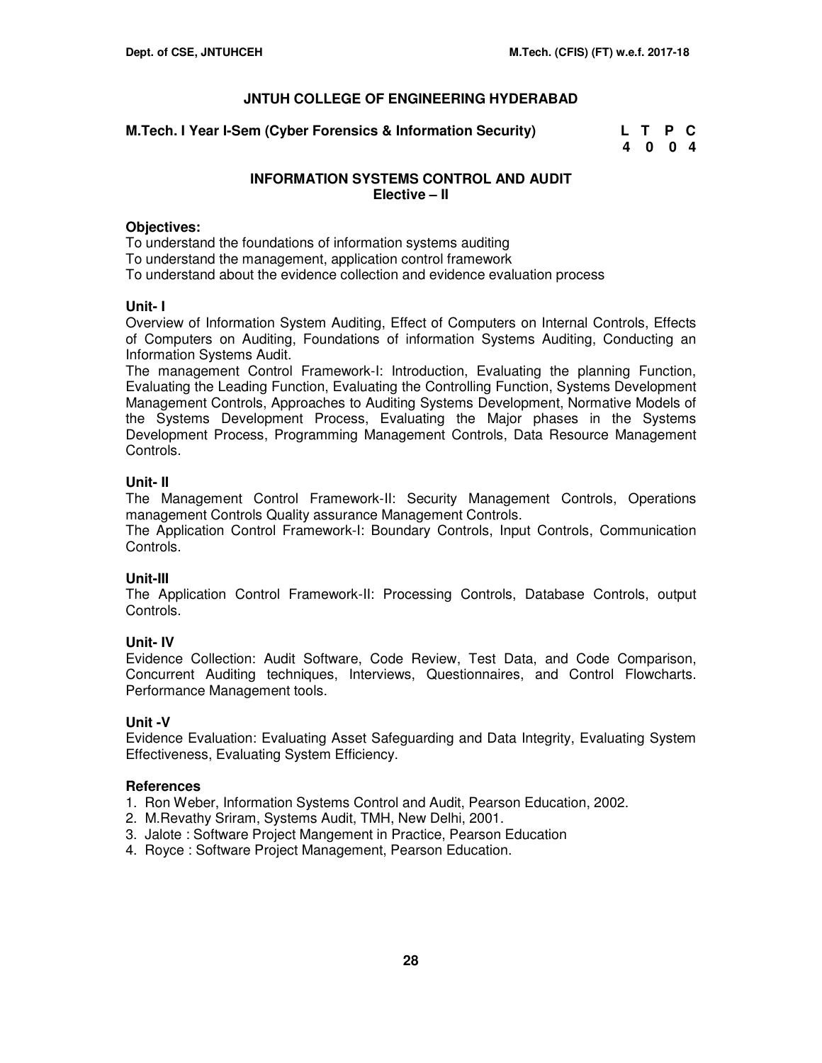## JNTUH COLLEGE OF ENGINEERING HYDERABAD

**M.Tech. I Year I-Sem (Cyber Forensics & Information Security)**

| L | T | P | C |
|---|---|---|---|
| 4 | 0 | 0 | 4 |

### INFORMATION SYSTEMS CONTROL AND AUDIT
**Elective – II**

**Objectives:**

To understand the foundations of information systems auditing
To understand the management, application control framework
To understand about the evidence collection and evidence evaluation process

**Unit- I**

Overview of Information System Auditing, Effect of Computers on Internal Controls, Effects of Computers on Auditing, Foundations of information Systems Auditing, Conducting an Information Systems Audit.

The management Control Framework-I: Introduction, Evaluating the planning Function, Evaluating the Leading Function, Evaluating the Controlling Function, Systems Development Management Controls, Approaches to Auditing Systems Development, Normative Models of the Systems Development Process, Evaluating the Major phases in the Systems Development Process, Programming Management Controls, Data Resource Management Controls.

**Unit- II**

The Management Control Framework-II: Security Management Controls, Operations management Controls Quality assurance Management Controls.

The Application Control Framework-I: Boundary Controls, Input Controls, Communication Controls.

**Unit-III**

The Application Control Framework-II: Processing Controls, Database Controls, output Controls.

**Unit- IV**

Evidence Collection: Audit Software, Code Review, Test Data, and Code Comparison, Concurrent Auditing techniques, Interviews, Questionnaires, and Control Flowcharts. Performance Management tools.

**Unit -V**

Evidence Evaluation: Evaluating Asset Safeguarding and Data Integrity, Evaluating System Effectiveness, Evaluating System Efficiency.

**References**

1. Ron Weber, Information Systems Control and Audit, Pearson Education, 2002.
2. M.Revathy Sriram, Systems Audit, TMH, New Delhi, 2001.
3. Jalote : Software Project Mangement in Practice, Pearson Education
4. Royce : Software Project Management, Pearson Education.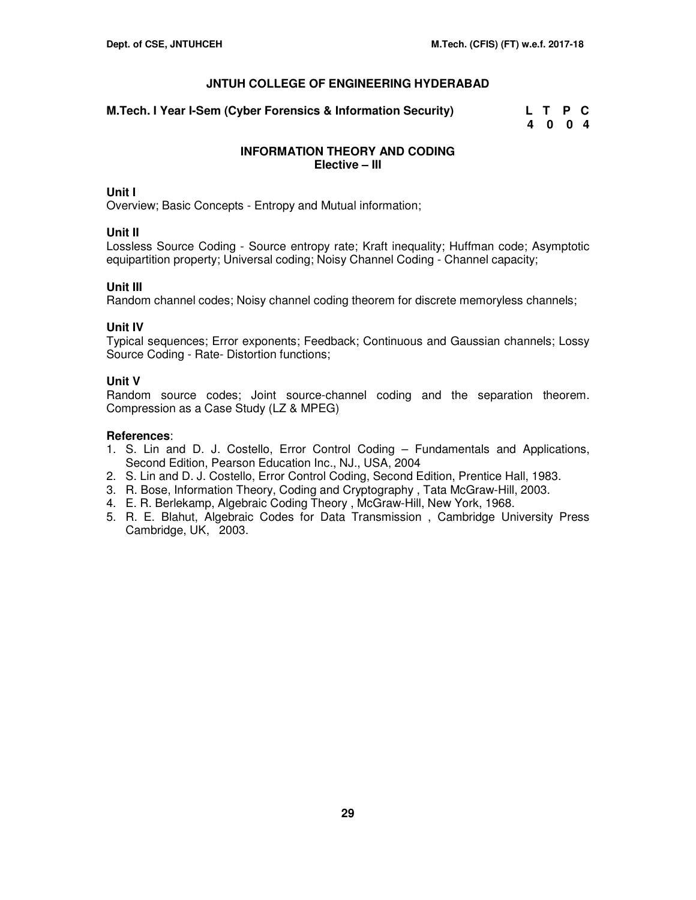## JNTUH COLLEGE OF ENGINEERING HYDERABAD

**M.Tech. I Year I-Sem (Cyber Forensics & Information Security)**

| L | T | P | C |
|---|---|---|---|
| 4 | 0 | 0 | 4 |

### INFORMATION THEORY AND CODING
**Elective – III**

**Unit I**

Overview; Basic Concepts - Entropy and Mutual information;

**Unit II**

Lossless Source Coding - Source entropy rate; Kraft inequality; Huffman code; Asymptotic equipartition property; Universal coding; Noisy Channel Coding - Channel capacity;

**Unit III**

Random channel codes; Noisy channel coding theorem for discrete memoryless channels;

**Unit IV**

Typical sequences; Error exponents; Feedback; Continuous and Gaussian channels; Lossy Source Coding - Rate- Distortion functions;

**Unit V**

Random source codes; Joint source-channel coding and the separation theorem. Compression as a Case Study (LZ & MPEG)

**References**:

1. S. Lin and D. J. Costello, Error Control Coding – Fundamentals and Applications, Second Edition, Pearson Education Inc., NJ., USA, 2004
2. S. Lin and D. J. Costello, Error Control Coding, Second Edition, Prentice Hall, 1983.
3. R. Bose, Information Theory, Coding and Cryptography , Tata McGraw-Hill, 2003.
4. E. R. Berlekamp, Algebraic Coding Theory , McGraw-Hill, New York, 1968.
5. R. E. Blahut, Algebraic Codes for Data Transmission , Cambridge University Press Cambridge, UK, 2003.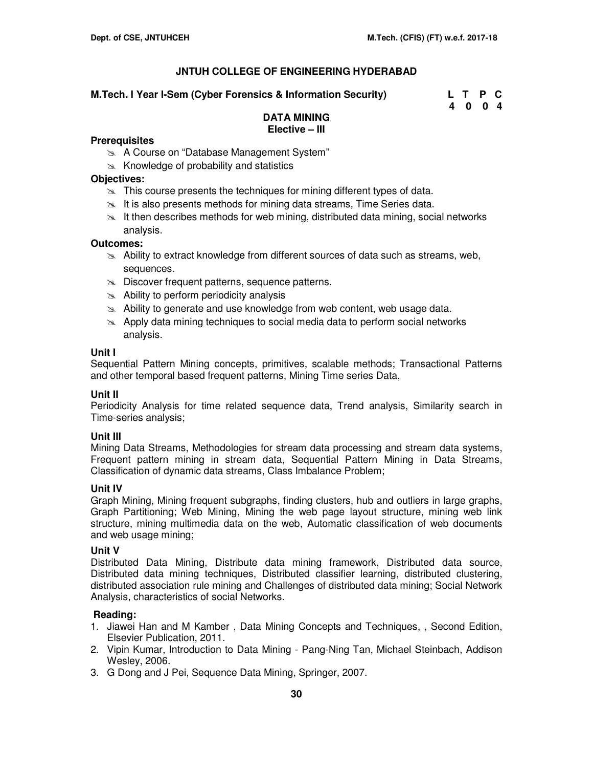# JNTUH COLLEGE OF ENGINEERING HYDERABAD

**M.Tech. I Year I-Sem (Cyber Forensics & Information Security)**

| L | T | P | C |
|---|---|---|---|
| 4 | 0 | 0 | 4 |

## DATA MINING
### Elective – III

**Prerequisites**

- A Course on “Database Management System”
- Knowledge of probability and statistics

**Objectives:**

- This course presents the techniques for mining different types of data.
- It is also presents methods for mining data streams, Time Series data.
- It then describes methods for web mining, distributed data mining, social networks analysis.

**Outcomes:**

- Ability to extract knowledge from different sources of data such as streams, web, sequences.
- Discover frequent patterns, sequence patterns.
- Ability to perform periodicity analysis
- Ability to generate and use knowledge from web content, web usage data.
- Apply data mining techniques to social media data to perform social networks analysis.

**Unit I**

Sequential Pattern Mining concepts, primitives, scalable methods; Transactional Patterns and other temporal based frequent patterns, Mining Time series Data,

**Unit II**

Periodicity Analysis for time related sequence data, Trend analysis, Similarity search in Time-series analysis;

**Unit III**

Mining Data Streams, Methodologies for stream data processing and stream data systems, Frequent pattern mining in stream data, Sequential Pattern Mining in Data Streams, Classification of dynamic data streams, Class Imbalance Problem;

**Unit IV**

Graph Mining, Mining frequent subgraphs, finding clusters, hub and outliers in large graphs, Graph Partitioning; Web Mining, Mining the web page layout structure, mining web link structure, mining multimedia data on the web, Automatic classification of web documents and web usage mining;

**Unit V**

Distributed Data Mining, Distribute data mining framework, Distributed data source, Distributed data mining techniques, Distributed classifier learning, distributed clustering, distributed association rule mining and Challenges of distributed data mining; Social Network Analysis, characteristics of social Networks.

**Reading:**

1. Jiawei Han and M Kamber , Data Mining Concepts and Techniques, , Second Edition, Elsevier Publication, 2011.
2. Vipin Kumar, Introduction to Data Mining - Pang-Ning Tan, Michael Steinbach, Addison Wesley, 2006.
3. G Dong and J Pei, Sequence Data Mining, Springer, 2007.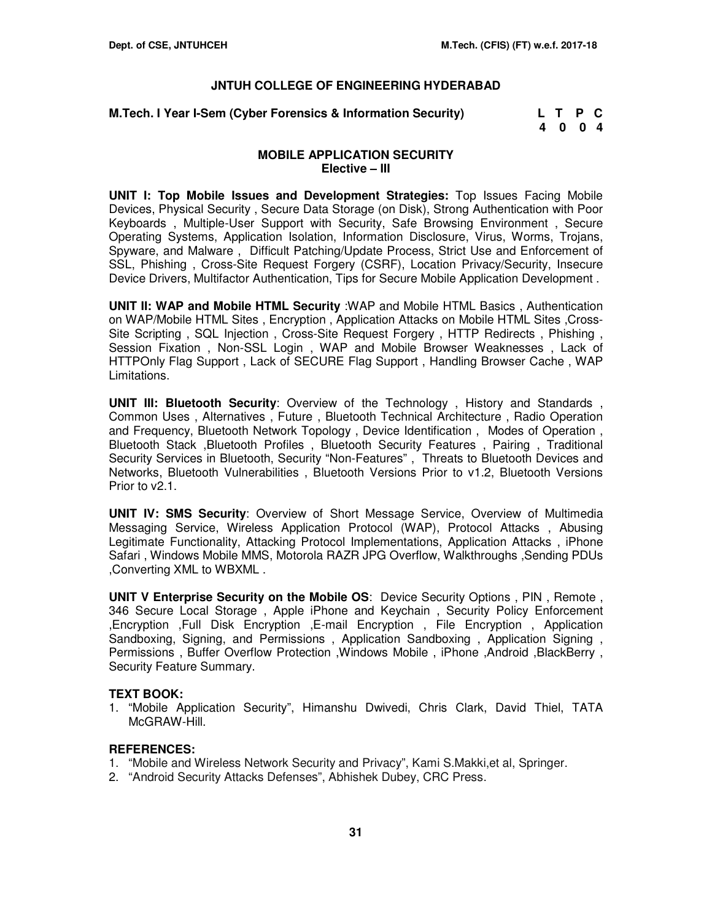**JNTUH COLLEGE OF ENGINEERING HYDERABAD**

**M.Tech. I Year I-Sem (Cyber Forensics & Information Security)**

| L | T | P | C |
|---|---|---|---|
| 4 | 0 | 0 | 4 |

## MOBILE APPLICATION SECURITY
### Elective – III

**UNIT I: Top Mobile Issues and Development Strategies:** Top Issues Facing Mobile Devices, Physical Security , Secure Data Storage (on Disk), Strong Authentication with Poor Keyboards , Multiple-User Support with Security, Safe Browsing Environment , Secure Operating Systems, Application Isolation, Information Disclosure, Virus, Worms, Trojans, Spyware, and Malware , Difficult Patching/Update Process, Strict Use and Enforcement of SSL, Phishing , Cross-Site Request Forgery (CSRF), Location Privacy/Security, Insecure Device Drivers, Multifactor Authentication, Tips for Secure Mobile Application Development .

**UNIT II: WAP and Mobile HTML Security** :WAP and Mobile HTML Basics , Authentication on WAP/Mobile HTML Sites , Encryption , Application Attacks on Mobile HTML Sites ,Cross-Site Scripting , SQL Injection , Cross-Site Request Forgery , HTTP Redirects , Phishing , Session Fixation , Non-SSL Login , WAP and Mobile Browser Weaknesses , Lack of HTTPOnly Flag Support , Lack of SECURE Flag Support , Handling Browser Cache , WAP Limitations.

**UNIT III: Bluetooth Security**: Overview of the Technology , History and Standards , Common Uses , Alternatives , Future , Bluetooth Technical Architecture , Radio Operation and Frequency, Bluetooth Network Topology , Device Identification , Modes of Operation , Bluetooth Stack ,Bluetooth Profiles , Bluetooth Security Features , Pairing , Traditional Security Services in Bluetooth, Security "Non-Features" , Threats to Bluetooth Devices and Networks, Bluetooth Vulnerabilities , Bluetooth Versions Prior to v1.2, Bluetooth Versions Prior to v2.1.

**UNIT IV: SMS Security**: Overview of Short Message Service, Overview of Multimedia Messaging Service, Wireless Application Protocol (WAP), Protocol Attacks , Abusing Legitimate Functionality, Attacking Protocol Implementations, Application Attacks , iPhone Safari , Windows Mobile MMS, Motorola RAZR JPG Overflow, Walkthroughs ,Sending PDUs ,Converting XML to WBXML .

**UNIT V Enterprise Security on the Mobile OS**: Device Security Options , PIN , Remote , 346 Secure Local Storage , Apple iPhone and Keychain , Security Policy Enforcement ,Encryption ,Full Disk Encryption ,E-mail Encryption , File Encryption , Application Sandboxing, Signing, and Permissions , Application Sandboxing , Application Signing , Permissions , Buffer Overflow Protection ,Windows Mobile , iPhone ,Android ,BlackBerry , Security Feature Summary.

**TEXT BOOK:**
1. "Mobile Application Security", Himanshu Dwivedi, Chris Clark, David Thiel, TATA McGRAW-Hill.

**REFERENCES:**
1. "Mobile and Wireless Network Security and Privacy", Kami S.Makki,et al, Springer.
2. "Android Security Attacks Defenses", Abhishek Dubey, CRC Press.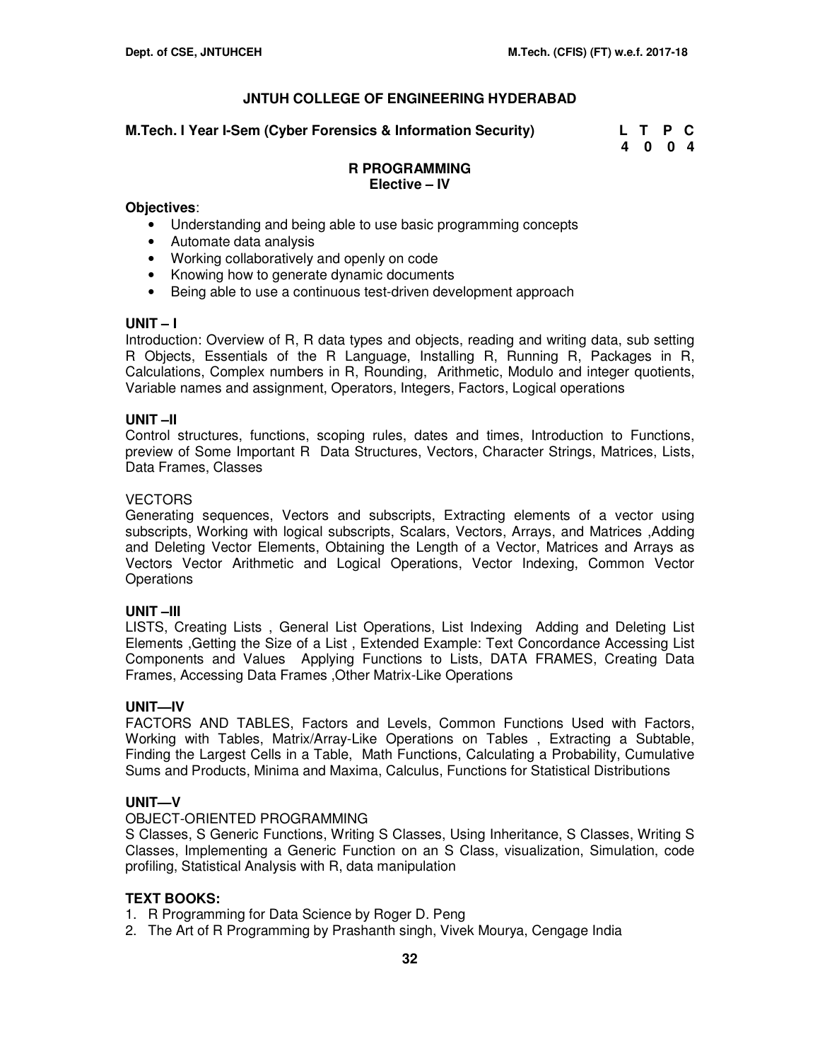# JNTUH COLLEGE OF ENGINEERING HYDERABAD

**M.Tech. I Year I-Sem (Cyber Forensics & Information Security)**

| L | T | P | C |
|---|---|---|---|
| 4 | 0 | 0 | 4 |

## R PROGRAMMING
**Elective – IV**

**Objectives**:

- Understanding and being able to use basic programming concepts
- Automate data analysis
- Working collaboratively and openly on code
- Knowing how to generate dynamic documents
- Being able to use a continuous test-driven development approach

### UNIT – I

Introduction: Overview of R, R data types and objects, reading and writing data, sub setting R Objects, Essentials of the R Language, Installing R, Running R, Packages in R, Calculations, Complex numbers in R, Rounding, Arithmetic, Modulo and integer quotients, Variable names and assignment, Operators, Integers, Factors, Logical operations

### UNIT –II

Control structures, functions, scoping rules, dates and times, Introduction to Functions, preview of Some Important R Data Structures, Vectors, Character Strings, Matrices, Lists, Data Frames, Classes

VECTORS

Generating sequences, Vectors and subscripts, Extracting elements of a vector using subscripts, Working with logical subscripts, Scalars, Vectors, Arrays, and Matrices ,Adding and Deleting Vector Elements, Obtaining the Length of a Vector, Matrices and Arrays as Vectors Vector Arithmetic and Logical Operations, Vector Indexing, Common Vector Operations

### UNIT –III

LISTS, Creating Lists , General List Operations, List Indexing Adding and Deleting List Elements ,Getting the Size of a List , Extended Example: Text Concordance Accessing List Components and Values Applying Functions to Lists, DATA FRAMES, Creating Data Frames, Accessing Data Frames ,Other Matrix-Like Operations

### UNIT—IV

FACTORS AND TABLES, Factors and Levels, Common Functions Used with Factors, Working with Tables, Matrix/Array-Like Operations on Tables , Extracting a Subtable, Finding the Largest Cells in a Table, Math Functions, Calculating a Probability, Cumulative Sums and Products, Minima and Maxima, Calculus, Functions for Statistical Distributions

### UNIT—V

OBJECT-ORIENTED PROGRAMMING

S Classes, S Generic Functions, Writing S Classes, Using Inheritance, S Classes, Writing S Classes, Implementing a Generic Function on an S Class, visualization, Simulation, code profiling, Statistical Analysis with R, data manipulation

### TEXT BOOKS:

1. R Programming for Data Science by Roger D. Peng
2. The Art of R Programming by Prashanth singh, Vivek Mourya, Cengage India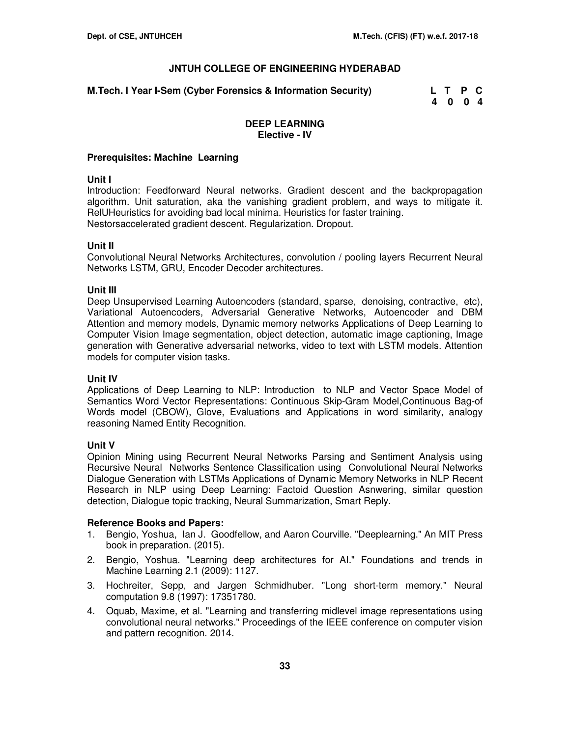# JNTUH COLLEGE OF ENGINEERING HYDERABAD

**M.Tech. I Year I-Sem (Cyber Forensics & Information Security)**

| L | T | P | C |
|---|---|---|---|
| 4 | 0 | 0 | 4 |

## DEEP LEARNING
### Elective - IV

**Prerequisites: Machine Learning**

### Unit I

Introduction: Feedforward Neural networks. Gradient descent and the backpropagation algorithm. Unit saturation, aka the vanishing gradient problem, and ways to mitigate it. RelUHeuristics for avoiding bad local minima. Heuristics for faster training. Nestorsaccelerated gradient descent. Regularization. Dropout.

### Unit II

Convolutional Neural Networks Architectures, convolution / pooling layers Recurrent Neural Networks LSTM, GRU, Encoder Decoder architectures.

### Unit III

Deep Unsupervised Learning Autoencoders (standard, sparse, denoising, contractive, etc), Variational Autoencoders, Adversarial Generative Networks, Autoencoder and DBM Attention and memory models, Dynamic memory networks Applications of Deep Learning to Computer Vision Image segmentation, object detection, automatic image captioning, Image generation with Generative adversarial networks, video to text with LSTM models. Attention models for computer vision tasks.

### Unit IV

Applications of Deep Learning to NLP: Introduction to NLP and Vector Space Model of Semantics Word Vector Representations: Continuous Skip-Gram Model,Continuous Bag-of Words model (CBOW), Glove, Evaluations and Applications in word similarity, analogy reasoning Named Entity Recognition.

### Unit V

Opinion Mining using Recurrent Neural Networks Parsing and Sentiment Analysis using Recursive Neural Networks Sentence Classification using Convolutional Neural Networks Dialogue Generation with LSTMs Applications of Dynamic Memory Networks in NLP Recent Research in NLP using Deep Learning: Factoid Question Asnwering, similar question detection, Dialogue topic tracking, Neural Summarization, Smart Reply.

### Reference Books and Papers:

1. Bengio, Yoshua, Ian J. Goodfellow, and Aaron Courville. "Deeplearning." An MIT Press book in preparation. (2015).
2. Bengio, Yoshua. "Learning deep architectures for AI." Foundations and trends in Machine Learning 2.1 (2009): 1127.
3. Hochreiter, Sepp, and Jargen Schmidhuber. "Long short-term memory." Neural computation 9.8 (1997): 17351780.
4. Oquab, Maxime, et al. "Learning and transferring midlevel image representations using convolutional neural networks." Proceedings of the IEEE conference on computer vision and pattern recognition. 2014.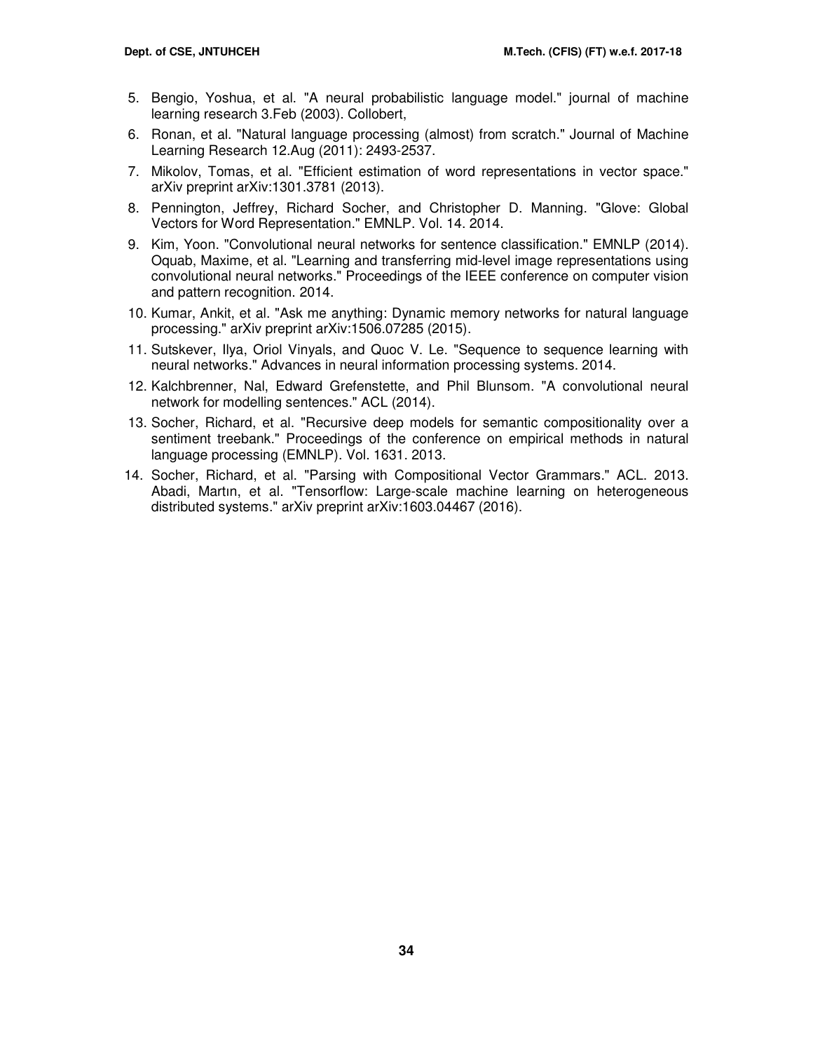5. Bengio, Yoshua, et al. "A neural probabilistic language model." journal of machine learning research 3.Feb (2003). Collobert,
6. Ronan, et al. "Natural language processing (almost) from scratch." Journal of Machine Learning Research 12.Aug (2011): 2493-2537.
7. Mikolov, Tomas, et al. "Efficient estimation of word representations in vector space." arXiv preprint arXiv:1301.3781 (2013).
8. Pennington, Jeffrey, Richard Socher, and Christopher D. Manning. "Glove: Global Vectors for Word Representation." EMNLP. Vol. 14. 2014.
9. Kim, Yoon. "Convolutional neural networks for sentence classification." EMNLP (2014). Oquab, Maxime, et al. "Learning and transferring mid-level image representations using convolutional neural networks." Proceedings of the IEEE conference on computer vision and pattern recognition. 2014.
10. Kumar, Ankit, et al. "Ask me anything: Dynamic memory networks for natural language processing." arXiv preprint arXiv:1506.07285 (2015).
11. Sutskever, Ilya, Oriol Vinyals, and Quoc V. Le. "Sequence to sequence learning with neural networks." Advances in neural information processing systems. 2014.
12. Kalchbrenner, Nal, Edward Grefenstette, and Phil Blunsom. "A convolutional neural network for modelling sentences." ACL (2014).
13. Socher, Richard, et al. "Recursive deep models for semantic compositionality over a sentiment treebank." Proceedings of the conference on empirical methods in natural language processing (EMNLP). Vol. 1631. 2013.
14. Socher, Richard, et al. "Parsing with Compositional Vector Grammars." ACL. 2013. Abadi, Martın, et al. "Tensorflow: Large-scale machine learning on heterogeneous distributed systems." arXiv preprint arXiv:1603.04467 (2016).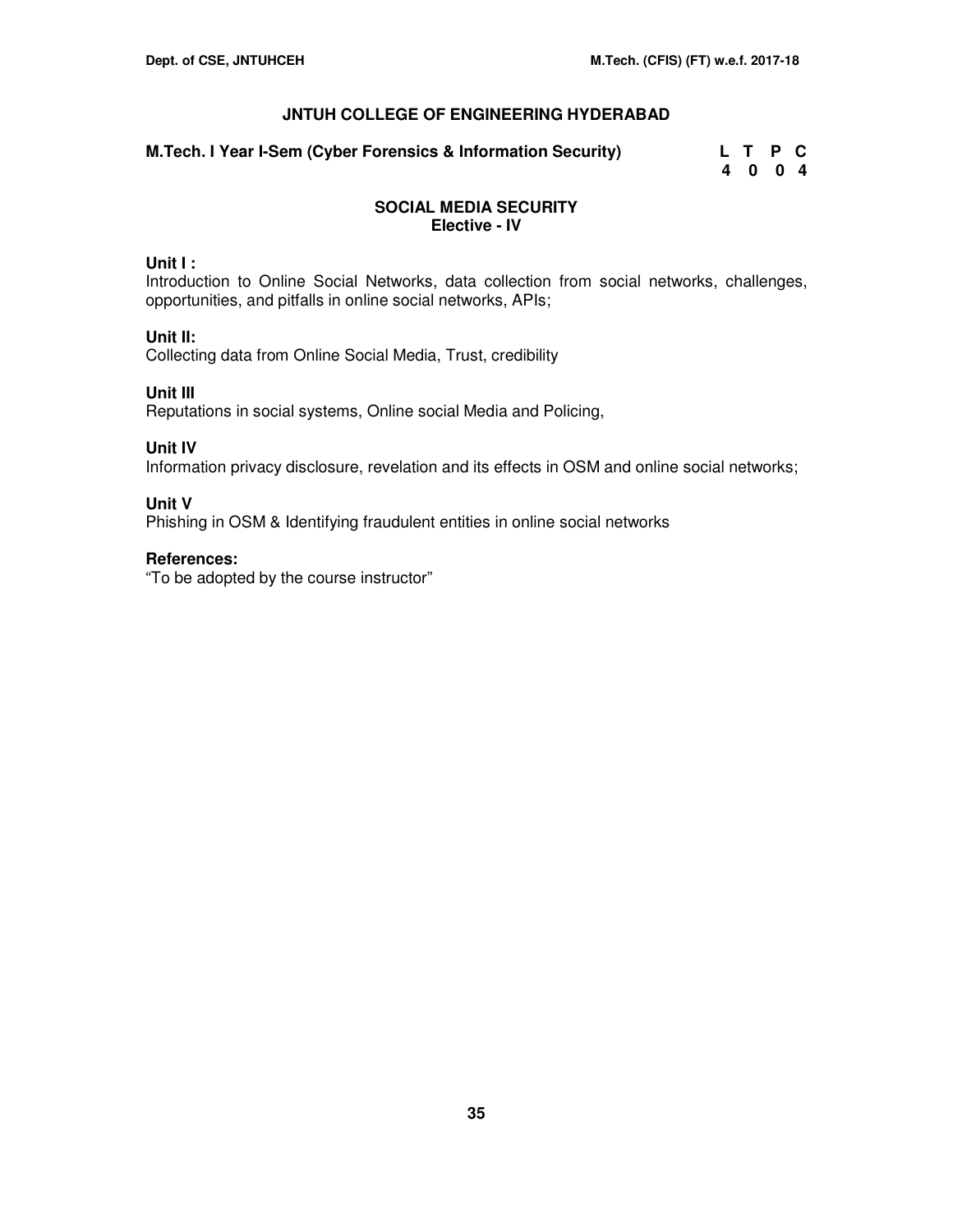# JNTUH COLLEGE OF ENGINEERING HYDERABAD

**M.Tech. I Year I-Sem (Cyber Forensics & Information Security)**

| L | T | P | C |
|---|---|---|---|
| 4 | 0 | 0 | 4 |

## SOCIAL MEDIA SECURITY
### Elective - IV

**Unit I :**
Introduction to Online Social Networks, data collection from social networks, challenges, opportunities, and pitfalls in online social networks, APIs;

**Unit II:**
Collecting data from Online Social Media, Trust, credibility

**Unit III**
Reputations in social systems, Online social Media and Policing,

**Unit IV**
Information privacy disclosure, revelation and its effects in OSM and online social networks;

**Unit V**
Phishing in OSM & Identifying fraudulent entities in online social networks

**References:**
"To be adopted by the course instructor"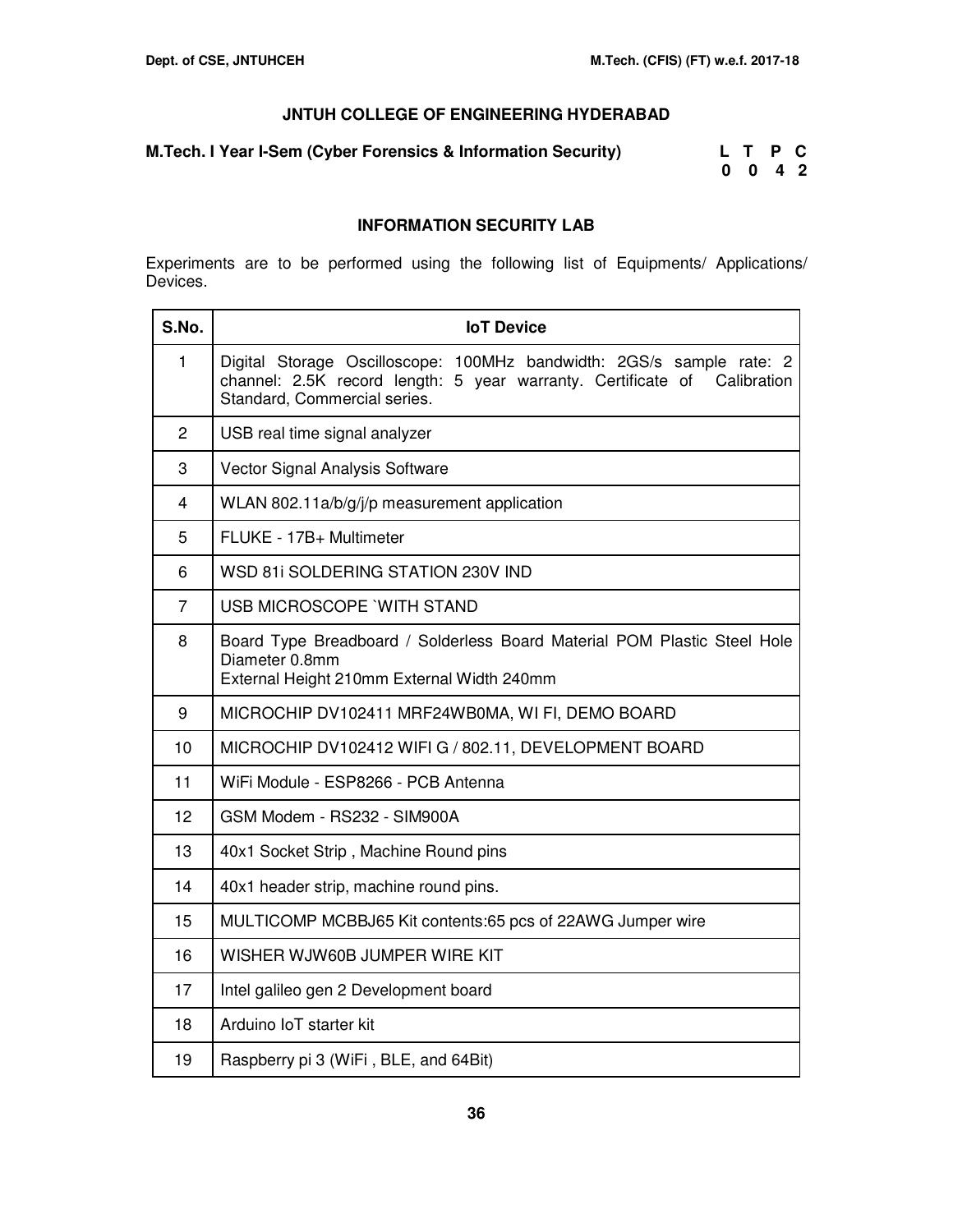## JNTUH COLLEGE OF ENGINEERING HYDERABAD

**M.Tech. I Year I-Sem (Cyber Forensics & Information Security)**

| L | T | P | C |
|---|---|---|---|
| 0 | 0 | 4 | 2 |

### INFORMATION SECURITY LAB

Experiments are to be performed using the following list of Equipments/ Applications/ Devices.

| S.No. | IoT Device |
|---|---|
| 1 | Digital Storage Oscilloscope: 100MHz bandwidth: 2GS/s sample rate: 2 channel: 2.5K record length: 5 year warranty. Certificate of Calibration Standard, Commercial series. |
| 2 | USB real time signal analyzer |
| 3 | Vector Signal Analysis Software |
| 4 | WLAN 802.11a/b/g/j/p measurement application |
| 5 | FLUKE - 17B+ Multimeter |
| 6 | WSD 81i SOLDERING STATION 230V IND |
| 7 | USB MICROSCOPE `WITH STAND |
| 8 | Board Type Breadboard / Solderless Board Material POM Plastic Steel Hole Diameter 0.8mm<br>External Height 210mm External Width 240mm |
| 9 | MICROCHIP DV102411 MRF24WB0MA, WI FI, DEMO BOARD |
| 10 | MICROCHIP DV102412 WIFI G / 802.11, DEVELOPMENT BOARD |
| 11 | WiFi Module - ESP8266 - PCB Antenna |
| 12 | GSM Modem - RS232 - SIM900A |
| 13 | 40x1 Socket Strip , Machine Round pins |
| 14 | 40x1 header strip, machine round pins. |
| 15 | MULTICOMP MCBBJ65 Kit contents:65 pcs of 22AWG Jumper wire |
| 16 | WISHER WJW60B JUMPER WIRE KIT |
| 17 | Intel galileo gen 2 Development board |
| 18 | Arduino IoT starter kit |
| 19 | Raspberry pi 3 (WiFi , BLE, and 64Bit) |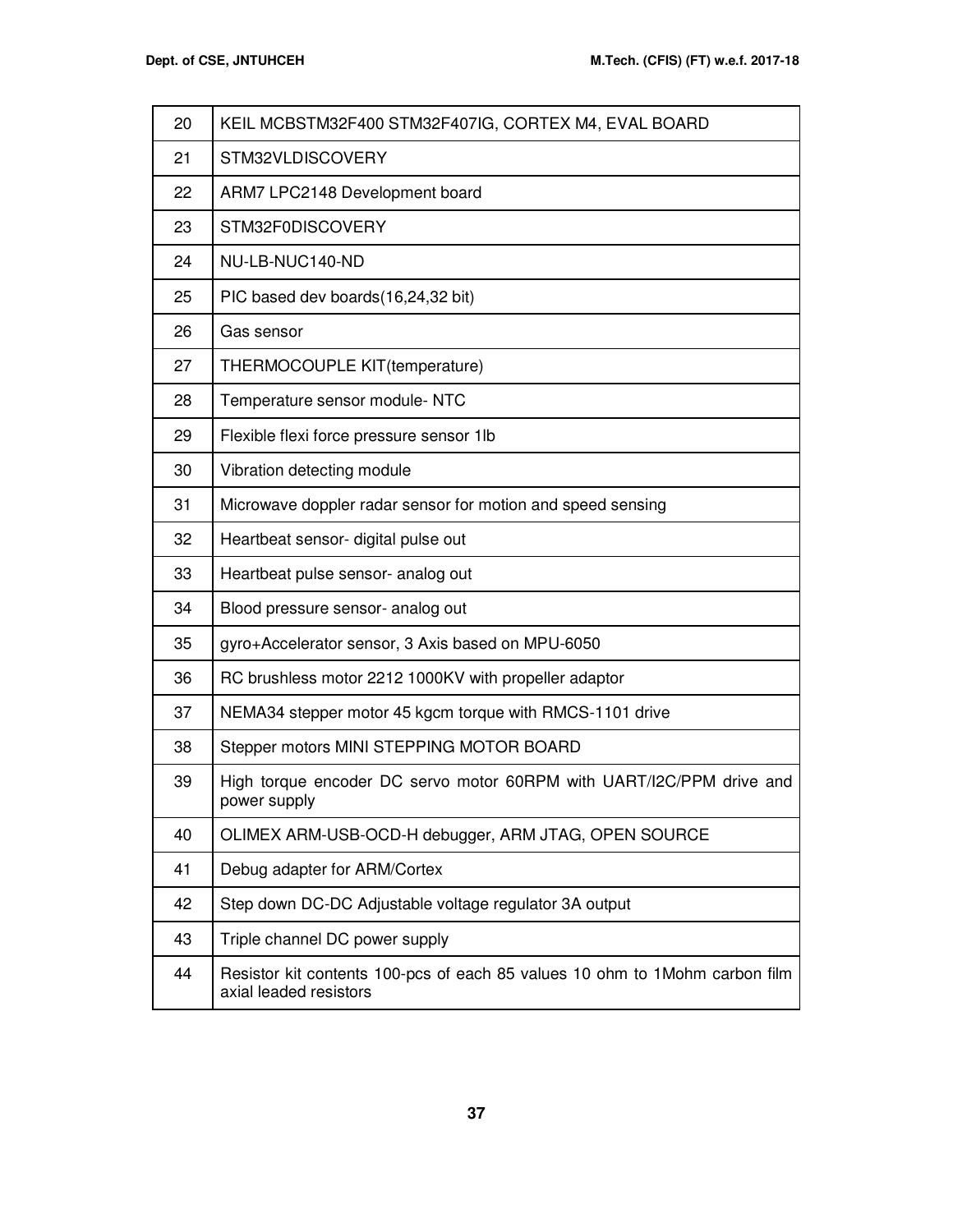| | |
|---|---|
| 20 | KEIL MCBSTM32F400 STM32F407IG, CORTEX M4, EVAL BOARD |
| 21 | STM32VLDISCOVERY |
| 22 | ARM7 LPC2148 Development board |
| 23 | STM32F0DISCOVERY |
| 24 | NU-LB-NUC140-ND |
| 25 | PIC based dev boards(16,24,32 bit) |
| 26 | Gas sensor |
| 27 | THERMOCOUPLE KIT(temperature) |
| 28 | Temperature sensor module- NTC |
| 29 | Flexible flexi force pressure sensor 1lb |
| 30 | Vibration detecting module |
| 31 | Microwave doppler radar sensor for motion and speed sensing |
| 32 | Heartbeat sensor- digital pulse out |
| 33 | Heartbeat pulse sensor- analog out |
| 34 | Blood pressure sensor- analog out |
| 35 | gyro+Accelerator sensor, 3 Axis based on MPU-6050 |
| 36 | RC brushless motor 2212 1000KV with propeller adaptor |
| 37 | NEMA34 stepper motor 45 kgcm torque with RMCS-1101 drive |
| 38 | Stepper motors MINI STEPPING MOTOR BOARD |
| 39 | High torque encoder DC servo motor 60RPM with UART/I2C/PPM drive and power supply |
| 40 | OLIMEX ARM-USB-OCD-H debugger, ARM JTAG, OPEN SOURCE |
| 41 | Debug adapter for ARM/Cortex |
| 42 | Step down DC-DC Adjustable voltage regulator 3A output |
| 43 | Triple channel DC power supply |
| 44 | Resistor kit contents 100-pcs of each 85 values 10 ohm to 1Mohm carbon film axial leaded resistors |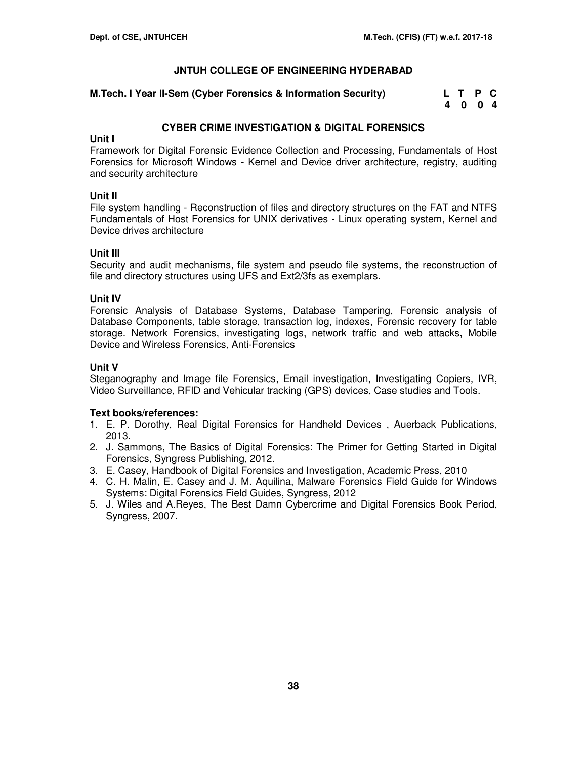# JNTUH COLLEGE OF ENGINEERING HYDERABAD

**M.Tech. I Year II-Sem (Cyber Forensics & Information Security)**

| L | T | P | C |
|---|---|---|---|
| 4 | 0 | 0 | 4 |

## CYBER CRIME INVESTIGATION & DIGITAL FORENSICS

### Unit I

Framework for Digital Forensic Evidence Collection and Processing, Fundamentals of Host Forensics for Microsoft Windows - Kernel and Device driver architecture, registry, auditing and security architecture

### Unit II

File system handling - Reconstruction of files and directory structures on the FAT and NTFS Fundamentals of Host Forensics for UNIX derivatives - Linux operating system, Kernel and Device drives architecture

### Unit III

Security and audit mechanisms, file system and pseudo file systems, the reconstruction of file and directory structures using UFS and Ext2/3fs as exemplars.

### Unit IV

Forensic Analysis of Database Systems, Database Tampering, Forensic analysis of Database Components, table storage, transaction log, indexes, Forensic recovery for table storage. Network Forensics, investigating logs, network traffic and web attacks, Mobile Device and Wireless Forensics, Anti-Forensics

### Unit V

Steganography and Image file Forensics, Email investigation, Investigating Copiers, IVR, Video Surveillance, RFID and Vehicular tracking (GPS) devices, Case studies and Tools.

### Text books/references:

1. E. P. Dorothy, Real Digital Forensics for Handheld Devices , Auerback Publications, 2013.
2. J. Sammons, The Basics of Digital Forensics: The Primer for Getting Started in Digital Forensics, Syngress Publishing, 2012.
3. E. Casey, Handbook of Digital Forensics and Investigation, Academic Press, 2010
4. C. H. Malin, E. Casey and J. M. Aquilina, Malware Forensics Field Guide for Windows Systems: Digital Forensics Field Guides, Syngress, 2012
5. J. Wiles and A.Reyes, The Best Damn Cybercrime and Digital Forensics Book Period, Syngress, 2007.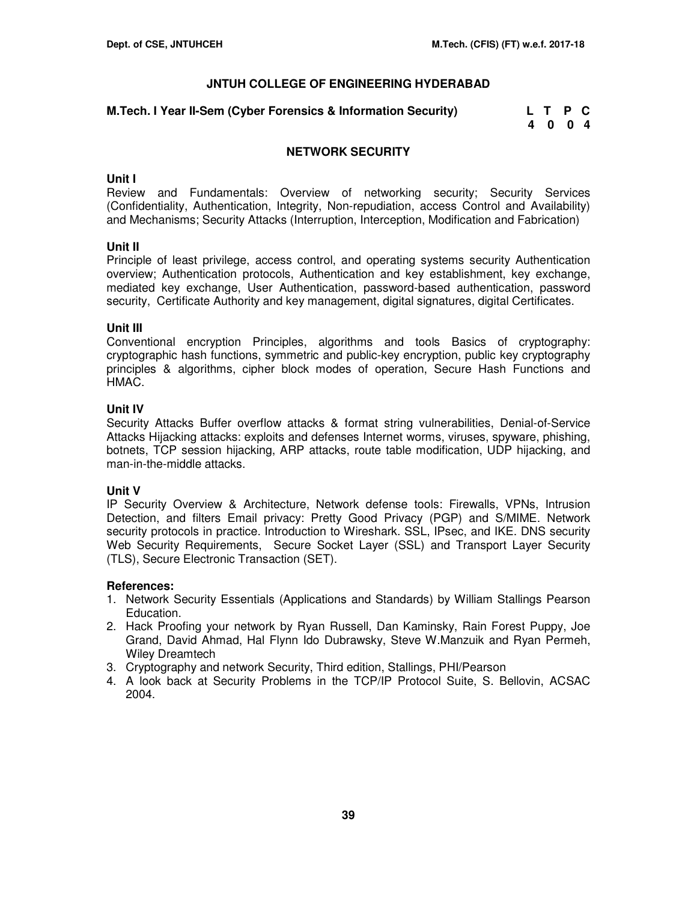## JNTUH COLLEGE OF ENGINEERING HYDERABAD

**M.Tech. I Year II-Sem (Cyber Forensics & Information Security)**

| L | T | P | C |
|---|---|---|---|
| 4 | 0 | 0 | 4 |

## NETWORK SECURITY

### Unit I

Review and Fundamentals: Overview of networking security; Security Services (Confidentiality, Authentication, Integrity, Non-repudiation, access Control and Availability) and Mechanisms; Security Attacks (Interruption, Interception, Modification and Fabrication)

### Unit II

Principle of least privilege, access control, and operating systems security Authentication overview; Authentication protocols, Authentication and key establishment, key exchange, mediated key exchange, User Authentication, password-based authentication, password security, Certificate Authority and key management, digital signatures, digital Certificates.

### Unit III

Conventional encryption Principles, algorithms and tools Basics of cryptography: cryptographic hash functions, symmetric and public-key encryption, public key cryptography principles & algorithms, cipher block modes of operation, Secure Hash Functions and HMAC.

### Unit IV

Security Attacks Buffer overflow attacks & format string vulnerabilities, Denial-of-Service Attacks Hijacking attacks: exploits and defenses Internet worms, viruses, spyware, phishing, botnets, TCP session hijacking, ARP attacks, route table modification, UDP hijacking, and man-in-the-middle attacks.

### Unit V

IP Security Overview & Architecture, Network defense tools: Firewalls, VPNs, Intrusion Detection, and filters Email privacy: Pretty Good Privacy (PGP) and S/MIME. Network security protocols in practice. Introduction to Wireshark. SSL, IPsec, and IKE. DNS security Web Security Requirements, Secure Socket Layer (SSL) and Transport Layer Security (TLS), Secure Electronic Transaction (SET).

### References:

1. Network Security Essentials (Applications and Standards) by William Stallings Pearson Education.
2. Hack Proofing your network by Ryan Russell, Dan Kaminsky, Rain Forest Puppy, Joe Grand, David Ahmad, Hal Flynn Ido Dubrawsky, Steve W.Manzuik and Ryan Permeh, Wiley Dreamtech
3. Cryptography and network Security, Third edition, Stallings, PHI/Pearson
4. A look back at Security Problems in the TCP/IP Protocol Suite, S. Bellovin, ACSAC 2004.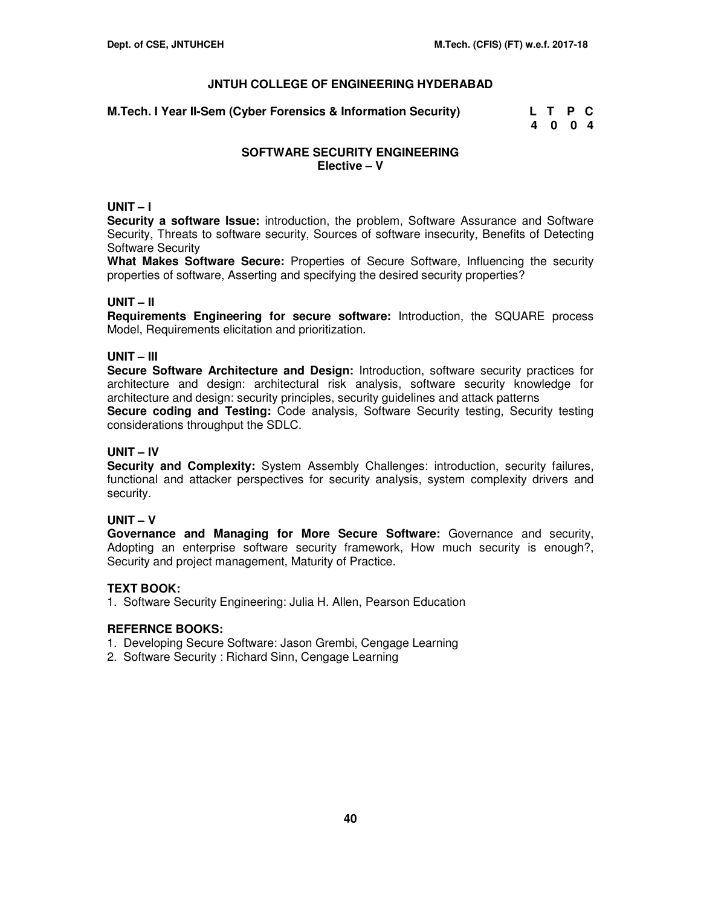# JNTUH COLLEGE OF ENGINEERING HYDERABAD

**M.Tech. I Year II-Sem (Cyber Forensics & Information Security)**

| L | T | P | C |
|---|---|---|---|
| 4 | 0 | 0 | 4 |

## SOFTWARE SECURITY ENGINEERING
### Elective – V

### UNIT – I

**Security a software Issue:** introduction, the problem, Software Assurance and Software Security, Threats to software security, Sources of software insecurity, Benefits of Detecting Software Security

**What Makes Software Secure:** Properties of Secure Software, Influencing the security properties of software, Asserting and specifying the desired security properties?

### UNIT – II

**Requirements Engineering for secure software:** Introduction, the SQUARE process Model, Requirements elicitation and prioritization.

### UNIT – III

**Secure Software Architecture and Design:** Introduction, software security practices for architecture and design: architectural risk analysis, software security knowledge for architecture and design: security principles, security guidelines and attack patterns

**Secure coding and Testing:** Code analysis, Software Security testing, Security testing considerations throughput the SDLC.

### UNIT – IV

**Security and Complexity:** System Assembly Challenges: introduction, security failures, functional and attacker perspectives for security analysis, system complexity drivers and security.

### UNIT – V

**Governance and Managing for More Secure Software:** Governance and security, Adopting an enterprise software security framework, How much security is enough?, Security and project management, Maturity of Practice.

### TEXT BOOK:

1. Software Security Engineering: Julia H. Allen, Pearson Education

### REFERNCE BOOKS:

1. Developing Secure Software: Jason Grembi, Cengage Learning
2. Software Security : Richard Sinn, Cengage Learning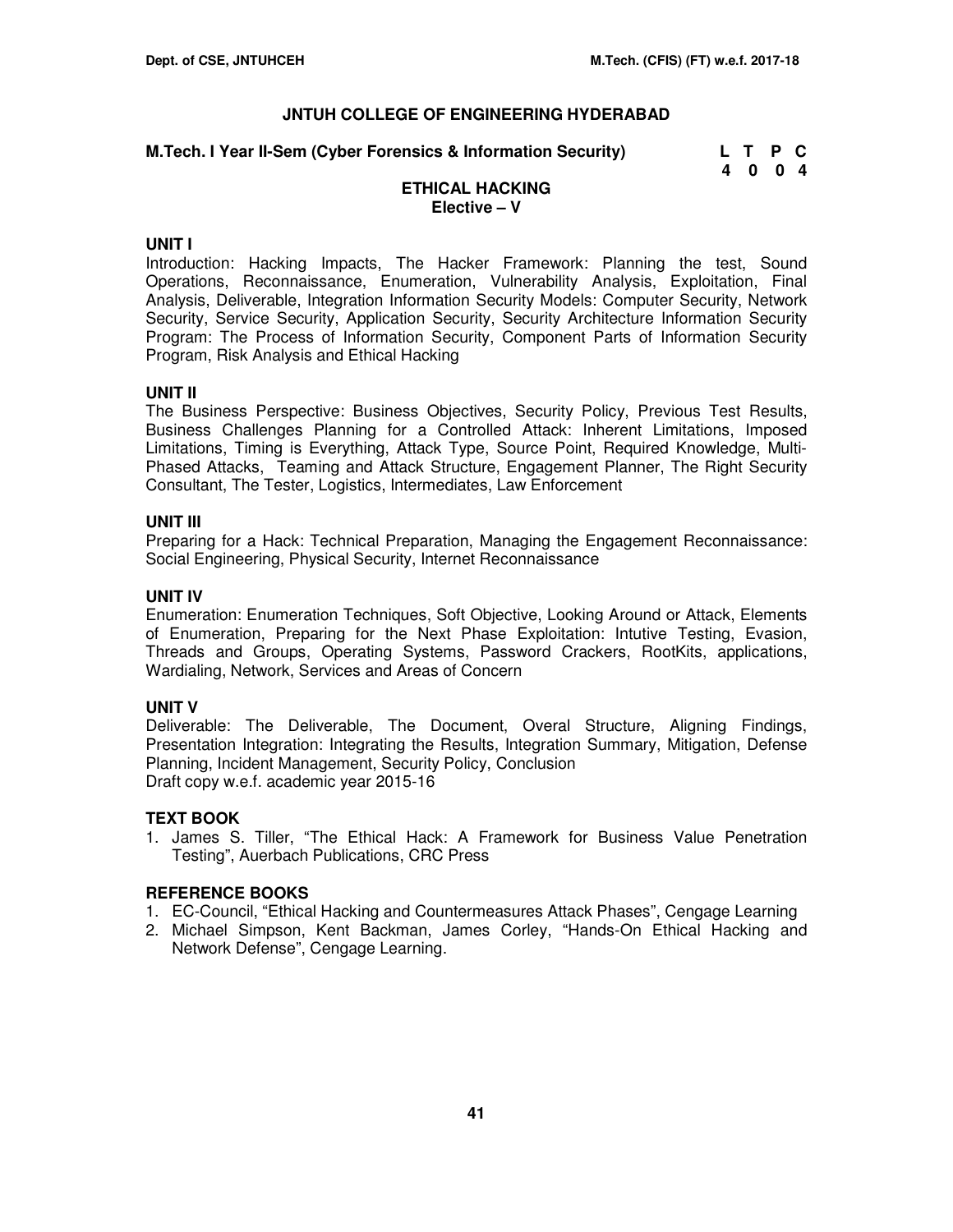# JNTUH COLLEGE OF ENGINEERING HYDERABAD

**M.Tech. I Year II-Sem (Cyber Forensics & Information Security)**

| L | T | P | C |
|---|---|---|---|
| 4 | 0 | 0 | 4 |

## ETHICAL HACKING
### Elective – V

**UNIT I**

Introduction: Hacking Impacts, The Hacker Framework: Planning the test, Sound Operations, Reconnaissance, Enumeration, Vulnerability Analysis, Exploitation, Final Analysis, Deliverable, Integration Information Security Models: Computer Security, Network Security, Service Security, Application Security, Security Architecture Information Security Program: The Process of Information Security, Component Parts of Information Security Program, Risk Analysis and Ethical Hacking

**UNIT II**

The Business Perspective: Business Objectives, Security Policy, Previous Test Results, Business Challenges Planning for a Controlled Attack: Inherent Limitations, Imposed Limitations, Timing is Everything, Attack Type, Source Point, Required Knowledge, Multi-Phased Attacks, Teaming and Attack Structure, Engagement Planner, The Right Security Consultant, The Tester, Logistics, Intermediates, Law Enforcement

**UNIT III**

Preparing for a Hack: Technical Preparation, Managing the Engagement Reconnaissance: Social Engineering, Physical Security, Internet Reconnaissance

**UNIT IV**

Enumeration: Enumeration Techniques, Soft Objective, Looking Around or Attack, Elements of Enumeration, Preparing for the Next Phase Exploitation: Intutive Testing, Evasion, Threads and Groups, Operating Systems, Password Crackers, RootKits, applications, Wardialing, Network, Services and Areas of Concern

**UNIT V**

Deliverable: The Deliverable, The Document, Overal Structure, Aligning Findings, Presentation Integration: Integrating the Results, Integration Summary, Mitigation, Defense Planning, Incident Management, Security Policy, Conclusion
Draft copy w.e.f. academic year 2015-16

**TEXT BOOK**

1. James S. Tiller, "The Ethical Hack: A Framework for Business Value Penetration Testing", Auerbach Publications, CRC Press

**REFERENCE BOOKS**

1. EC-Council, "Ethical Hacking and Countermeasures Attack Phases", Cengage Learning
2. Michael Simpson, Kent Backman, James Corley, "Hands-On Ethical Hacking and Network Defense", Cengage Learning.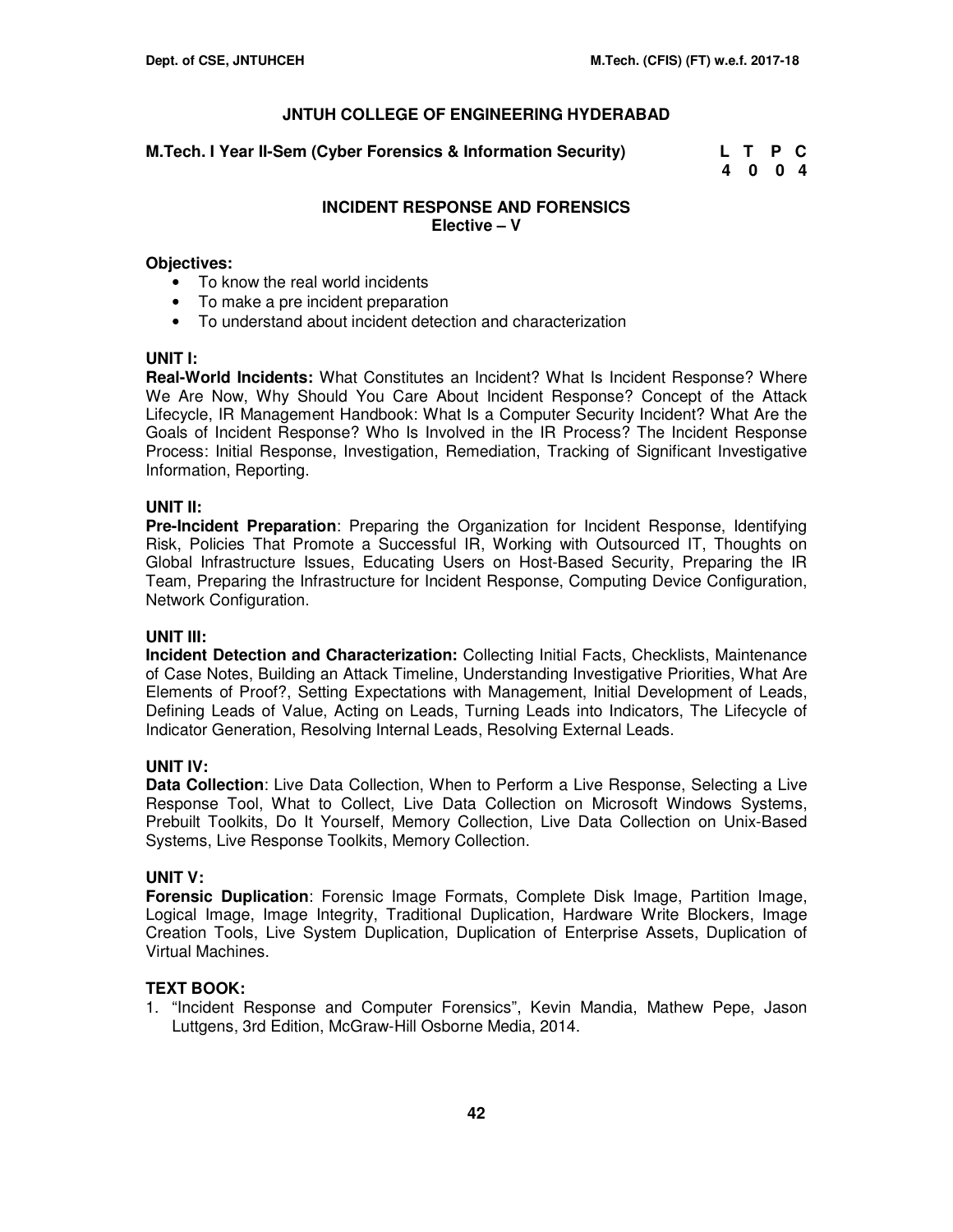## JNTUH COLLEGE OF ENGINEERING HYDERABAD

**M.Tech. I Year II-Sem (Cyber Forensics & Information Security)**

| L | T | P | C |
|---|---|---|---|
| 4 | 0 | 0 | 4 |

### INCIDENT RESPONSE AND FORENSICS
**Elective – V**

**Objectives:**

- To know the real world incidents
- To make a pre incident preparation
- To understand about incident detection and characterization

**UNIT I:**

**Real-World Incidents:** What Constitutes an Incident? What Is Incident Response? Where We Are Now, Why Should You Care About Incident Response? Concept of the Attack Lifecycle, IR Management Handbook: What Is a Computer Security Incident? What Are the Goals of Incident Response? Who Is Involved in the IR Process? The Incident Response Process: Initial Response, Investigation, Remediation, Tracking of Significant Investigative Information, Reporting.

**UNIT II:**

**Pre-Incident Preparation**: Preparing the Organization for Incident Response, Identifying Risk, Policies That Promote a Successful IR, Working with Outsourced IT, Thoughts on Global Infrastructure Issues, Educating Users on Host-Based Security, Preparing the IR Team, Preparing the Infrastructure for Incident Response, Computing Device Configuration, Network Configuration.

**UNIT III:**

**Incident Detection and Characterization:** Collecting Initial Facts, Checklists, Maintenance of Case Notes, Building an Attack Timeline, Understanding Investigative Priorities, What Are Elements of Proof?, Setting Expectations with Management, Initial Development of Leads, Defining Leads of Value, Acting on Leads, Turning Leads into Indicators, The Lifecycle of Indicator Generation, Resolving Internal Leads, Resolving External Leads.

**UNIT IV:**

**Data Collection**: Live Data Collection, When to Perform a Live Response, Selecting a Live Response Tool, What to Collect, Live Data Collection on Microsoft Windows Systems, Prebuilt Toolkits, Do It Yourself, Memory Collection, Live Data Collection on Unix-Based Systems, Live Response Toolkits, Memory Collection.

**UNIT V:**

**Forensic Duplication**: Forensic Image Formats, Complete Disk Image, Partition Image, Logical Image, Image Integrity, Traditional Duplication, Hardware Write Blockers, Image Creation Tools, Live System Duplication, Duplication of Enterprise Assets, Duplication of Virtual Machines.

**TEXT BOOK:**

1. "Incident Response and Computer Forensics", Kevin Mandia, Mathew Pepe, Jason Luttgens, 3rd Edition, McGraw-Hill Osborne Media, 2014.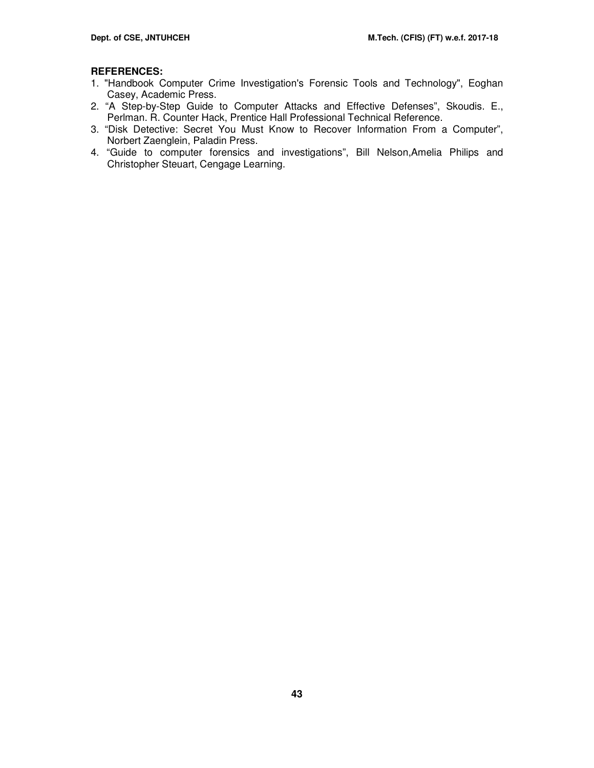**REFERENCES:**

1. "Handbook Computer Crime Investigation's Forensic Tools and Technology", Eoghan Casey, Academic Press.
2. "A Step-by-Step Guide to Computer Attacks and Effective Defenses", Skoudis. E., Perlman. R. Counter Hack, Prentice Hall Professional Technical Reference.
3. "Disk Detective: Secret You Must Know to Recover Information From a Computer", Norbert Zaenglein, Paladin Press.
4. "Guide to computer forensics and investigations", Bill Nelson,Amelia Philips and Christopher Steuart, Cengage Learning.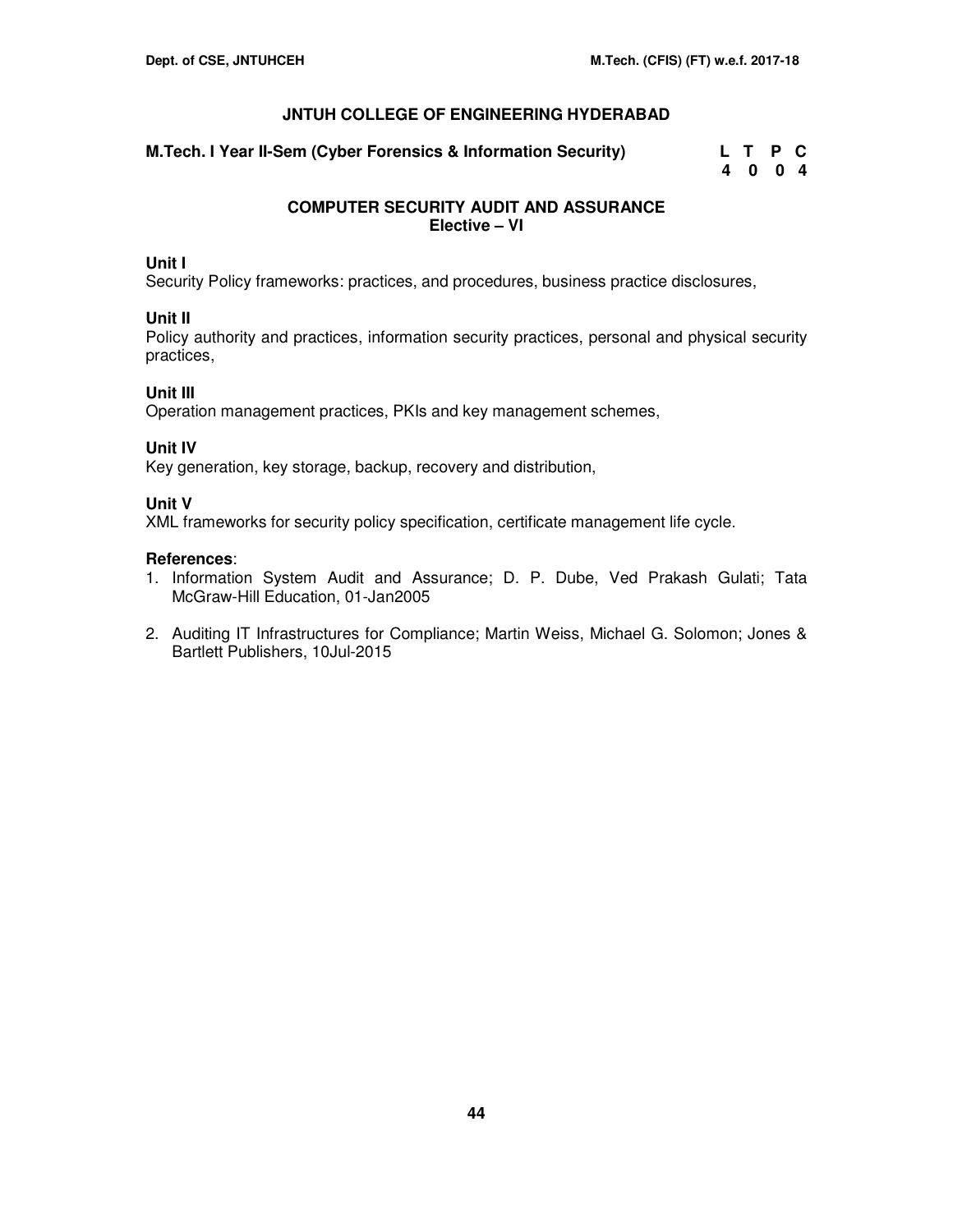## JNTUH COLLEGE OF ENGINEERING HYDERABAD

**M.Tech. I Year II-Sem (Cyber Forensics & Information Security)**

| L | T | P | C |
|---|---|---|---|
| 4 | 0 | 0 | 4 |

### COMPUTER SECURITY AUDIT AND ASSURANCE
### Elective – VI

**Unit I**
Security Policy frameworks: practices, and procedures, business practice disclosures,

**Unit II**
Policy authority and practices, information security practices, personal and physical security practices,

**Unit III**
Operation management practices, PKIs and key management schemes,

**Unit IV**
Key generation, key storage, backup, recovery and distribution,

**Unit V**
XML frameworks for security policy specification, certificate management life cycle.

**References**:

1. Information System Audit and Assurance; D. P. Dube, Ved Prakash Gulati; Tata McGraw-Hill Education, 01-Jan2005
2. Auditing IT Infrastructures for Compliance; Martin Weiss, Michael G. Solomon; Jones & Bartlett Publishers, 10Jul-2015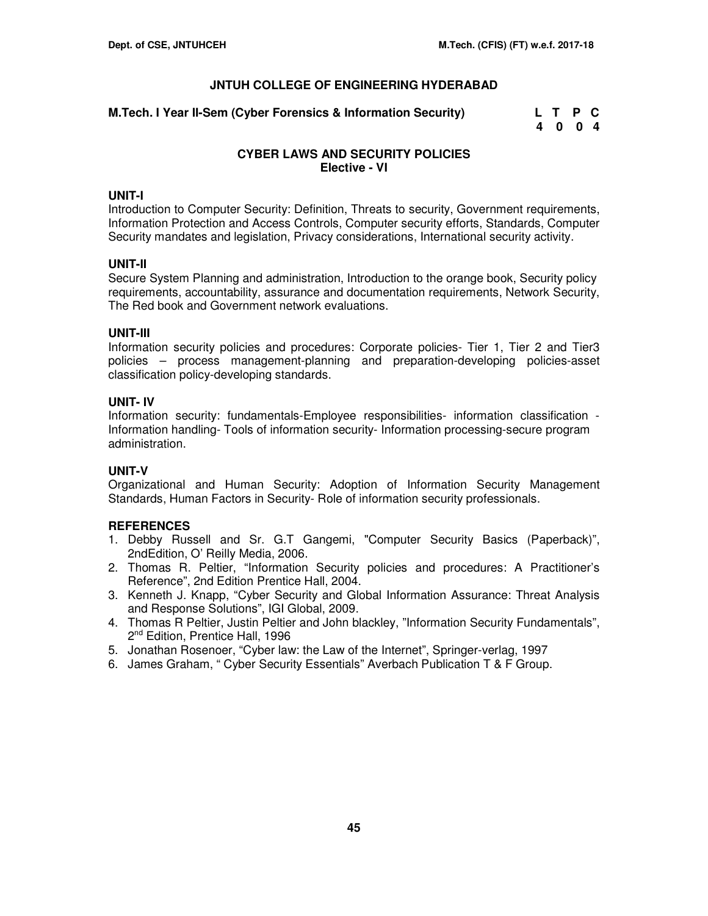# JNTUH COLLEGE OF ENGINEERING HYDERABAD

**M.Tech. I Year II-Sem (Cyber Forensics & Information Security)**

| L | T | P | C |
|---|---|---|---|
| 4 | 0 | 0 | 4 |

## CYBER LAWS AND SECURITY POLICIES
**Elective - VI**

### UNIT-I
Introduction to Computer Security: Definition, Threats to security, Government requirements, Information Protection and Access Controls, Computer security efforts, Standards, Computer Security mandates and legislation, Privacy considerations, International security activity.

### UNIT-II
Secure System Planning and administration, Introduction to the orange book, Security policy requirements, accountability, assurance and documentation requirements, Network Security, The Red book and Government network evaluations.

### UNIT-III
Information security policies and procedures: Corporate policies- Tier 1, Tier 2 and Tier3 policies – process management-planning and preparation-developing policies-asset classification policy-developing standards.

### UNIT- IV
Information security: fundamentals-Employee responsibilities- information classification - Information handling- Tools of information security- Information processing-secure program administration.

### UNIT-V
Organizational and Human Security: Adoption of Information Security Management Standards, Human Factors in Security- Role of information security professionals.

### REFERENCES
1. Debby Russell and Sr. G.T Gangemi, "Computer Security Basics (Paperback)", 2ndEdition, O' Reilly Media, 2006.
2. Thomas R. Peltier, "Information Security policies and procedures: A Practitioner's Reference", 2nd Edition Prentice Hall, 2004.
3. Kenneth J. Knapp, "Cyber Security and Global Information Assurance: Threat Analysis and Response Solutions", IGI Global, 2009.
4. Thomas R Peltier, Justin Peltier and John blackley, "Information Security Fundamentals", 2nd Edition, Prentice Hall, 1996
5. Jonathan Rosenoer, "Cyber law: the Law of the Internet", Springer-verlag, 1997
6. James Graham, " Cyber Security Essentials" Averbach Publication T & F Group.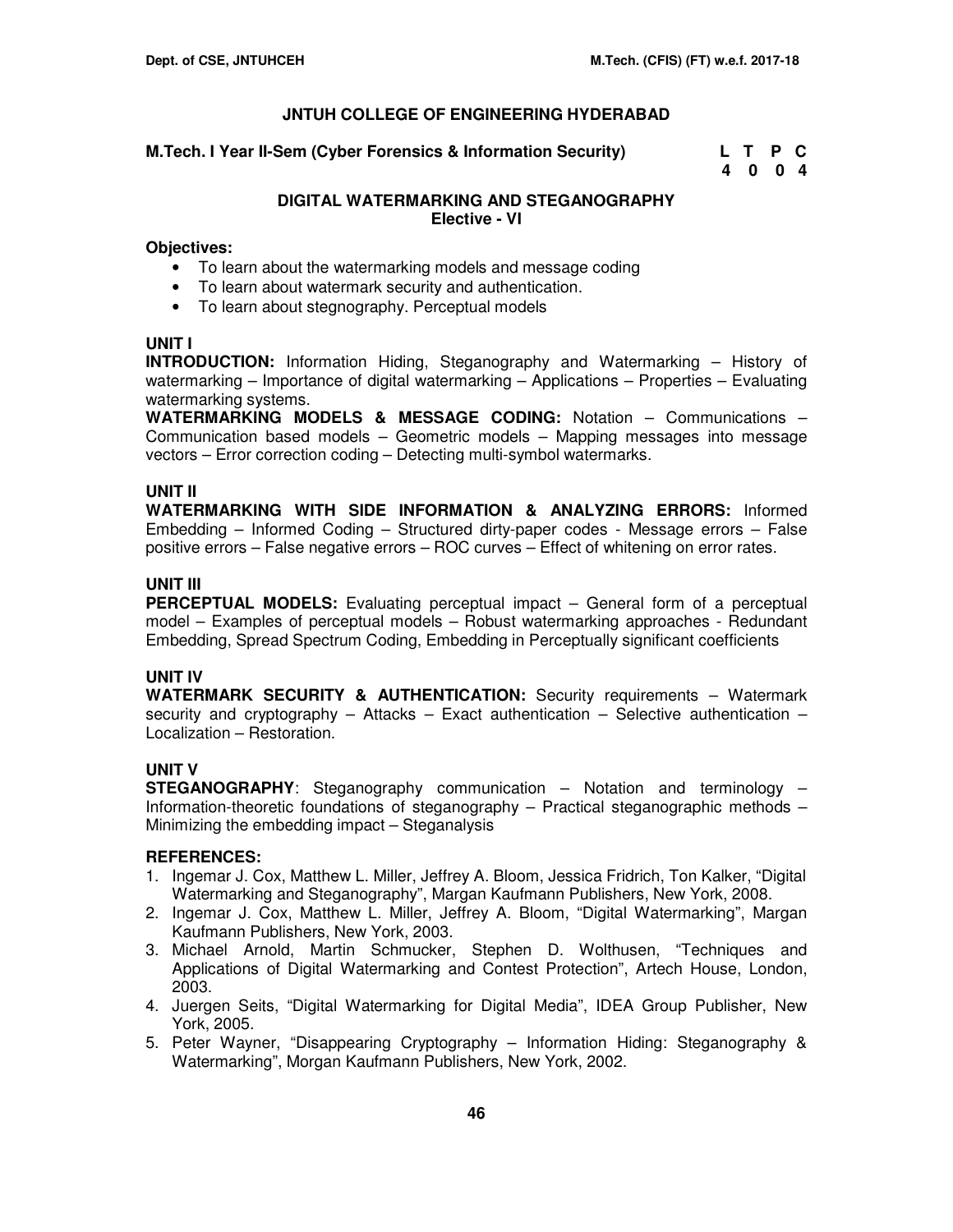# JNTUH COLLEGE OF ENGINEERING HYDERABAD

**M.Tech. I Year II-Sem (Cyber Forensics & Information Security)**

| L | T | P | C |
|---|---|---|---|
| 4 | 0 | 0 | 4 |

## DIGITAL WATERMARKING AND STEGANOGRAPHY
### Elective - VI

**Objectives:**
- To learn about the watermarking models and message coding
- To learn about watermark security and authentication.
- To learn about stegnography. Perceptual models

### UNIT I

**INTRODUCTION:** Information Hiding, Steganography and Watermarking – History of watermarking – Importance of digital watermarking – Applications – Properties – Evaluating watermarking systems.

**WATERMARKING MODELS & MESSAGE CODING:** Notation – Communications – Communication based models – Geometric models – Mapping messages into message vectors – Error correction coding – Detecting multi-symbol watermarks.

### UNIT II

**WATERMARKING WITH SIDE INFORMATION & ANALYZING ERRORS:** Informed Embedding – Informed Coding – Structured dirty-paper codes - Message errors – False positive errors – False negative errors – ROC curves – Effect of whitening on error rates.

### UNIT III

**PERCEPTUAL MODELS:** Evaluating perceptual impact – General form of a perceptual model – Examples of perceptual models – Robust watermarking approaches - Redundant Embedding, Spread Spectrum Coding, Embedding in Perceptually significant coefficients

### UNIT IV

**WATERMARK SECURITY & AUTHENTICATION:** Security requirements – Watermark security and cryptography – Attacks – Exact authentication – Selective authentication – Localization – Restoration.

### UNIT V

**STEGANOGRAPHY**: Steganography communication – Notation and terminology – Information-theoretic foundations of steganography – Practical steganographic methods – Minimizing the embedding impact – Steganalysis

**REFERENCES:**
1. Ingemar J. Cox, Matthew L. Miller, Jeffrey A. Bloom, Jessica Fridrich, Ton Kalker, “Digital Watermarking and Steganography”, Margan Kaufmann Publishers, New York, 2008.
2. Ingemar J. Cox, Matthew L. Miller, Jeffrey A. Bloom, “Digital Watermarking”, Margan Kaufmann Publishers, New York, 2003.
3. Michael Arnold, Martin Schmucker, Stephen D. Wolthusen, “Techniques and Applications of Digital Watermarking and Contest Protection”, Artech House, London, 2003.
4. Juergen Seits, “Digital Watermarking for Digital Media”, IDEA Group Publisher, New York, 2005.
5. Peter Wayner, “Disappearing Cryptography – Information Hiding: Steganography & Watermarking”, Morgan Kaufmann Publishers, New York, 2002.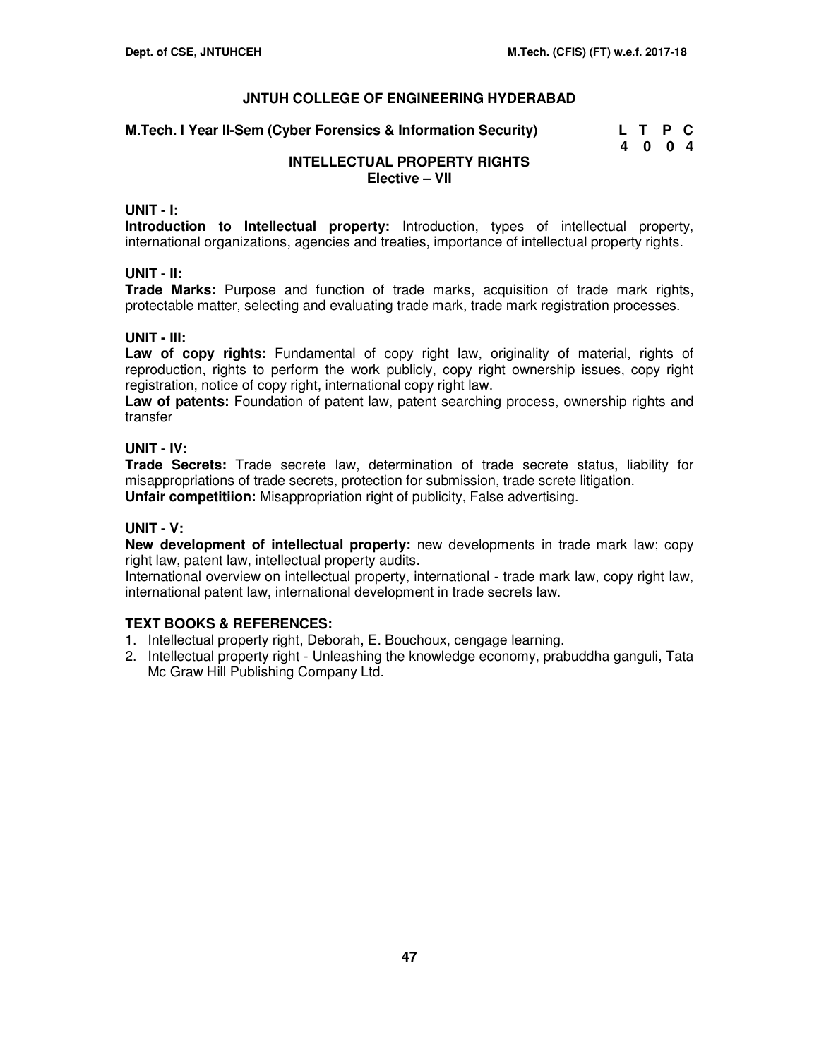## JNTUH COLLEGE OF ENGINEERING HYDERABAD

**M.Tech. I Year II-Sem (Cyber Forensics & Information Security)**

| L | T | P | C |
|---|---|---|---|
| 4 | 0 | 0 | 4 |

### INTELLECTUAL PROPERTY RIGHTS
**Elective – VII**

**UNIT - I:**

**Introduction to Intellectual property:** Introduction, types of intellectual property, international organizations, agencies and treaties, importance of intellectual property rights.

**UNIT - II:**

**Trade Marks:** Purpose and function of trade marks, acquisition of trade mark rights, protectable matter, selecting and evaluating trade mark, trade mark registration processes.

**UNIT - III:**

**Law of copy rights:** Fundamental of copy right law, originality of material, rights of reproduction, rights to perform the work publicly, copy right ownership issues, copy right registration, notice of copy right, international copy right law.

**Law of patents:** Foundation of patent law, patent searching process, ownership rights and transfer

**UNIT - IV:**

**Trade Secrets:** Trade secrete law, determination of trade secrete status, liability for misappropriations of trade secrets, protection for submission, trade screte litigation.

**Unfair competitiion:** Misappropriation right of publicity, False advertising.

**UNIT - V:**

**New development of intellectual property:** new developments in trade mark law; copy right law, patent law, intellectual property audits.

International overview on intellectual property, international - trade mark law, copy right law, international patent law, international development in trade secrets law.

**TEXT BOOKS & REFERENCES:**

1. Intellectual property right, Deborah, E. Bouchoux, cengage learning.
2. Intellectual property right - Unleashing the knowledge economy, prabuddha ganguli, Tata Mc Graw Hill Publishing Company Ltd.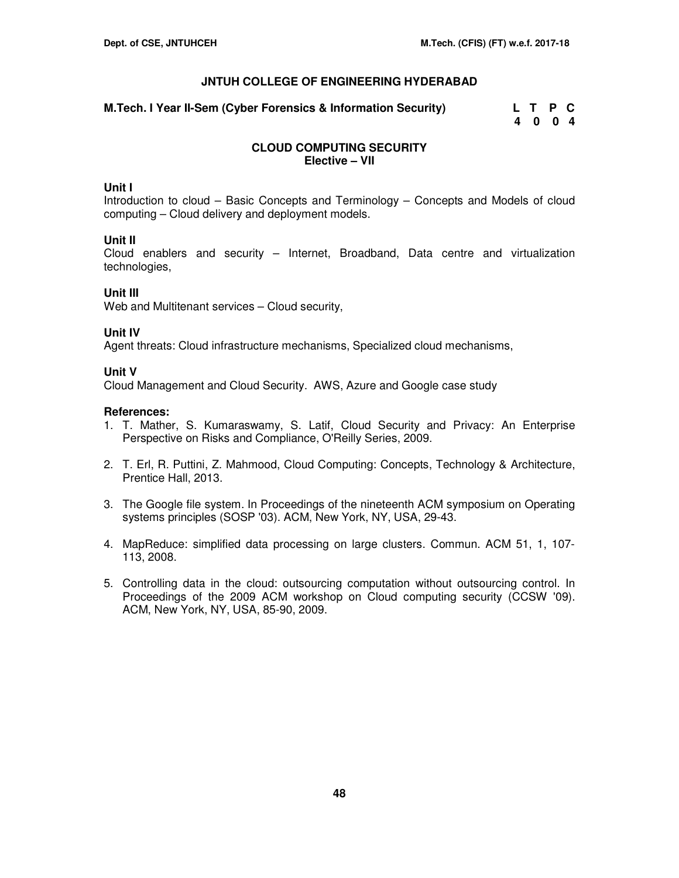**JNTUH COLLEGE OF ENGINEERING HYDERABAD**

**M.Tech. I Year II-Sem (Cyber Forensics & Information Security)**

| L | T | P | C |
|---|---|---|---|
| 4 | 0 | 0 | 4 |

## CLOUD COMPUTING SECURITY
### Elective – VII

**Unit I**
Introduction to cloud – Basic Concepts and Terminology – Concepts and Models of cloud computing – Cloud delivery and deployment models.

**Unit II**
Cloud enablers and security – Internet, Broadband, Data centre and virtualization technologies,

**Unit III**
Web and Multitenant services – Cloud security,

**Unit IV**
Agent threats: Cloud infrastructure mechanisms, Specialized cloud mechanisms,

**Unit V**
Cloud Management and Cloud Security. AWS, Azure and Google case study

**References:**

1. T. Mather, S. Kumaraswamy, S. Latif, Cloud Security and Privacy: An Enterprise Perspective on Risks and Compliance, O'Reilly Series, 2009.
2. T. Erl, R. Puttini, Z. Mahmood, Cloud Computing: Concepts, Technology & Architecture, Prentice Hall, 2013.
3. The Google file system. In Proceedings of the nineteenth ACM symposium on Operating systems principles (SOSP '03). ACM, New York, NY, USA, 29-43.
4. MapReduce: simplified data processing on large clusters. Commun. ACM 51, 1, 107-113, 2008.
5. Controlling data in the cloud: outsourcing computation without outsourcing control. In Proceedings of the 2009 ACM workshop on Cloud computing security (CCSW '09). ACM, New York, NY, USA, 85-90, 2009.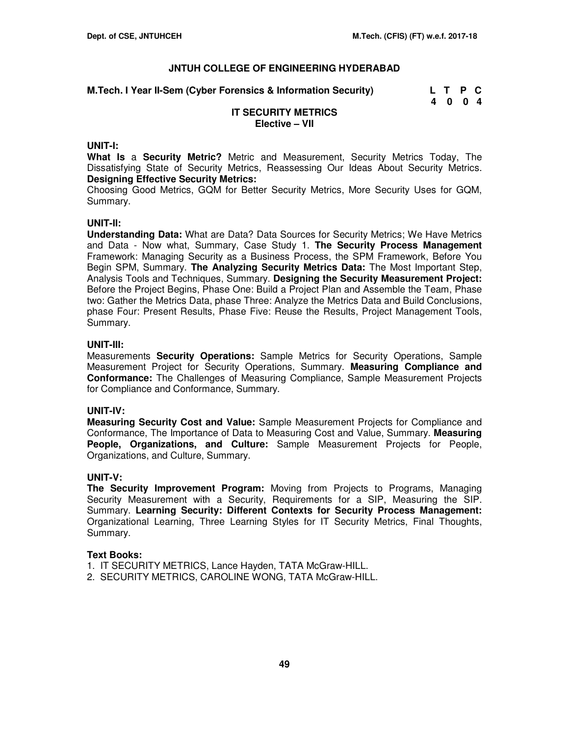# JNTUH COLLEGE OF ENGINEERING HYDERABAD

**M.Tech. I Year II-Sem (Cyber Forensics & Information Security)**

| L | T | P | C |
|---|---|---|---|
| 4 | 0 | 0 | 4 |

## IT SECURITY METRICS
### Elective – VII

**UNIT-I:**

**What Is** a **Security Metric?** Metric and Measurement, Security Metrics Today, The Dissatisfying State of Security Metrics, Reassessing Our Ideas About Security Metrics. **Designing Effective Security Metrics:**
Choosing Good Metrics, GQM for Better Security Metrics, More Security Uses for GQM, Summary.

**UNIT-II:**

**Understanding Data:** What are Data? Data Sources for Security Metrics; We Have Metrics and Data - Now what, Summary, Case Study 1. **The Security Process Management** Framework: Managing Security as a Business Process, the SPM Framework, Before You Begin SPM, Summary. **The Analyzing Security Metrics Data:** The Most Important Step, Analysis Tools and Techniques, Summary. **Designing the Security Measurement Project:** Before the Project Begins, Phase One: Build a Project Plan and Assemble the Team, Phase two: Gather the Metrics Data, phase Three: Analyze the Metrics Data and Build Conclusions, phase Four: Present Results, Phase Five: Reuse the Results, Project Management Tools, Summary.

**UNIT-III:**

Measurements **Security Operations:** Sample Metrics for Security Operations, Sample Measurement Project for Security Operations, Summary. **Measuring Compliance and Conformance:** The Challenges of Measuring Compliance, Sample Measurement Projects for Compliance and Conformance, Summary.

**UNIT-IV:**

**Measuring Security Cost and Value:** Sample Measurement Projects for Compliance and Conformance, The Importance of Data to Measuring Cost and Value, Summary. **Measuring People, Organizations, and Culture:** Sample Measurement Projects for People, Organizations, and Culture, Summary.

**UNIT-V:**

**The Security Improvement Program:** Moving from Projects to Programs, Managing Security Measurement with a Security, Requirements for a SIP, Measuring the SIP. Summary. **Learning Security: Different Contexts for Security Process Management:** Organizational Learning, Three Learning Styles for IT Security Metrics, Final Thoughts, Summary.

**Text Books:**

1. IT SECURITY METRICS, Lance Hayden, TATA McGraw-HILL.
2. SECURITY METRICS, CAROLINE WONG, TATA McGraw-HILL.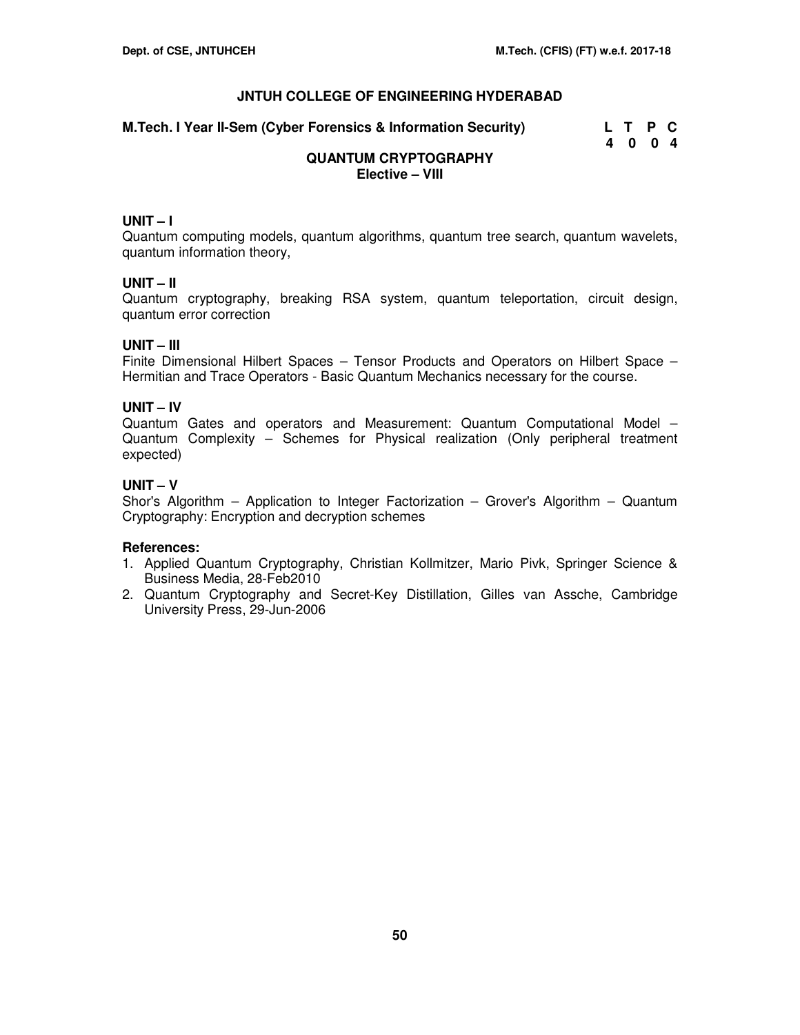# JNTUH COLLEGE OF ENGINEERING HYDERABAD

**M.Tech. I Year II-Sem (Cyber Forensics & Information Security)**

| L | T | P | C |
|---|---|---|---|
| 4 | 0 | 0 | 4 |

## QUANTUM CRYPTOGRAPHY
### Elective – VIII

**UNIT – I**
Quantum computing models, quantum algorithms, quantum tree search, quantum wavelets, quantum information theory,

**UNIT – II**
Quantum cryptography, breaking RSA system, quantum teleportation, circuit design, quantum error correction

**UNIT – III**
Finite Dimensional Hilbert Spaces – Tensor Products and Operators on Hilbert Space – Hermitian and Trace Operators - Basic Quantum Mechanics necessary for the course.

**UNIT – IV**
Quantum Gates and operators and Measurement: Quantum Computational Model – Quantum Complexity – Schemes for Physical realization (Only peripheral treatment expected)

**UNIT – V**
Shor's Algorithm – Application to Integer Factorization – Grover's Algorithm – Quantum Cryptography: Encryption and decryption schemes

**References:**
1. Applied Quantum Cryptography, Christian Kollmitzer, Mario Pivk, Springer Science & Business Media, 28-Feb2010
2. Quantum Cryptography and Secret-Key Distillation, Gilles van Assche, Cambridge University Press, 29-Jun-2006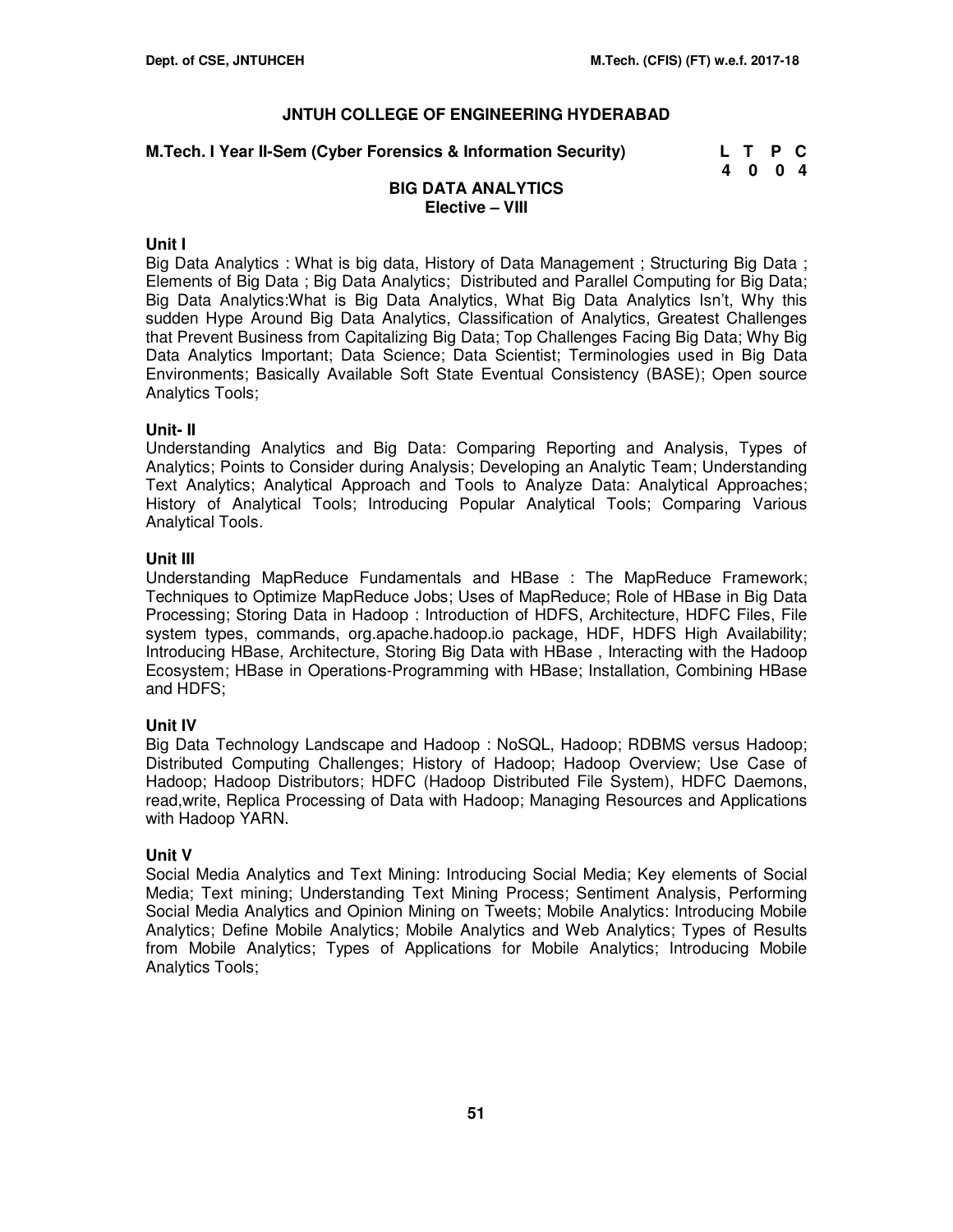**JNTUH COLLEGE OF ENGINEERING HYDERABAD**

**M.Tech. I Year II-Sem (Cyber Forensics & Information Security)**

| L | T | P | C |
|---|---|---|---|
| 4 | 0 | 0 | 4 |

## BIG DATA ANALYTICS
### Elective – VIII

**Unit I**

Big Data Analytics : What is big data, History of Data Management ; Structuring Big Data ; Elements of Big Data ; Big Data Analytics; Distributed and Parallel Computing for Big Data; Big Data Analytics:What is Big Data Analytics, What Big Data Analytics Isn't, Why this sudden Hype Around Big Data Analytics, Classification of Analytics, Greatest Challenges that Prevent Business from Capitalizing Big Data; Top Challenges Facing Big Data; Why Big Data Analytics Important; Data Science; Data Scientist; Terminologies used in Big Data Environments; Basically Available Soft State Eventual Consistency (BASE); Open source Analytics Tools;

**Unit- II**

Understanding Analytics and Big Data: Comparing Reporting and Analysis, Types of Analytics; Points to Consider during Analysis; Developing an Analytic Team; Understanding Text Analytics; Analytical Approach and Tools to Analyze Data: Analytical Approaches; History of Analytical Tools; Introducing Popular Analytical Tools; Comparing Various Analytical Tools.

**Unit III**

Understanding MapReduce Fundamentals and HBase : The MapReduce Framework; Techniques to Optimize MapReduce Jobs; Uses of MapReduce; Role of HBase in Big Data Processing; Storing Data in Hadoop : Introduction of HDFS, Architecture, HDFC Files, File system types, commands, org.apache.hadoop.io package, HDF, HDFS High Availability; Introducing HBase, Architecture, Storing Big Data with HBase , Interacting with the Hadoop Ecosystem; HBase in Operations-Programming with HBase; Installation, Combining HBase and HDFS;

**Unit IV**

Big Data Technology Landscape and Hadoop : NoSQL, Hadoop; RDBMS versus Hadoop; Distributed Computing Challenges; History of Hadoop; Hadoop Overview; Use Case of Hadoop; Hadoop Distributors; HDFC (Hadoop Distributed File System), HDFC Daemons, read,write, Replica Processing of Data with Hadoop; Managing Resources and Applications with Hadoop YARN.

**Unit V**

Social Media Analytics and Text Mining: Introducing Social Media; Key elements of Social Media; Text mining; Understanding Text Mining Process; Sentiment Analysis, Performing Social Media Analytics and Opinion Mining on Tweets; Mobile Analytics: Introducing Mobile Analytics; Define Mobile Analytics; Mobile Analytics and Web Analytics; Types of Results from Mobile Analytics; Types of Applications for Mobile Analytics; Introducing Mobile Analytics Tools;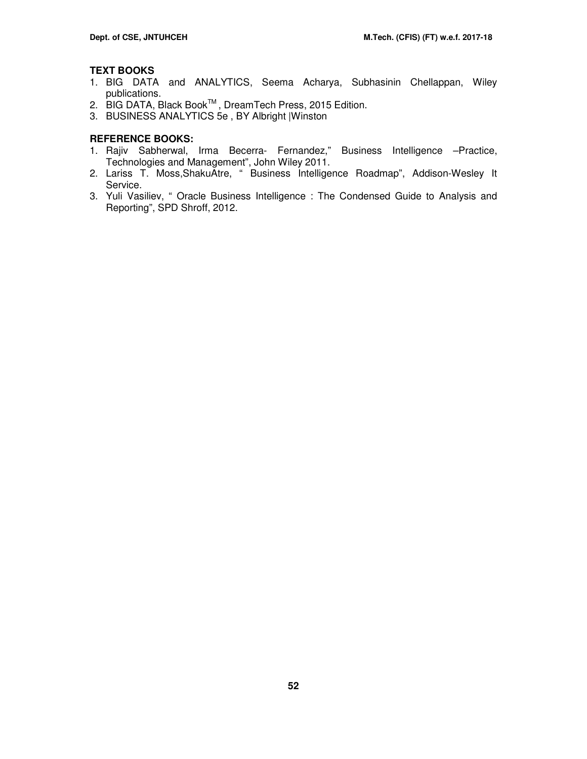**TEXT BOOKS**

1. BIG DATA and ANALYTICS, Seema Acharya, Subhasinin Chellappan, Wiley publications.
2. BIG DATA, Black Book$^{TM}$ , DreamTech Press, 2015 Edition.
3. BUSINESS ANALYTICS 5e , BY Albright |Winston

**REFERENCE BOOKS:**

1. Rajiv Sabherwal, Irma Becerra- Fernandez," Business Intelligence –Practice, Technologies and Management", John Wiley 2011.
2. Lariss T. Moss,ShakuAtre, " Business Intelligence Roadmap", Addison-Wesley It Service.
3. Yuli Vasiliev, " Oracle Business Intelligence : The Condensed Guide to Analysis and Reporting", SPD Shroff, 2012.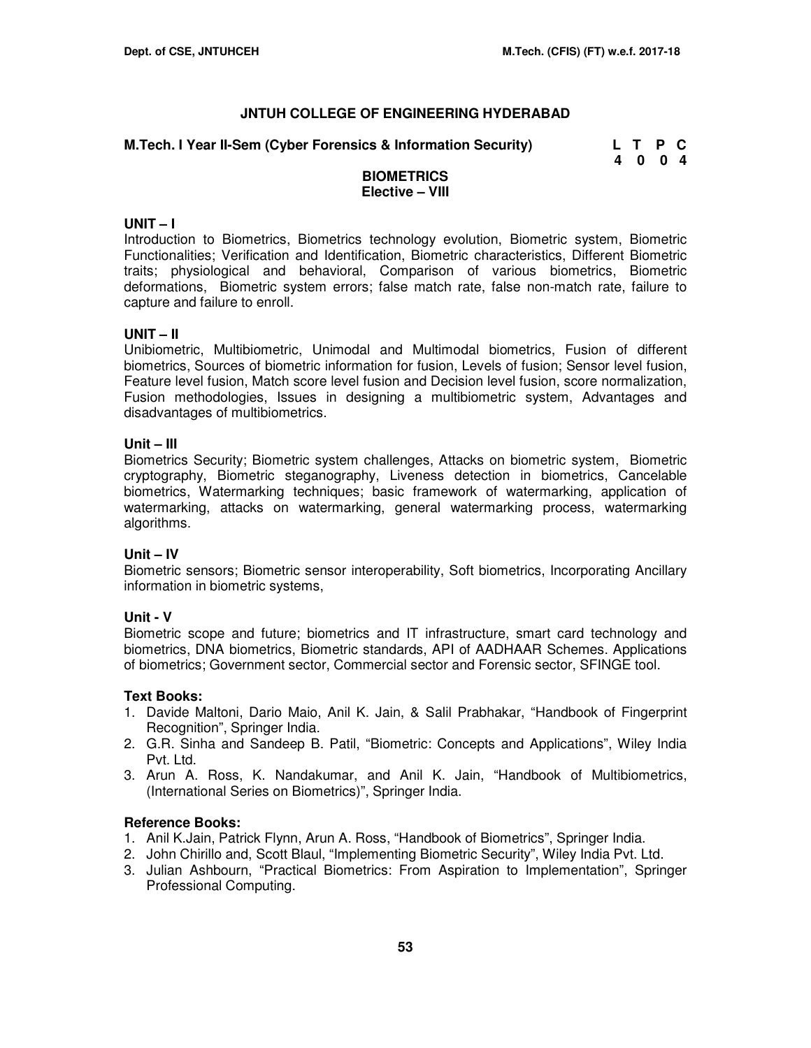# JNTUH COLLEGE OF ENGINEERING HYDERABAD

**M.Tech. I Year II-Sem (Cyber Forensics & Information Security)**

| L | T | P | C |
|---|---|---|---|
| 4 | 0 | 0 | 4 |

## BIOMETRICS
### Elective – VIII

**UNIT – I**

Introduction to Biometrics, Biometrics technology evolution, Biometric system, Biometric Functionalities; Verification and Identification, Biometric characteristics, Different Biometric traits; physiological and behavioral, Comparison of various biometrics, Biometric deformations, Biometric system errors; false match rate, false non-match rate, failure to capture and failure to enroll.

**UNIT – II**

Unibiometric, Multibiometric, Unimodal and Multimodal biometrics, Fusion of different biometrics, Sources of biometric information for fusion, Levels of fusion; Sensor level fusion, Feature level fusion, Match score level fusion and Decision level fusion, score normalization, Fusion methodologies, Issues in designing a multibiometric system, Advantages and disadvantages of multibiometrics.

**Unit – III**

Biometrics Security; Biometric system challenges, Attacks on biometric system, Biometric cryptography, Biometric steganography, Liveness detection in biometrics, Cancelable biometrics, Watermarking techniques; basic framework of watermarking, application of watermarking, attacks on watermarking, general watermarking process, watermarking algorithms.

**Unit – IV**

Biometric sensors; Biometric sensor interoperability, Soft biometrics, Incorporating Ancillary information in biometric systems,

**Unit - V**

Biometric scope and future; biometrics and IT infrastructure, smart card technology and biometrics, DNA biometrics, Biometric standards, API of AADHAAR Schemes. Applications of biometrics; Government sector, Commercial sector and Forensic sector, SFINGE tool.

**Text Books:**

1. Davide Maltoni, Dario Maio, Anil K. Jain, & Salil Prabhakar, "Handbook of Fingerprint Recognition", Springer India.
2. G.R. Sinha and Sandeep B. Patil, "Biometric: Concepts and Applications", Wiley India Pvt. Ltd.
3. Arun A. Ross, K. Nandakumar, and Anil K. Jain, "Handbook of Multibiometrics, (International Series on Biometrics)", Springer India.

**Reference Books:**

1. Anil K.Jain, Patrick Flynn, Arun A. Ross, "Handbook of Biometrics", Springer India.
2. John Chirillo and, Scott Blaul, "Implementing Biometric Security", Wiley India Pvt. Ltd.
3. Julian Ashbourn, "Practical Biometrics: From Aspiration to Implementation", Springer Professional Computing.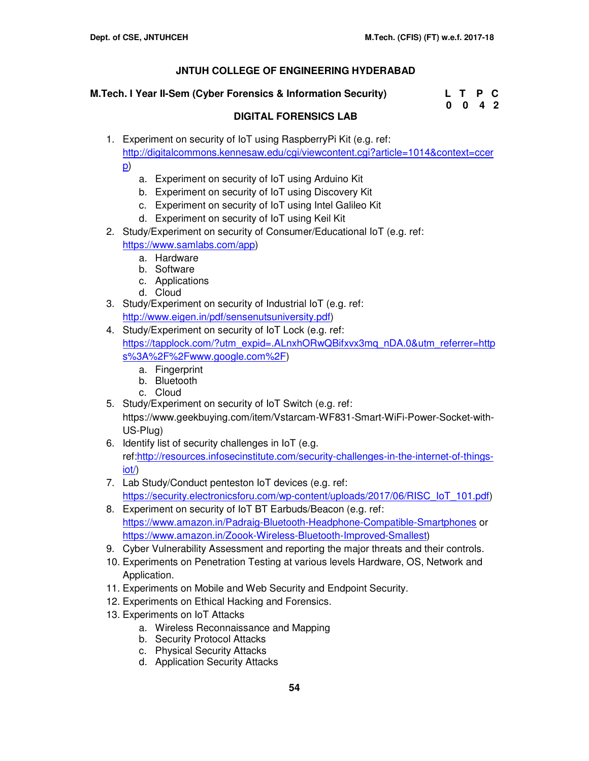## JNTUH COLLEGE OF ENGINEERING HYDERABAD

**M.Tech. I Year II-Sem (Cyber Forensics & Information Security)**

| L | T | P | C |
|---|---|---|---|
| 0 | 0 | 4 | 2 |

### DIGITAL FORENSICS LAB

1. Experiment on security of IoT using RaspberryPi Kit (e.g. ref: http://digitalcommons.kennesaw.edu/cgi/viewcontent.cgi?article=1014&context=ccerp)
   a. Experiment on security of IoT using Arduino Kit
   b. Experiment on security of IoT using Discovery Kit
   c. Experiment on security of IoT using Intel Galileo Kit
   d. Experiment on security of IoT using Keil Kit
2. Study/Experiment on security of Consumer/Educational IoT (e.g. ref: https://www.samlabs.com/app)
   a. Hardware
   b. Software
   c. Applications
   d. Cloud
3. Study/Experiment on security of Industrial IoT (e.g. ref: http://www.eigen.in/pdf/sensenutsuniversity.pdf)
4. Study/Experiment on security of IoT Lock (e.g. ref: https://tapplock.com/?utm_expid=.ALnxhORwQBifxvx3mq_nDA.0&utm_referrer=https%3A%2F%2Fwww.google.com%2F)
   a. Fingerprint
   b. Bluetooth
   c. Cloud
5. Study/Experiment on security of IoT Switch (e.g. ref: https://www.geekbuying.com/item/Vstarcam-WF831-Smart-WiFi-Power-Socket-with-US-Plug)
6. Identify list of security challenges in IoT (e.g. ref:http://resources.infosecinstitute.com/security-challenges-in-the-internet-of-things-iot/)
7. Lab Study/Conduct penteston IoT devices (e.g. ref: https://security.electronicsforu.com/wp-content/uploads/2017/06/RISC_IoT_101.pdf)
8. Experiment on security of IoT BT Earbuds/Beacon (e.g. ref: https://www.amazon.in/Padraig-Bluetooth-Headphone-Compatible-Smartphones or https://www.amazon.in/Zoook-Wireless-Bluetooth-Improved-Smallest)
9. Cyber Vulnerability Assessment and reporting the major threats and their controls.
10. Experiments on Penetration Testing at various levels Hardware, OS, Network and Application.
11. Experiments on Mobile and Web Security and Endpoint Security.
12. Experiments on Ethical Hacking and Forensics.
13. Experiments on IoT Attacks
    a. Wireless Reconnaissance and Mapping
    b. Security Protocol Attacks
    c. Physical Security Attacks
    d. Application Security Attacks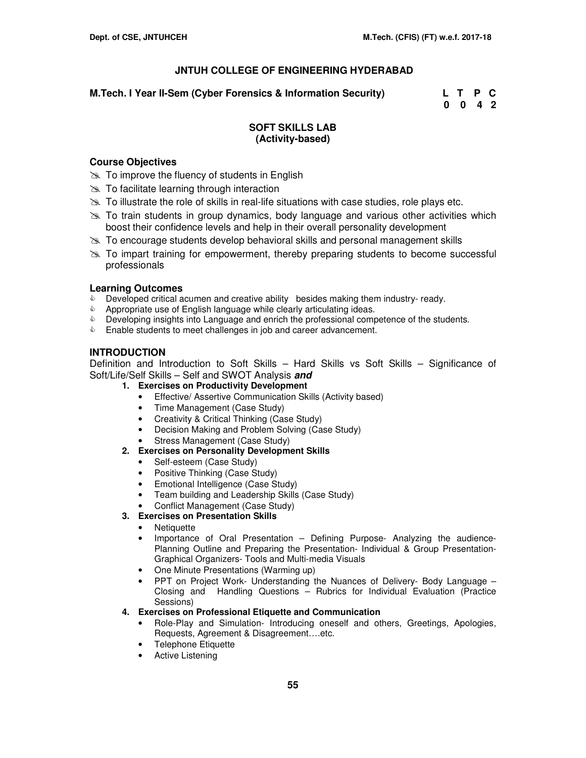# JNTUH COLLEGE OF ENGINEERING HYDERABAD

**M.Tech. I Year II-Sem (Cyber Forensics & Information Security)**

| L | T | P | C |
|---|---|---|---|
| 0 | 0 | 4 | 2 |

## SOFT SKILLS LAB
## (Activity-based)

### Course Objectives

- To improve the fluency of students in English
- To facilitate learning through interaction
- To illustrate the role of skills in real-life situations with case studies, role plays etc.
- To train students in group dynamics, body language and various other activities which boost their confidence levels and help in their overall personality development
- To encourage students develop behavioral skills and personal management skills
- To impart training for empowerment, thereby preparing students to become successful professionals

### Learning Outcomes

- Developed critical acumen and creative ability besides making them industry- ready.
- Appropriate use of English language while clearly articulating ideas.
- Developing insights into Language and enrich the professional competence of the students.
- Enable students to meet challenges in job and career advancement.

### INTRODUCTION

Definition and Introduction to Soft Skills – Hard Skills vs Soft Skills – Significance of Soft/Life/Self Skills – Self and SWOT Analysis ***and***

1. **Exercises on Productivity Development**
   - Effective/ Assertive Communication Skills (Activity based)
   - Time Management (Case Study)
   - Creativity & Critical Thinking (Case Study)
   - Decision Making and Problem Solving (Case Study)
   - Stress Management (Case Study)
2. **Exercises on Personality Development Skills**
   - Self-esteem (Case Study)
   - Positive Thinking (Case Study)
   - Emotional Intelligence (Case Study)
   - Team building and Leadership Skills (Case Study)
   - Conflict Management (Case Study)
3. **Exercises on Presentation Skills**
   - Netiquette
   - Importance of Oral Presentation – Defining Purpose- Analyzing the audience- Planning Outline and Preparing the Presentation- Individual & Group Presentation- Graphical Organizers- Tools and Multi-media Visuals
   - One Minute Presentations (Warming up)
   - PPT on Project Work- Understanding the Nuances of Delivery- Body Language – Closing and Handling Questions – Rubrics for Individual Evaluation (Practice Sessions)
4. **Exercises on Professional Etiquette and Communication**
   - Role-Play and Simulation- Introducing oneself and others, Greetings, Apologies, Requests, Agreement & Disagreement….etc.
   - Telephone Etiquette
   - Active Listening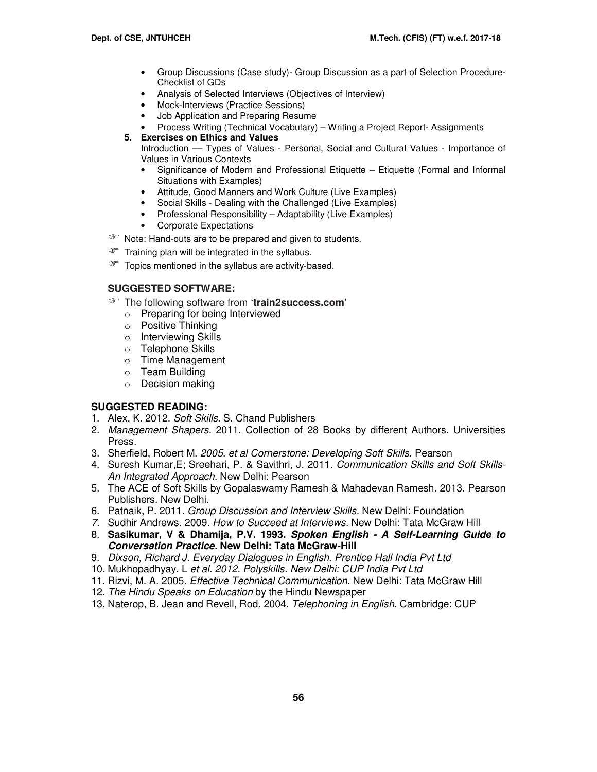- Group Discussions (Case study)- Group Discussion as a part of Selection Procedure- Checklist of GDs
- Analysis of Selected Interviews (Objectives of Interview)
- Mock-Interviews (Practice Sessions)
- Job Application and Preparing Resume
- Process Writing (Technical Vocabulary) – Writing a Project Report- Assignments

**5. Exercises on Ethics and Values**

Introduction — Types of Values - Personal, Social and Cultural Values - Importance of Values in Various Contexts

- Significance of Modern and Professional Etiquette – Etiquette (Formal and Informal Situations with Examples)
- Attitude, Good Manners and Work Culture (Live Examples)
- Social Skills - Dealing with the Challenged (Live Examples)
- Professional Responsibility – Adaptability (Live Examples)
- Corporate Expectations

☞ Note: Hand-outs are to be prepared and given to students.

☞ Training plan will be integrated in the syllabus.

☞ Topics mentioned in the syllabus are activity-based.

## SUGGESTED SOFTWARE:

☞ The following software from **'train2success.com'**

- Preparing for being Interviewed
- Positive Thinking
- Interviewing Skills
- Telephone Skills
- Time Management
- Team Building
- Decision making

## SUGGESTED READING:

1. Alex, K. 2012. *Soft Skills*. S. Chand Publishers
2. *Management Shapers*. 2011. Collection of 28 Books by different Authors. Universities Press.
3. Sherfield, Robert M. *2005. et al Cornerstone: Developing Soft Skills*. Pearson
4. Suresh Kumar,E; Sreehari, P. & Savithri, J. 2011. *Communication Skills and Soft Skills- An Integrated Approach.* New Delhi: Pearson
5. The ACE of Soft Skills by Gopalaswamy Ramesh & Mahadevan Ramesh. 2013. Pearson Publishers. New Delhi.
6. Patnaik, P. 2011. *Group Discussion and Interview Skills.* New Delhi: Foundation
7. Sudhir Andrews. 2009. *How to Succeed at Interviews.* New Delhi: Tata McGraw Hill
8. **Sasikumar, V & Dhamija, P.V. 1993. *Spoken English - A Self-Learning Guide to Conversation Practice.* New Delhi: Tata McGraw-Hill**
9. *Dixson, Richard J. Everyday Dialogues in English. Prentice Hall India Pvt Ltd*
10. Mukhopadhyay. L *et al. 2012. Polyskills. New Delhi: CUP India Pvt Ltd*
11. Rizvi, M. A. 2005. *Effective Technical Communication.* New Delhi: Tata McGraw Hill
12. *The Hindu Speaks on Education* by the Hindu Newspaper
13. Naterop, B. Jean and Revell, Rod. 2004. *Telephoning in English*. Cambridge: CUP